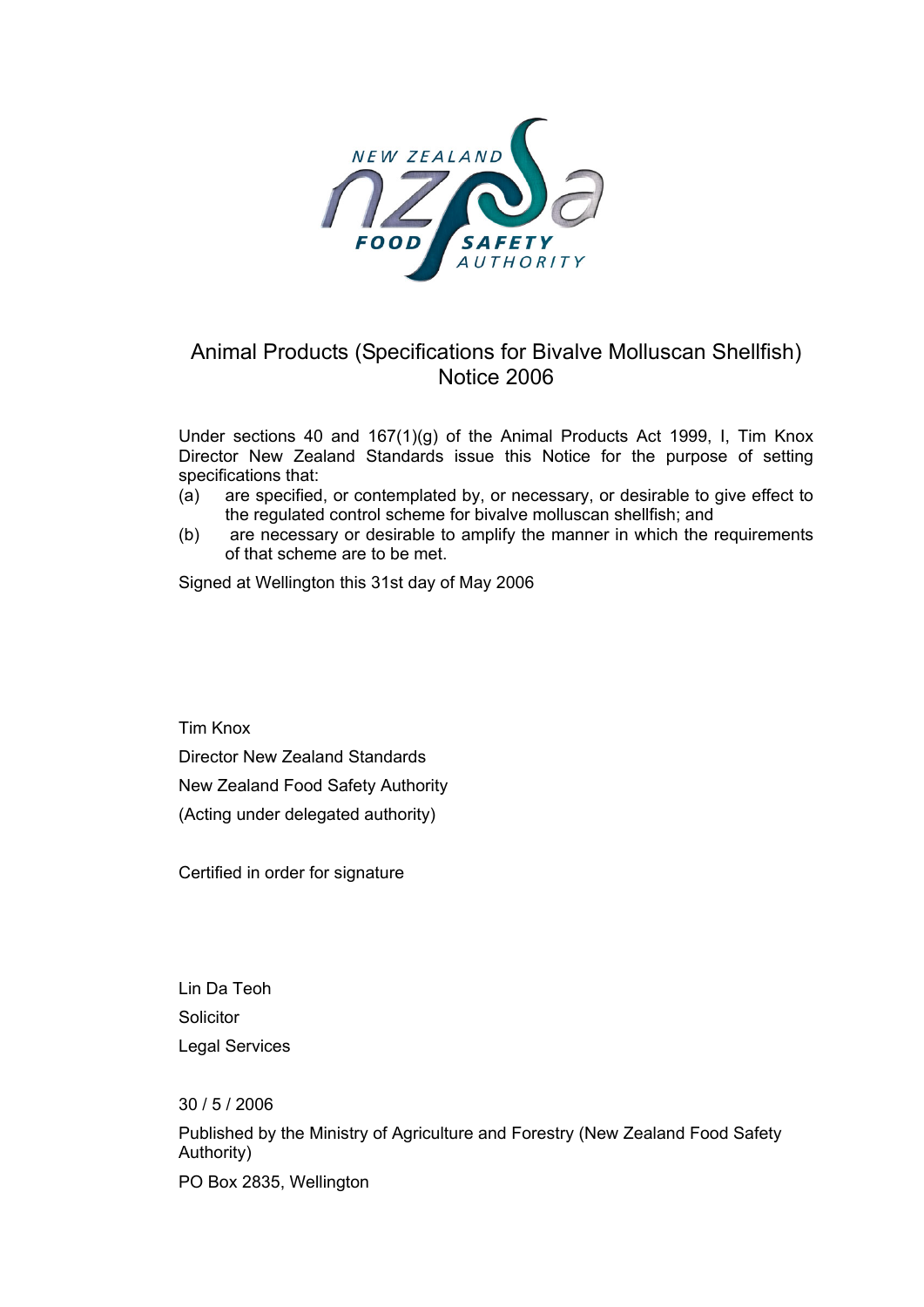# Animal Products (Specifications for Bivalve Molluscan Shellfish) Notice 2006

Under sections 40 and 167(1)(g) of the Animal Products Act 1999, I, Tim Knox Director New Zealand Standards issue this Notice for the purpose of setting specifications that:

(a) are specified, or contemplated by, or necessary, or desirable to give effect to the regulated control scheme for bivalve molluscan shellfish; and

(b) are necessary or desirable to amplify the manner in which the requirements of that scheme are to be met.

Signed at Wellington this 31st day of May 2006

Tim Knox

Director New Zealand Standards

New Zealand Food Safety Authority

(Acting under delegated authority)

Certified in order for signature

Lin Da Teoh

Solicitor

Legal Services

30 / 5 / 2006

Published by the Ministry of Agriculture and Forestry (New Zealand Food Safety Authority)

PO Box 2835, Wellington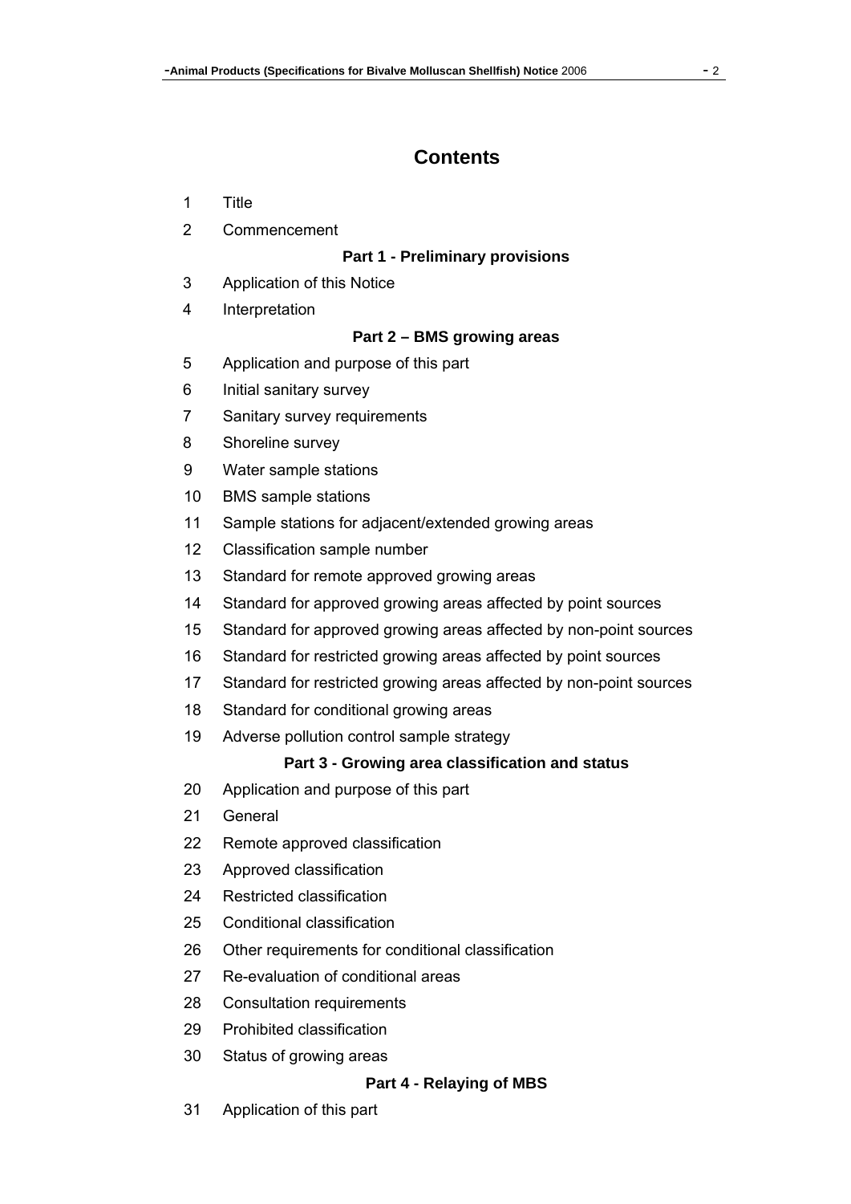# Contents

1 Title

2 Commencement

## Part 1 - Preliminary provisions

3 Application of this Notice

4 Interpretation

## Part 2 – BMS growing areas

5 Application and purpose of this part

6 Initial sanitary survey

7 Sanitary survey requirements

8 Shoreline survey

9 Water sample stations

10 BMS sample stations

11 Sample stations for adjacent/extended growing areas

12 Classification sample number

13 Standard for remote approved growing areas

14 Standard for approved growing areas affected by point sources

15 Standard for approved growing areas affected by non-point sources

16 Standard for restricted growing areas affected by point sources

17 Standard for restricted growing areas affected by non-point sources

18 Standard for conditional growing areas

19 Adverse pollution control sample strategy

## Part 3 - Growing area classification and status

20 Application and purpose of this part

21 General

22 Remote approved classification

23 Approved classification

24 Restricted classification

25 Conditional classification

26 Other requirements for conditional classification

27 Re-evaluation of conditional areas

28 Consultation requirements

29 Prohibited classification

30 Status of growing areas

## Part 4 - Relaying of MBS

31 Application of this part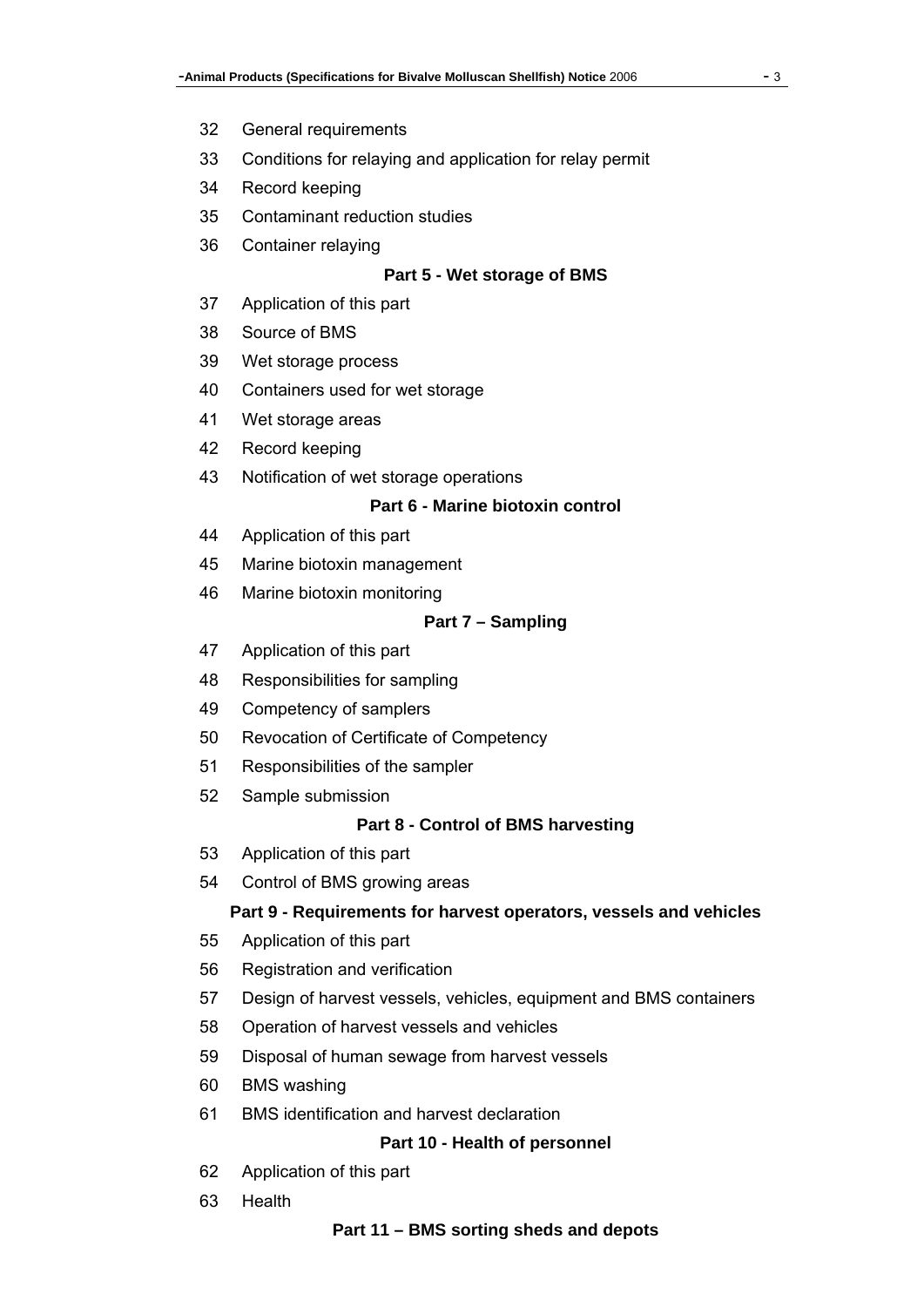32 General requirements

33 Conditions for relaying and application for relay permit

34 Record keeping

35 Contaminant reduction studies

36 Container relaying

**Part 5 - Wet storage of BMS**

37 Application of this part

38 Source of BMS

39 Wet storage process

40 Containers used for wet storage

41 Wet storage areas

42 Record keeping

43 Notification of wet storage operations

**Part 6 - Marine biotoxin control**

44 Application of this part

45 Marine biotoxin management

46 Marine biotoxin monitoring

**Part 7 – Sampling**

47 Application of this part

48 Responsibilities for sampling

49 Competency of samplers

50 Revocation of Certificate of Competency

51 Responsibilities of the sampler

52 Sample submission

**Part 8 - Control of BMS harvesting**

53 Application of this part

54 Control of BMS growing areas

**Part 9 - Requirements for harvest operators, vessels and vehicles**

55 Application of this part

56 Registration and verification

57 Design of harvest vessels, vehicles, equipment and BMS containers

58 Operation of harvest vessels and vehicles

59 Disposal of human sewage from harvest vessels

60 BMS washing

61 BMS identification and harvest declaration

**Part 10 - Health of personnel**

62 Application of this part

63 Health

**Part 11 – BMS sorting sheds and depots**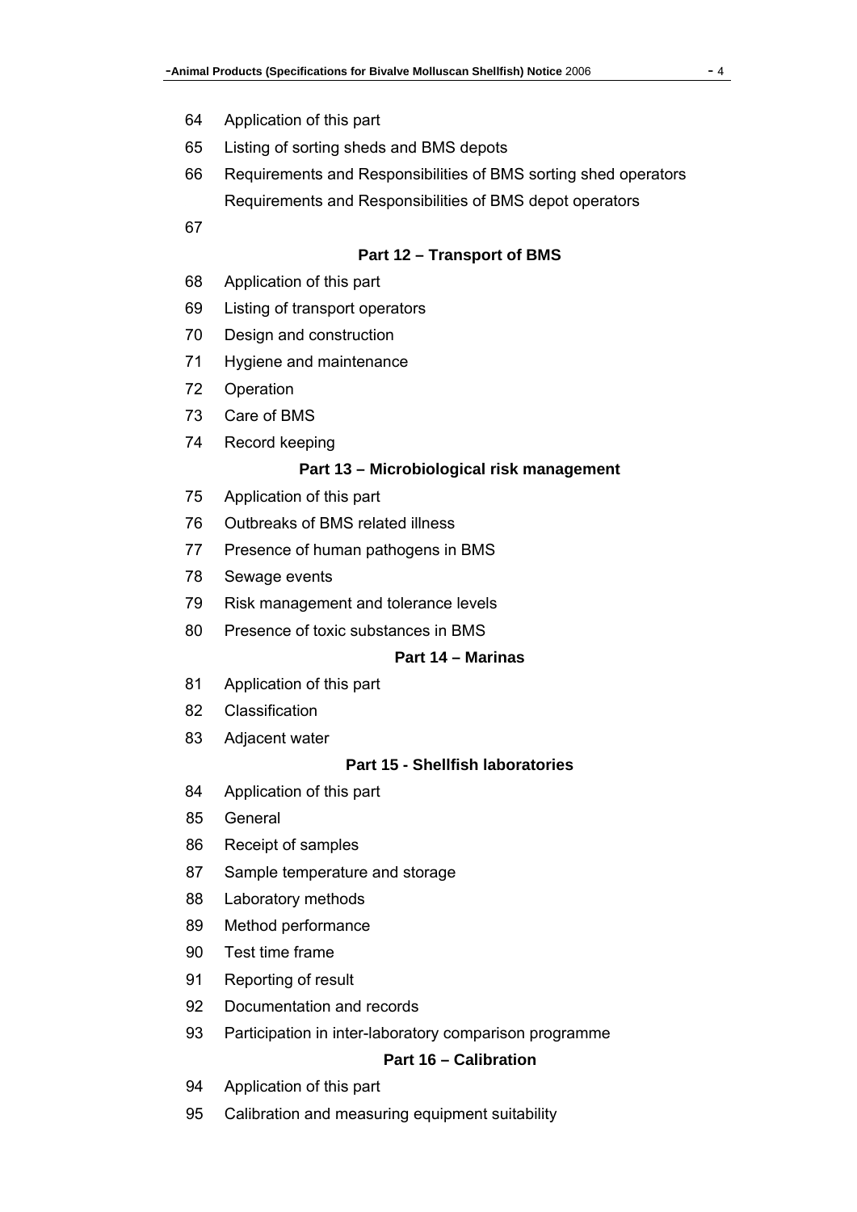64 Application of this part

65 Listing of sorting sheds and BMS depots

66 Requirements and Responsibilities of BMS sorting shed operators

Requirements and Responsibilities of BMS depot operators

67

## Part 12 – Transport of BMS

68 Application of this part

69 Listing of transport operators

70 Design and construction

71 Hygiene and maintenance

72 Operation

73 Care of BMS

74 Record keeping

## Part 13 – Microbiological risk management

75 Application of this part

76 Outbreaks of BMS related illness

77 Presence of human pathogens in BMS

78 Sewage events

79 Risk management and tolerance levels

80 Presence of toxic substances in BMS

## Part 14 – Marinas

81 Application of this part

82 Classification

83 Adjacent water

## Part 15 - Shellfish laboratories

84 Application of this part

85 General

86 Receipt of samples

87 Sample temperature and storage

88 Laboratory methods

89 Method performance

90 Test time frame

91 Reporting of result

92 Documentation and records

93 Participation in inter-laboratory comparison programme

## Part 16 – Calibration

94 Application of this part

95 Calibration and measuring equipment suitability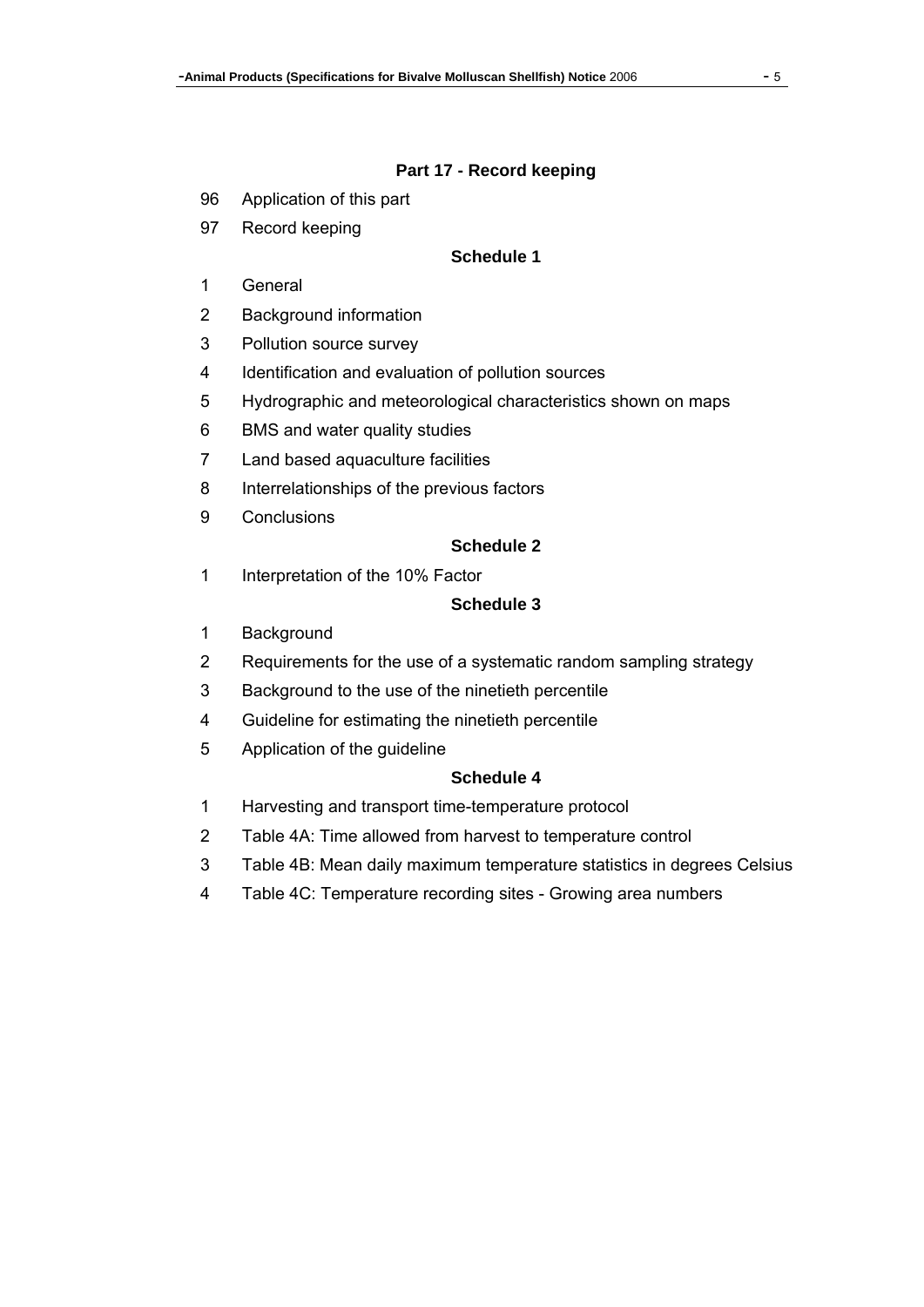## Part 17 - Record keeping

96 Application of this part

97 Record keeping

## Schedule 1

1 General

2 Background information

3 Pollution source survey

4 Identification and evaluation of pollution sources

5 Hydrographic and meteorological characteristics shown on maps

6 BMS and water quality studies

7 Land based aquaculture facilities

8 Interrelationships of the previous factors

9 Conclusions

## Schedule 2

1 Interpretation of the 10% Factor

## Schedule 3

1 Background

2 Requirements for the use of a systematic random sampling strategy

3 Background to the use of the ninetieth percentile

4 Guideline for estimating the ninetieth percentile

5 Application of the guideline

## Schedule 4

1 Harvesting and transport time-temperature protocol

2 Table 4A: Time allowed from harvest to temperature control

3 Table 4B: Mean daily maximum temperature statistics in degrees Celsius

4 Table 4C: Temperature recording sites - Growing area numbers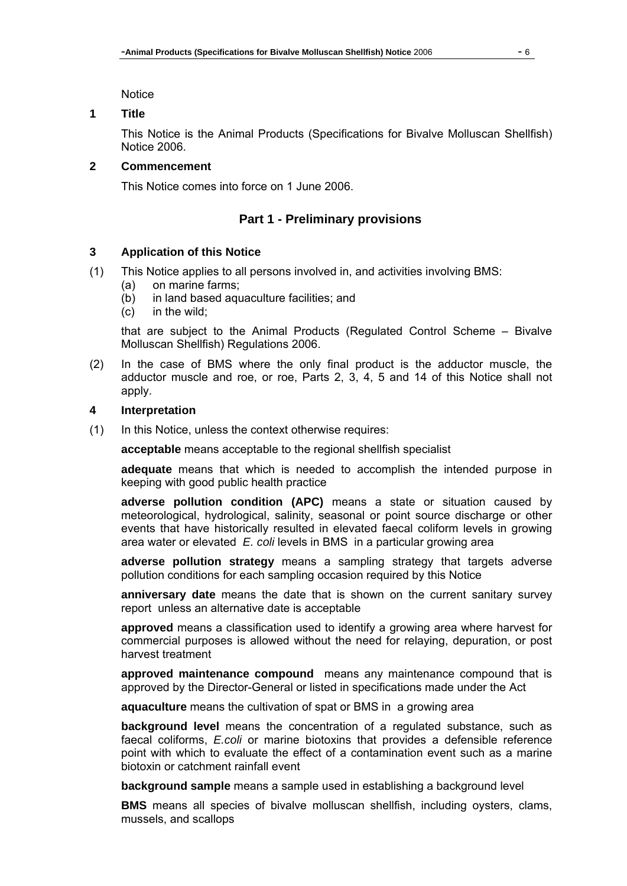Notice

## 1 Title

This Notice is the Animal Products (Specifications for Bivalve Molluscan Shellfish) Notice 2006.

## 2 Commencement

This Notice comes into force on 1 June 2006.

# Part 1 - Preliminary provisions

## 3 Application of this Notice

(1) This Notice applies to all persons involved in, and activities involving BMS:

- (a) on marine farms;
- (b) in land based aquaculture facilities; and
- (c) in the wild;

that are subject to the Animal Products (Regulated Control Scheme – Bivalve Molluscan Shellfish) Regulations 2006.

(2) In the case of BMS where the only final product is the adductor muscle, the adductor muscle and roe, or roe, Parts 2, 3, 4, 5 and 14 of this Notice shall not apply.

## 4 Interpretation

(1) In this Notice, unless the context otherwise requires:

**acceptable** means acceptable to the regional shellfish specialist

**adequate** means that which is needed to accomplish the intended purpose in keeping with good public health practice

**adverse pollution condition (APC)** means a state or situation caused by meteorological, hydrological, salinity, seasonal or point source discharge or other events that have historically resulted in elevated faecal coliform levels in growing area water or elevated *E. coli* levels in BMS in a particular growing area

**adverse pollution strategy** means a sampling strategy that targets adverse pollution conditions for each sampling occasion required by this Notice

**anniversary date** means the date that is shown on the current sanitary survey report unless an alternative date is acceptable

**approved** means a classification used to identify a growing area where harvest for commercial purposes is allowed without the need for relaying, depuration, or post harvest treatment

**approved maintenance compound** means any maintenance compound that is approved by the Director-General or listed in specifications made under the Act

**aquaculture** means the cultivation of spat or BMS in a growing area

**background level** means the concentration of a regulated substance, such as faecal coliforms, *E.coli* or marine biotoxins that provides a defensible reference point with which to evaluate the effect of a contamination event such as a marine biotoxin or catchment rainfall event

**background sample** means a sample used in establishing a background level

**BMS** means all species of bivalve molluscan shellfish, including oysters, clams, mussels, and scallops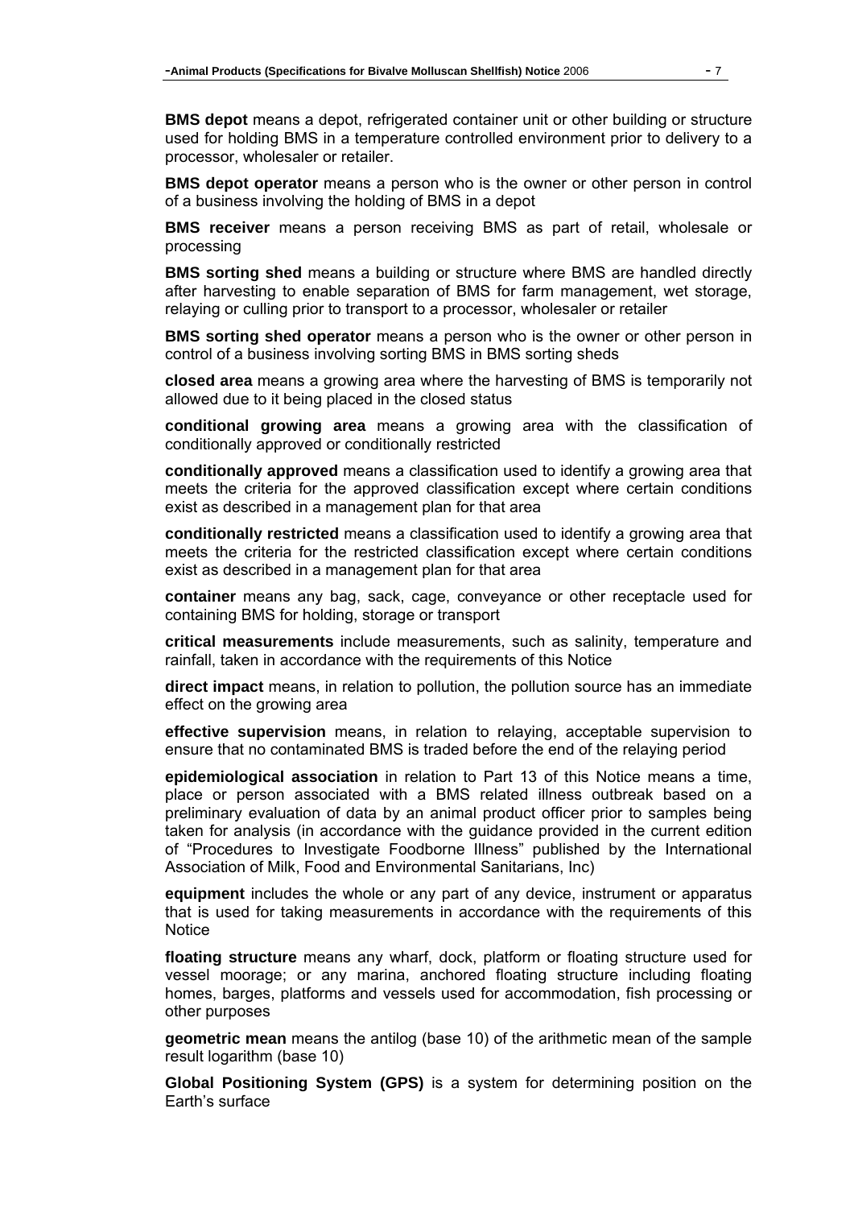**BMS depot** means a depot, refrigerated container unit or other building or structure used for holding BMS in a temperature controlled environment prior to delivery to a processor, wholesaler or retailer.

**BMS depot operator** means a person who is the owner or other person in control of a business involving the holding of BMS in a depot

**BMS receiver** means a person receiving BMS as part of retail, wholesale or processing

**BMS sorting shed** means a building or structure where BMS are handled directly after harvesting to enable separation of BMS for farm management, wet storage, relaying or culling prior to transport to a processor, wholesaler or retailer

**BMS sorting shed operator** means a person who is the owner or other person in control of a business involving sorting BMS in BMS sorting sheds

**closed area** means a growing area where the harvesting of BMS is temporarily not allowed due to it being placed in the closed status

**conditional growing area** means a growing area with the classification of conditionally approved or conditionally restricted

**conditionally approved** means a classification used to identify a growing area that meets the criteria for the approved classification except where certain conditions exist as described in a management plan for that area

**conditionally restricted** means a classification used to identify a growing area that meets the criteria for the restricted classification except where certain conditions exist as described in a management plan for that area

**container** means any bag, sack, cage, conveyance or other receptacle used for containing BMS for holding, storage or transport

**critical measurements** include measurements, such as salinity, temperature and rainfall, taken in accordance with the requirements of this Notice

**direct impact** means, in relation to pollution, the pollution source has an immediate effect on the growing area

**effective supervision** means, in relation to relaying, acceptable supervision to ensure that no contaminated BMS is traded before the end of the relaying period

**epidemiological association** in relation to Part 13 of this Notice means a time, place or person associated with a BMS related illness outbreak based on a preliminary evaluation of data by an animal product officer prior to samples being taken for analysis (in accordance with the guidance provided in the current edition of "Procedures to Investigate Foodborne Illness" published by the International Association of Milk, Food and Environmental Sanitarians, Inc)

**equipment** includes the whole or any part of any device, instrument or apparatus that is used for taking measurements in accordance with the requirements of this Notice

**floating structure** means any wharf, dock, platform or floating structure used for vessel moorage; or any marina, anchored floating structure including floating homes, barges, platforms and vessels used for accommodation, fish processing or other purposes

**geometric mean** means the antilog (base 10) of the arithmetic mean of the sample result logarithm (base 10)

**Global Positioning System (GPS)** is a system for determining position on the Earth's surface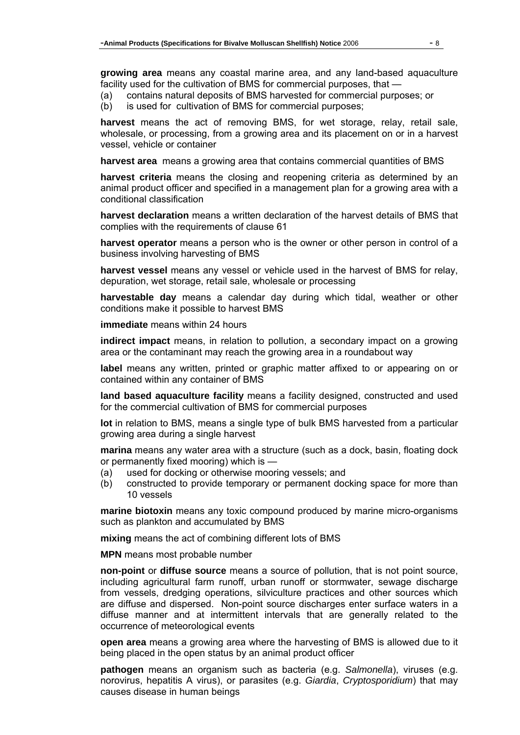**growing area** means any coastal marine area, and any land-based aquaculture facility used for the cultivation of BMS for commercial purposes, that —

(a) contains natural deposits of BMS harvested for commercial purposes; or

(b) is used for cultivation of BMS for commercial purposes;

**harvest** means the act of removing BMS, for wet storage, relay, retail sale, wholesale, or processing, from a growing area and its placement on or in a harvest vessel, vehicle or container

**harvest area** means a growing area that contains commercial quantities of BMS

**harvest criteria** means the closing and reopening criteria as determined by an animal product officer and specified in a management plan for a growing area with a conditional classification

**harvest declaration** means a written declaration of the harvest details of BMS that complies with the requirements of clause 61

**harvest operator** means a person who is the owner or other person in control of a business involving harvesting of BMS

**harvest vessel** means any vessel or vehicle used in the harvest of BMS for relay, depuration, wet storage, retail sale, wholesale or processing

**harvestable day** means a calendar day during which tidal, weather or other conditions make it possible to harvest BMS

**immediate** means within 24 hours

**indirect impact** means, in relation to pollution, a secondary impact on a growing area or the contaminant may reach the growing area in a roundabout way

**label** means any written, printed or graphic matter affixed to or appearing on or contained within any container of BMS

**land based aquaculture facility** means a facility designed, constructed and used for the commercial cultivation of BMS for commercial purposes

**lot** in relation to BMS, means a single type of bulk BMS harvested from a particular growing area during a single harvest

**marina** means any water area with a structure (such as a dock, basin, floating dock or permanently fixed mooring) which is —

(a) used for docking or otherwise mooring vessels; and

(b) constructed to provide temporary or permanent docking space for more than 10 vessels

**marine biotoxin** means any toxic compound produced by marine micro-organisms such as plankton and accumulated by BMS

**mixing** means the act of combining different lots of BMS

**MPN** means most probable number

**non-point** or **diffuse source** means a source of pollution, that is not point source, including agricultural farm runoff, urban runoff or stormwater, sewage discharge from vessels, dredging operations, silviculture practices and other sources which are diffuse and dispersed. Non-point source discharges enter surface waters in a diffuse manner and at intermittent intervals that are generally related to the occurrence of meteorological events

**open area** means a growing area where the harvesting of BMS is allowed due to it being placed in the open status by an animal product officer

**pathogen** means an organism such as bacteria (e.g. *Salmonella*), viruses (e.g. norovirus, hepatitis A virus), or parasites (e.g. *Giardia*, *Cryptosporidium*) that may causes disease in human beings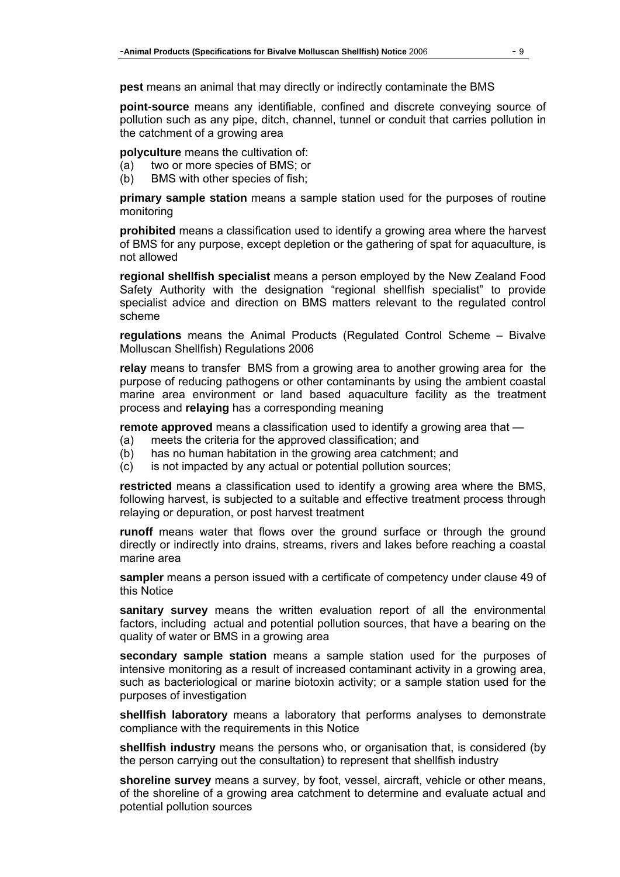**pest** means an animal that may directly or indirectly contaminate the BMS

**point-source** means any identifiable, confined and discrete conveying source of pollution such as any pipe, ditch, channel, tunnel or conduit that carries pollution in the catchment of a growing area

**polyculture** means the cultivation of:
(a) two or more species of BMS; or
(b) BMS with other species of fish;

**primary sample station** means a sample station used for the purposes of routine monitoring

**prohibited** means a classification used to identify a growing area where the harvest of BMS for any purpose, except depletion or the gathering of spat for aquaculture, is not allowed

**regional shellfish specialist** means a person employed by the New Zealand Food Safety Authority with the designation "regional shellfish specialist" to provide specialist advice and direction on BMS matters relevant to the regulated control scheme

**regulations** means the Animal Products (Regulated Control Scheme – Bivalve Molluscan Shellfish) Regulations 2006

**relay** means to transfer BMS from a growing area to another growing area for the purpose of reducing pathogens or other contaminants by using the ambient coastal marine area environment or land based aquaculture facility as the treatment process and **relaying** has a corresponding meaning

**remote approved** means a classification used to identify a growing area that —
(a) meets the criteria for the approved classification; and
(b) has no human habitation in the growing area catchment; and
(c) is not impacted by any actual or potential pollution sources;

**restricted** means a classification used to identify a growing area where the BMS, following harvest, is subjected to a suitable and effective treatment process through relaying or depuration, or post harvest treatment

**runoff** means water that flows over the ground surface or through the ground directly or indirectly into drains, streams, rivers and lakes before reaching a coastal marine area

**sampler** means a person issued with a certificate of competency under clause 49 of this Notice

**sanitary survey** means the written evaluation report of all the environmental factors, including actual and potential pollution sources, that have a bearing on the quality of water or BMS in a growing area

**secondary sample station** means a sample station used for the purposes of intensive monitoring as a result of increased contaminant activity in a growing area, such as bacteriological or marine biotoxin activity; or a sample station used for the purposes of investigation

**shellfish laboratory** means a laboratory that performs analyses to demonstrate compliance with the requirements in this Notice

**shellfish industry** means the persons who, or organisation that, is considered (by the person carrying out the consultation) to represent that shellfish industry

**shoreline survey** means a survey, by foot, vessel, aircraft, vehicle or other means, of the shoreline of a growing area catchment to determine and evaluate actual and potential pollution sources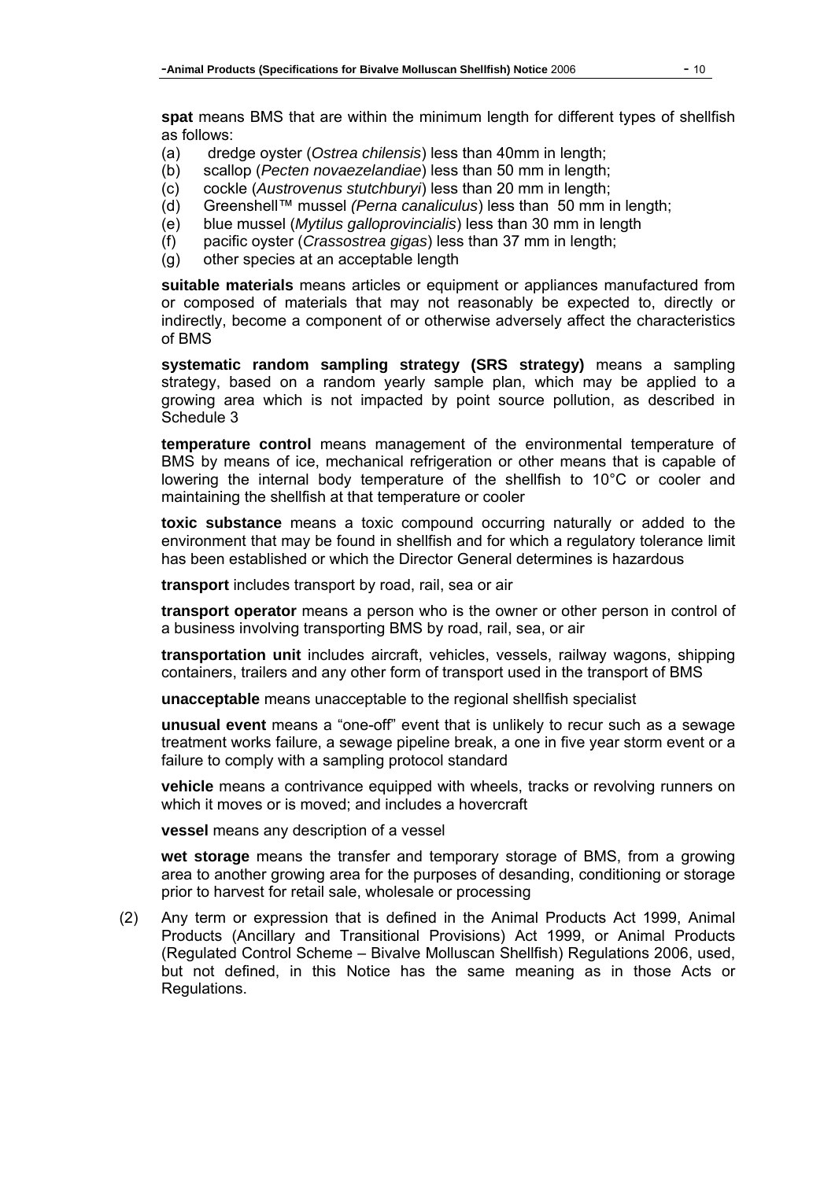**spat** means BMS that are within the minimum length for different types of shellfish as follows:

(a) dredge oyster (*Ostrea chilensis*) less than 40mm in length;
(b) scallop (*Pecten novaezelandiae*) less than 50 mm in length;
(c) cockle (*Austrovenus stutchburyi*) less than 20 mm in length;
(d) Greenshell™ mussel *(Perna canaliculus*) less than 50 mm in length;
(e) blue mussel (*Mytilus galloprovincialis*) less than 30 mm in length
(f) pacific oyster (*Crassostrea gigas*) less than 37 mm in length;
(g) other species at an acceptable length

**suitable materials** means articles or equipment or appliances manufactured from or composed of materials that may not reasonably be expected to, directly or indirectly, become a component of or otherwise adversely affect the characteristics of BMS

**systematic random sampling strategy (SRS strategy)** means a sampling strategy, based on a random yearly sample plan, which may be applied to a growing area which is not impacted by point source pollution, as described in Schedule 3

**temperature control** means management of the environmental temperature of BMS by means of ice, mechanical refrigeration or other means that is capable of lowering the internal body temperature of the shellfish to 10°C or cooler and maintaining the shellfish at that temperature or cooler

**toxic substance** means a toxic compound occurring naturally or added to the environment that may be found in shellfish and for which a regulatory tolerance limit has been established or which the Director General determines is hazardous

**transport** includes transport by road, rail, sea or air

**transport operator** means a person who is the owner or other person in control of a business involving transporting BMS by road, rail, sea, or air

**transportation unit** includes aircraft, vehicles, vessels, railway wagons, shipping containers, trailers and any other form of transport used in the transport of BMS

**unacceptable** means unacceptable to the regional shellfish specialist

**unusual event** means a "one-off" event that is unlikely to recur such as a sewage treatment works failure, a sewage pipeline break, a one in five year storm event or a failure to comply with a sampling protocol standard

**vehicle** means a contrivance equipped with wheels, tracks or revolving runners on which it moves or is moved; and includes a hovercraft

**vessel** means any description of a vessel

**wet storage** means the transfer and temporary storage of BMS, from a growing area to another growing area for the purposes of desanding, conditioning or storage prior to harvest for retail sale, wholesale or processing

(2) Any term or expression that is defined in the Animal Products Act 1999, Animal Products (Ancillary and Transitional Provisions) Act 1999, or Animal Products (Regulated Control Scheme – Bivalve Molluscan Shellfish) Regulations 2006, used, but not defined, in this Notice has the same meaning as in those Acts or Regulations.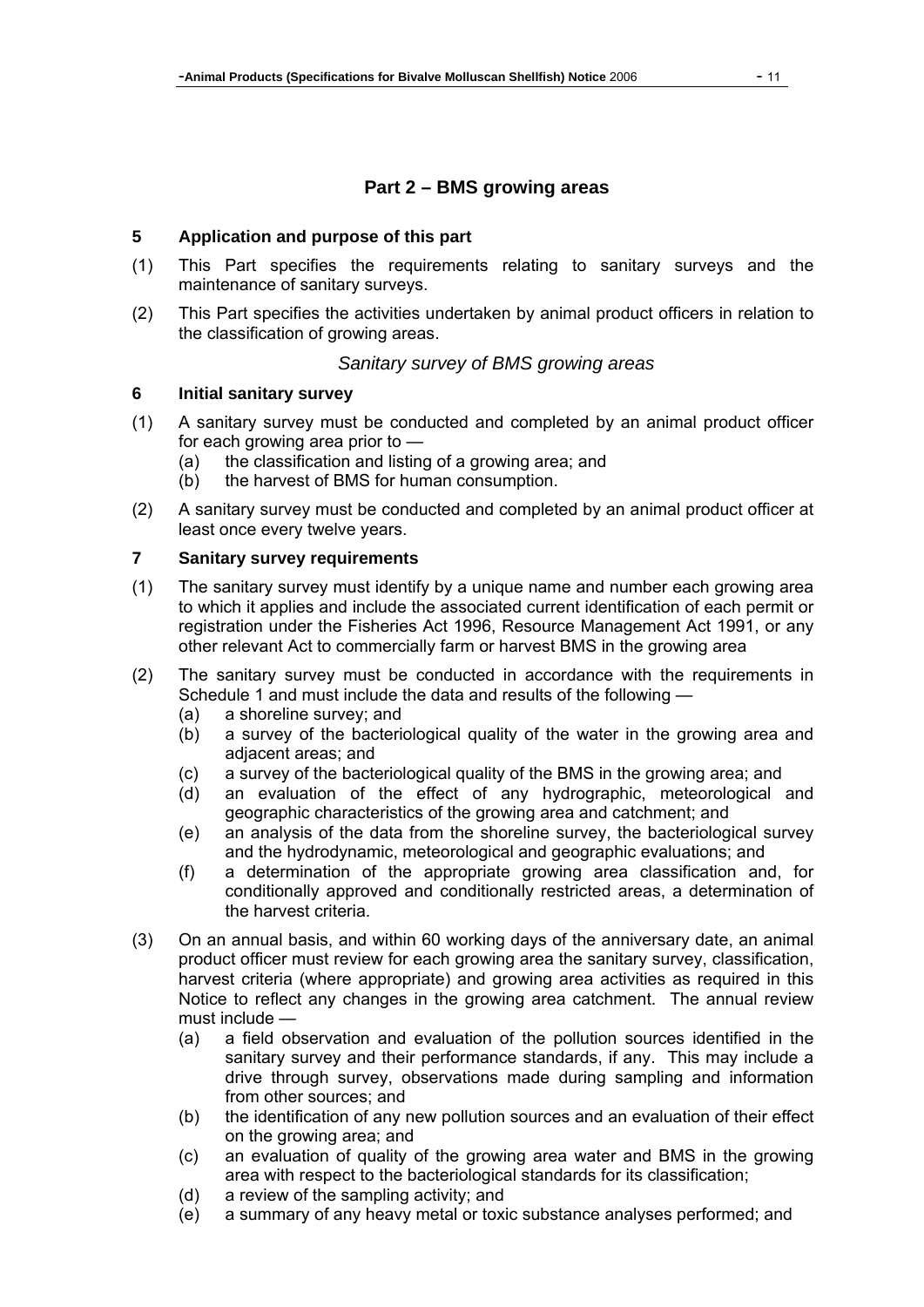## Part 2 – BMS growing areas

### 5 Application and purpose of this part

(1) This Part specifies the requirements relating to sanitary surveys and the maintenance of sanitary surveys.

(2) This Part specifies the activities undertaken by animal product officers in relation to the classification of growing areas.

*Sanitary survey of BMS growing areas*

### 6 Initial sanitary survey

(1) A sanitary survey must be conducted and completed by an animal product officer for each growing area prior to —
   (a) the classification and listing of a growing area; and
   (b) the harvest of BMS for human consumption.

(2) A sanitary survey must be conducted and completed by an animal product officer at least once every twelve years.

### 7 Sanitary survey requirements

(1) The sanitary survey must identify by a unique name and number each growing area to which it applies and include the associated current identification of each permit or registration under the Fisheries Act 1996, Resource Management Act 1991, or any other relevant Act to commercially farm or harvest BMS in the growing area

(2) The sanitary survey must be conducted in accordance with the requirements in Schedule 1 and must include the data and results of the following —
   (a) a shoreline survey; and
   (b) a survey of the bacteriological quality of the water in the growing area and adjacent areas; and
   (c) a survey of the bacteriological quality of the BMS in the growing area; and
   (d) an evaluation of the effect of any hydrographic, meteorological and geographic characteristics of the growing area and catchment; and
   (e) an analysis of the data from the shoreline survey, the bacteriological survey and the hydrodynamic, meteorological and geographic evaluations; and
   (f) a determination of the appropriate growing area classification and, for conditionally approved and conditionally restricted areas, a determination of the harvest criteria.

(3) On an annual basis, and within 60 working days of the anniversary date, an animal product officer must review for each growing area the sanitary survey, classification, harvest criteria (where appropriate) and growing area activities as required in this Notice to reflect any changes in the growing area catchment. The annual review must include —
   (a) a field observation and evaluation of the pollution sources identified in the sanitary survey and their performance standards, if any. This may include a drive through survey, observations made during sampling and information from other sources; and
   (b) the identification of any new pollution sources and an evaluation of their effect on the growing area; and
   (c) an evaluation of quality of the growing area water and BMS in the growing area with respect to the bacteriological standards for its classification;
   (d) a review of the sampling activity; and
   (e) a summary of any heavy metal or toxic substance analyses performed; and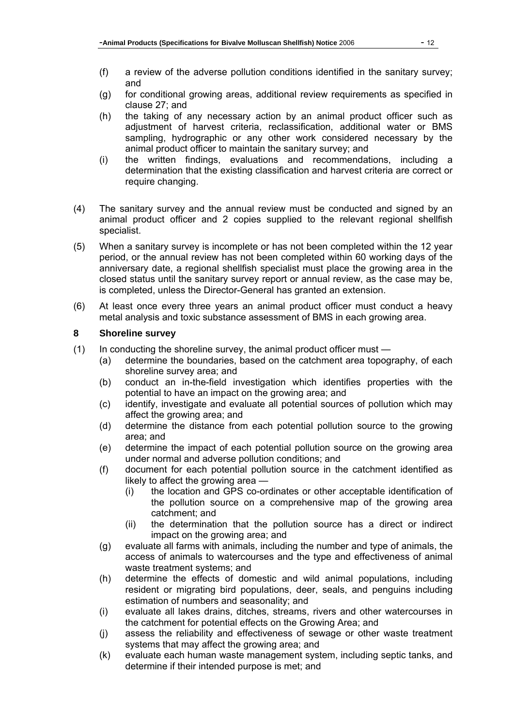(f) a review of the adverse pollution conditions identified in the sanitary survey; and

(g) for conditional growing areas, additional review requirements as specified in clause 27; and

(h) the taking of any necessary action by an animal product officer such as adjustment of harvest criteria, reclassification, additional water or BMS sampling, hydrographic or any other work considered necessary by the animal product officer to maintain the sanitary survey; and

(i) the written findings, evaluations and recommendations, including a determination that the existing classification and harvest criteria are correct or require changing.

(4) The sanitary survey and the annual review must be conducted and signed by an animal product officer and 2 copies supplied to the relevant regional shellfish specialist.

(5) When a sanitary survey is incomplete or has not been completed within the 12 year period, or the annual review has not been completed within 60 working days of the anniversary date, a regional shellfish specialist must place the growing area in the closed status until the sanitary survey report or annual review, as the case may be, is completed, unless the Director-General has granted an extension.

(6) At least once every three years an animal product officer must conduct a heavy metal analysis and toxic substance assessment of BMS in each growing area.

### 8 Shoreline survey

(1) In conducting the shoreline survey, the animal product officer must —

(a) determine the boundaries, based on the catchment area topography, of each shoreline survey area; and

(b) conduct an in-the-field investigation which identifies properties with the potential to have an impact on the growing area; and

(c) identify, investigate and evaluate all potential sources of pollution which may affect the growing area; and

(d) determine the distance from each potential pollution source to the growing area; and

(e) determine the impact of each potential pollution source on the growing area under normal and adverse pollution conditions; and

(f) document for each potential pollution source in the catchment identified as likely to affect the growing area —

(i) the location and GPS co-ordinates or other acceptable identification of the pollution source on a comprehensive map of the growing area catchment; and

(ii) the determination that the pollution source has a direct or indirect impact on the growing area; and

(g) evaluate all farms with animals, including the number and type of animals, the access of animals to watercourses and the type and effectiveness of animal waste treatment systems; and

(h) determine the effects of domestic and wild animal populations, including resident or migrating bird populations, deer, seals, and penguins including estimation of numbers and seasonality; and

(i) evaluate all lakes drains, ditches, streams, rivers and other watercourses in the catchment for potential effects on the Growing Area; and

(j) assess the reliability and effectiveness of sewage or other waste treatment systems that may affect the growing area; and

(k) evaluate each human waste management system, including septic tanks, and determine if their intended purpose is met; and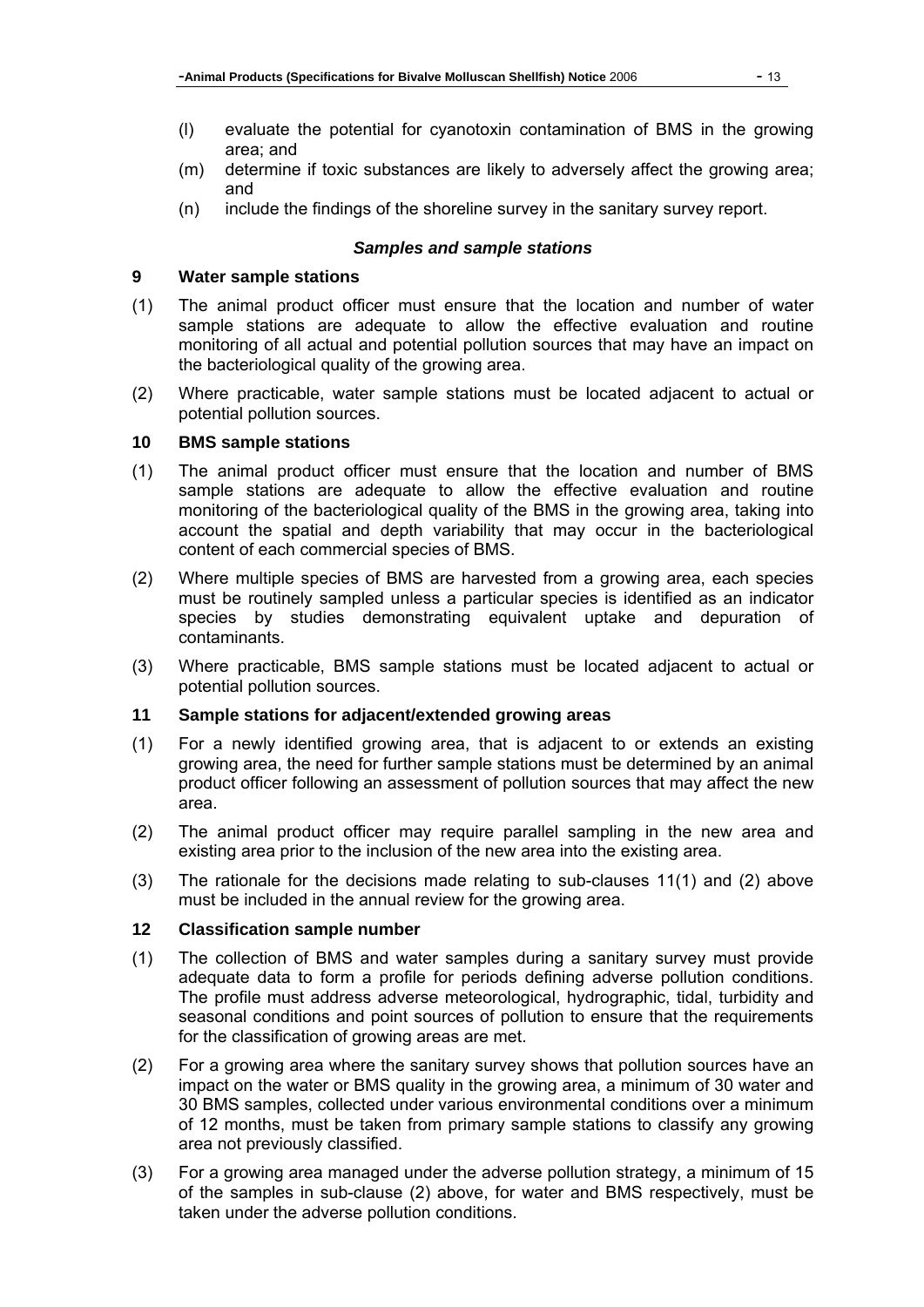(l) evaluate the potential for cyanotoxin contamination of BMS in the growing area; and

(m) determine if toxic substances are likely to adversely affect the growing area; and

(n) include the findings of the shoreline survey in the sanitary survey report.

### *Samples and sample stations*

#### 9 Water sample stations

(1) The animal product officer must ensure that the location and number of water sample stations are adequate to allow the effective evaluation and routine monitoring of all actual and potential pollution sources that may have an impact on the bacteriological quality of the growing area.

(2) Where practicable, water sample stations must be located adjacent to actual or potential pollution sources.

#### 10 BMS sample stations

(1) The animal product officer must ensure that the location and number of BMS sample stations are adequate to allow the effective evaluation and routine monitoring of the bacteriological quality of the BMS in the growing area, taking into account the spatial and depth variability that may occur in the bacteriological content of each commercial species of BMS.

(2) Where multiple species of BMS are harvested from a growing area, each species must be routinely sampled unless a particular species is identified as an indicator species by studies demonstrating equivalent uptake and depuration of contaminants.

(3) Where practicable, BMS sample stations must be located adjacent to actual or potential pollution sources.

#### 11 Sample stations for adjacent/extended growing areas

(1) For a newly identified growing area, that is adjacent to or extends an existing growing area, the need for further sample stations must be determined by an animal product officer following an assessment of pollution sources that may affect the new area.

(2) The animal product officer may require parallel sampling in the new area and existing area prior to the inclusion of the new area into the existing area.

(3) The rationale for the decisions made relating to sub-clauses 11(1) and (2) above must be included in the annual review for the growing area.

#### 12 Classification sample number

(1) The collection of BMS and water samples during a sanitary survey must provide adequate data to form a profile for periods defining adverse pollution conditions. The profile must address adverse meteorological, hydrographic, tidal, turbidity and seasonal conditions and point sources of pollution to ensure that the requirements for the classification of growing areas are met.

(2) For a growing area where the sanitary survey shows that pollution sources have an impact on the water or BMS quality in the growing area, a minimum of 30 water and 30 BMS samples, collected under various environmental conditions over a minimum of 12 months, must be taken from primary sample stations to classify any growing area not previously classified.

(3) For a growing area managed under the adverse pollution strategy, a minimum of 15 of the samples in sub-clause (2) above, for water and BMS respectively, must be taken under the adverse pollution conditions.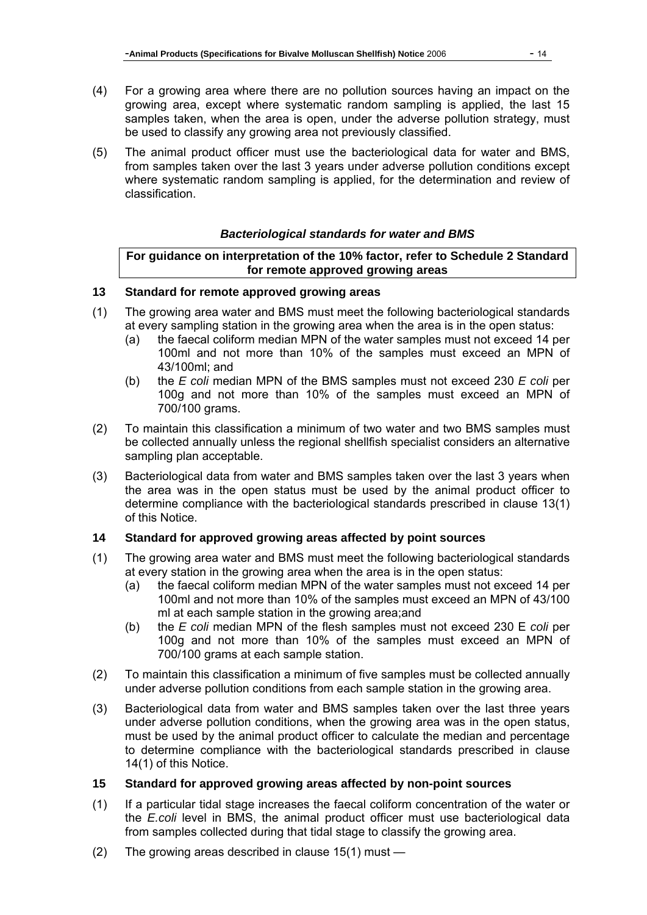(4) For a growing area where there are no pollution sources having an impact on the growing area, except where systematic random sampling is applied, the last 15 samples taken, when the area is open, under the adverse pollution strategy, must be used to classify any growing area not previously classified.

(5) The animal product officer must use the bacteriological data for water and BMS, from samples taken over the last 3 years under adverse pollution conditions except where systematic random sampling is applied, for the determination and review of classification.

### *Bacteriological standards for water and BMS*

**For guidance on interpretation of the 10% factor, refer to Schedule 2 Standard for remote approved growing areas**

### 13 Standard for remote approved growing areas

(1) The growing area water and BMS must meet the following bacteriological standards at every sampling station in the growing area when the area is in the open status:

- (a) the faecal coliform median MPN of the water samples must not exceed 14 per 100ml and not more than 10% of the samples must exceed an MPN of 43/100ml; and
- (b) the *E coli* median MPN of the BMS samples must not exceed 230 *E coli* per 100g and not more than 10% of the samples must exceed an MPN of 700/100 grams.

(2) To maintain this classification a minimum of two water and two BMS samples must be collected annually unless the regional shellfish specialist considers an alternative sampling plan acceptable.

(3) Bacteriological data from water and BMS samples taken over the last 3 years when the area was in the open status must be used by the animal product officer to determine compliance with the bacteriological standards prescribed in clause 13(1) of this Notice.

### 14 Standard for approved growing areas affected by point sources

(1) The growing area water and BMS must meet the following bacteriological standards at every station in the growing area when the area is in the open status:

- (a) the faecal coliform median MPN of the water samples must not exceed 14 per 100ml and not more than 10% of the samples must exceed an MPN of 43/100 ml at each sample station in the growing area;and
- (b) the *E coli* median MPN of the flesh samples must not exceed 230 E *coli* per 100g and not more than 10% of the samples must exceed an MPN of 700/100 grams at each sample station.

(2) To maintain this classification a minimum of five samples must be collected annually under adverse pollution conditions from each sample station in the growing area.

(3) Bacteriological data from water and BMS samples taken over the last three years under adverse pollution conditions, when the growing area was in the open status, must be used by the animal product officer to calculate the median and percentage to determine compliance with the bacteriological standards prescribed in clause 14(1) of this Notice.

### 15 Standard for approved growing areas affected by non-point sources

(1) If a particular tidal stage increases the faecal coliform concentration of the water or the *E.coli* level in BMS, the animal product officer must use bacteriological data from samples collected during that tidal stage to classify the growing area.

(2) The growing areas described in clause 15(1) must —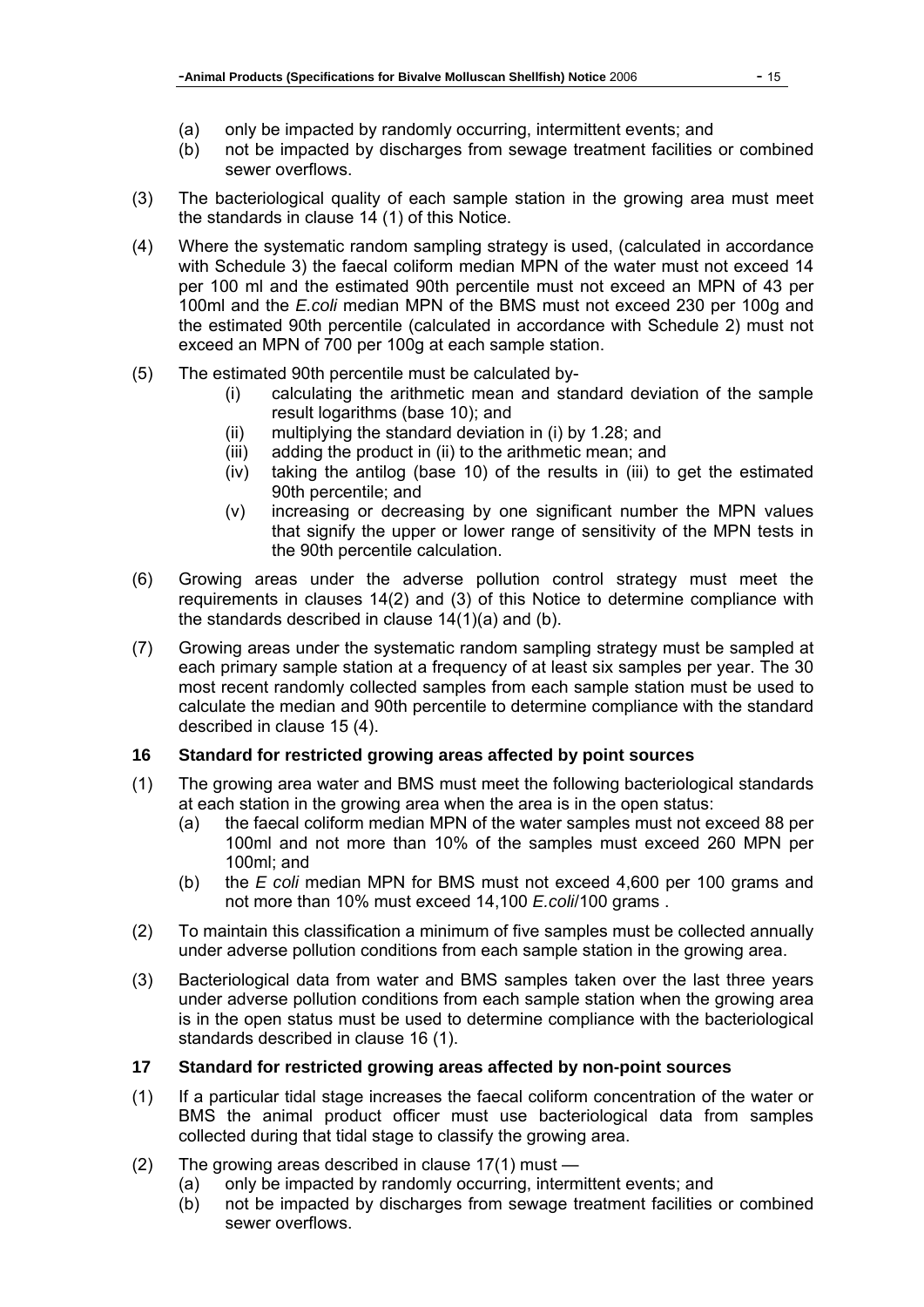(a) only be impacted by randomly occurring, intermittent events; and
(b) not be impacted by discharges from sewage treatment facilities or combined sewer overflows.

(3) The bacteriological quality of each sample station in the growing area must meet the standards in clause 14 (1) of this Notice.

(4) Where the systematic random sampling strategy is used, (calculated in accordance with Schedule 3) the faecal coliform median MPN of the water must not exceed 14 per 100 ml and the estimated 90th percentile must not exceed an MPN of 43 per 100ml and the *E.coli* median MPN of the BMS must not exceed 230 per 100g and the estimated 90th percentile (calculated in accordance with Schedule 2) must not exceed an MPN of 700 per 100g at each sample station.

(5) The estimated 90th percentile must be calculated by-
   (i) calculating the arithmetic mean and standard deviation of the sample result logarithms (base 10); and
   (ii) multiplying the standard deviation in (i) by 1.28; and
   (iii) adding the product in (ii) to the arithmetic mean; and
   (iv) taking the antilog (base 10) of the results in (iii) to get the estimated 90th percentile; and
   (v) increasing or decreasing by one significant number the MPN values that signify the upper or lower range of sensitivity of the MPN tests in the 90th percentile calculation.

(6) Growing areas under the adverse pollution control strategy must meet the requirements in clauses 14(2) and (3) of this Notice to determine compliance with the standards described in clause 14(1)(a) and (b).

(7) Growing areas under the systematic random sampling strategy must be sampled at each primary sample station at a frequency of at least six samples per year. The 30 most recent randomly collected samples from each sample station must be used to calculate the median and 90th percentile to determine compliance with the standard described in clause 15 (4).

### 16 Standard for restricted growing areas affected by point sources

(1) The growing area water and BMS must meet the following bacteriological standards at each station in the growing area when the area is in the open status:
   (a) the faecal coliform median MPN of the water samples must not exceed 88 per 100ml and not more than 10% of the samples must exceed 260 MPN per 100ml; and
   (b) the *E coli* median MPN for BMS must not exceed 4,600 per 100 grams and not more than 10% must exceed 14,100 *E.coli*/100 grams .

(2) To maintain this classification a minimum of five samples must be collected annually under adverse pollution conditions from each sample station in the growing area.

(3) Bacteriological data from water and BMS samples taken over the last three years under adverse pollution conditions from each sample station when the growing area is in the open status must be used to determine compliance with the bacteriological standards described in clause 16 (1).

### 17 Standard for restricted growing areas affected by non-point sources

(1) If a particular tidal stage increases the faecal coliform concentration of the water or BMS the animal product officer must use bacteriological data from samples collected during that tidal stage to classify the growing area.

(2) The growing areas described in clause 17(1) must —
   (a) only be impacted by randomly occurring, intermittent events; and
   (b) not be impacted by discharges from sewage treatment facilities or combined sewer overflows.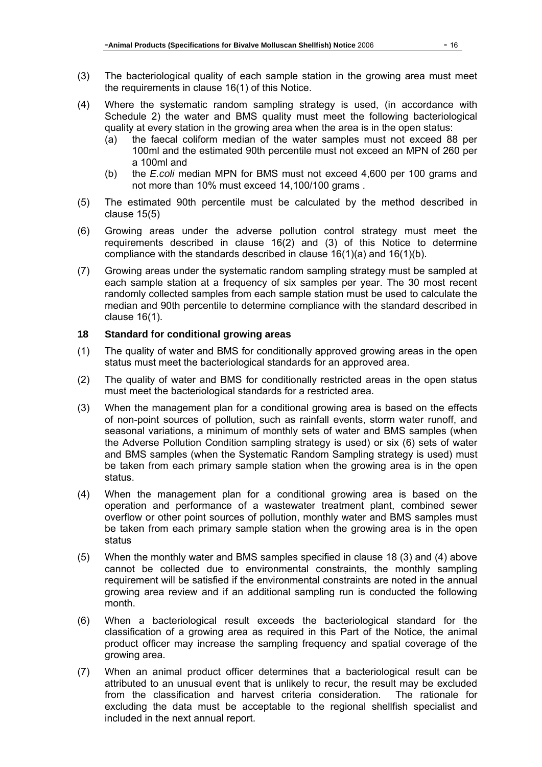(3) The bacteriological quality of each sample station in the growing area must meet the requirements in clause 16(1) of this Notice.

(4) Where the systematic random sampling strategy is used, (in accordance with Schedule 2) the water and BMS quality must meet the following bacteriological quality at every station in the growing area when the area is in the open status:

   (a) the faecal coliform median of the water samples must not exceed 88 per 100ml and the estimated 90th percentile must not exceed an MPN of 260 per a 100ml and

   (b) the *E.coli* median MPN for BMS must not exceed 4,600 per 100 grams and not more than 10% must exceed 14,100/100 grams .

(5) The estimated 90th percentile must be calculated by the method described in clause 15(5)

(6) Growing areas under the adverse pollution control strategy must meet the requirements described in clause 16(2) and (3) of this Notice to determine compliance with the standards described in clause 16(1)(a) and 16(1)(b).

(7) Growing areas under the systematic random sampling strategy must be sampled at each sample station at a frequency of six samples per year. The 30 most recent randomly collected samples from each sample station must be used to calculate the median and 90th percentile to determine compliance with the standard described in clause 16(1).

### 18 Standard for conditional growing areas

(1) The quality of water and BMS for conditionally approved growing areas in the open status must meet the bacteriological standards for an approved area.

(2) The quality of water and BMS for conditionally restricted areas in the open status must meet the bacteriological standards for a restricted area.

(3) When the management plan for a conditional growing area is based on the effects of non-point sources of pollution, such as rainfall events, storm water runoff, and seasonal variations, a minimum of monthly sets of water and BMS samples (when the Adverse Pollution Condition sampling strategy is used) or six (6) sets of water and BMS samples (when the Systematic Random Sampling strategy is used) must be taken from each primary sample station when the growing area is in the open status.

(4) When the management plan for a conditional growing area is based on the operation and performance of a wastewater treatment plant, combined sewer overflow or other point sources of pollution, monthly water and BMS samples must be taken from each primary sample station when the growing area is in the open status

(5) When the monthly water and BMS samples specified in clause 18 (3) and (4) above cannot be collected due to environmental constraints, the monthly sampling requirement will be satisfied if the environmental constraints are noted in the annual growing area review and if an additional sampling run is conducted the following month.

(6) When a bacteriological result exceeds the bacteriological standard for the classification of a growing area as required in this Part of the Notice, the animal product officer may increase the sampling frequency and spatial coverage of the growing area.

(7) When an animal product officer determines that a bacteriological result can be attributed to an unusual event that is unlikely to recur, the result may be excluded from the classification and harvest criteria consideration. The rationale for excluding the data must be acceptable to the regional shellfish specialist and included in the next annual report.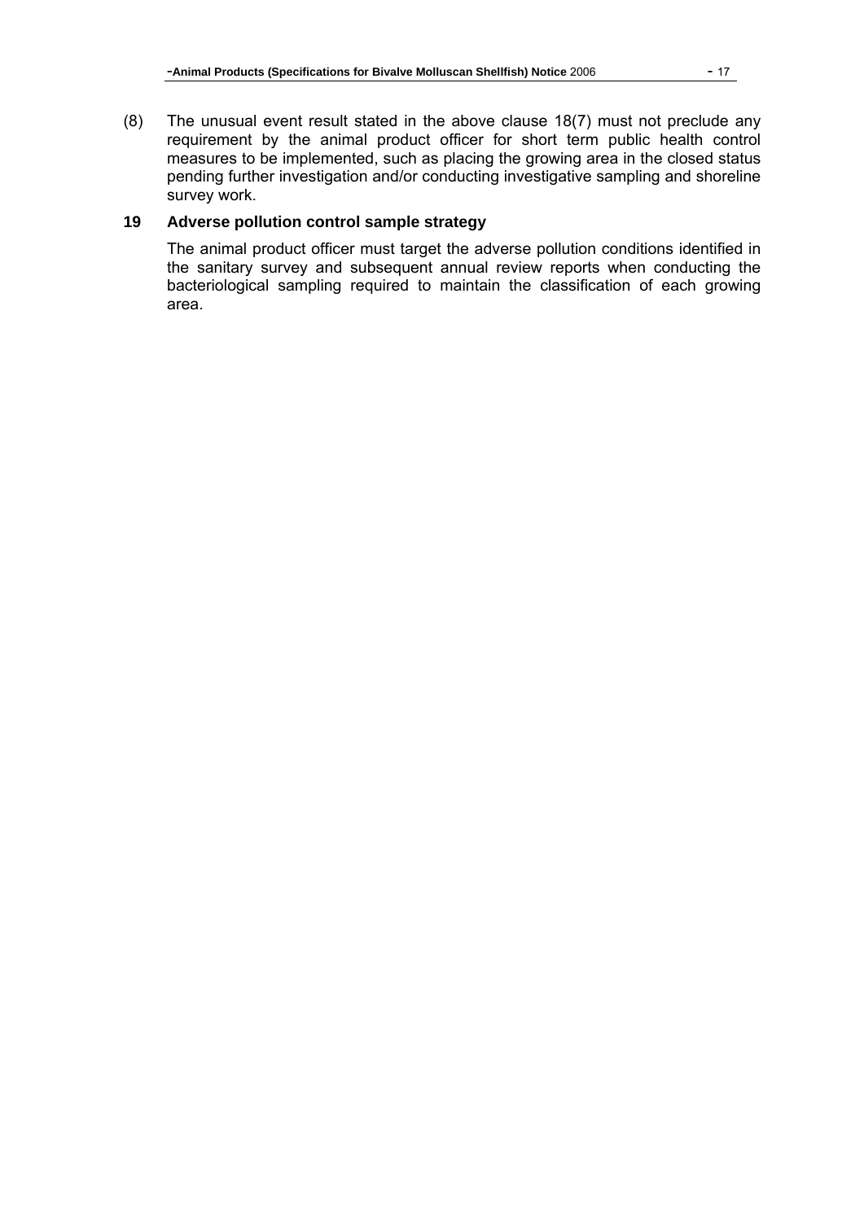(8) The unusual event result stated in the above clause 18(7) must not preclude any requirement by the animal product officer for short term public health control measures to be implemented, such as placing the growing area in the closed status pending further investigation and/or conducting investigative sampling and shoreline survey work.

### 19 Adverse pollution control sample strategy

The animal product officer must target the adverse pollution conditions identified in the sanitary survey and subsequent annual review reports when conducting the bacteriological sampling required to maintain the classification of each growing area.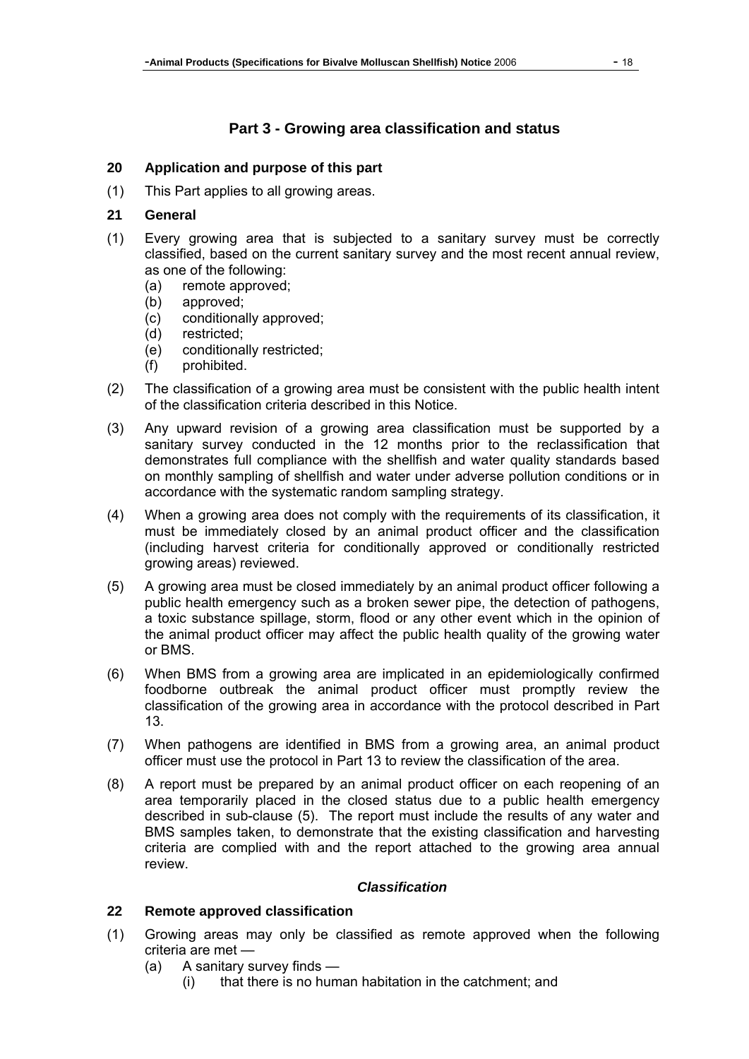## Part 3 - Growing area classification and status

### 20 Application and purpose of this part

(1) This Part applies to all growing areas.

### 21 General

(1) Every growing area that is subjected to a sanitary survey must be correctly classified, based on the current sanitary survey and the most recent annual review, as one of the following:
   - (a) remote approved;
   - (b) approved;
   - (c) conditionally approved;
   - (d) restricted;
   - (e) conditionally restricted;
   - (f) prohibited.

(2) The classification of a growing area must be consistent with the public health intent of the classification criteria described in this Notice.

(3) Any upward revision of a growing area classification must be supported by a sanitary survey conducted in the 12 months prior to the reclassification that demonstrates full compliance with the shellfish and water quality standards based on monthly sampling of shellfish and water under adverse pollution conditions or in accordance with the systematic random sampling strategy.

(4) When a growing area does not comply with the requirements of its classification, it must be immediately closed by an animal product officer and the classification (including harvest criteria for conditionally approved or conditionally restricted growing areas) reviewed.

(5) A growing area must be closed immediately by an animal product officer following a public health emergency such as a broken sewer pipe, the detection of pathogens, a toxic substance spillage, storm, flood or any other event which in the opinion of the animal product officer may affect the public health quality of the growing water or BMS.

(6) When BMS from a growing area are implicated in an epidemiologically confirmed foodborne outbreak the animal product officer must promptly review the classification of the growing area in accordance with the protocol described in Part 13.

(7) When pathogens are identified in BMS from a growing area, an animal product officer must use the protocol in Part 13 to review the classification of the area.

(8) A report must be prepared by an animal product officer on each reopening of an area temporarily placed in the closed status due to a public health emergency described in sub-clause (5). The report must include the results of any water and BMS samples taken, to demonstrate that the existing classification and harvesting criteria are complied with and the report attached to the growing area annual review.

***Classification***

### 22 Remote approved classification

(1) Growing areas may only be classified as remote approved when the following criteria are met —
   - (a) A sanitary survey finds —
      - (i) that there is no human habitation in the catchment; and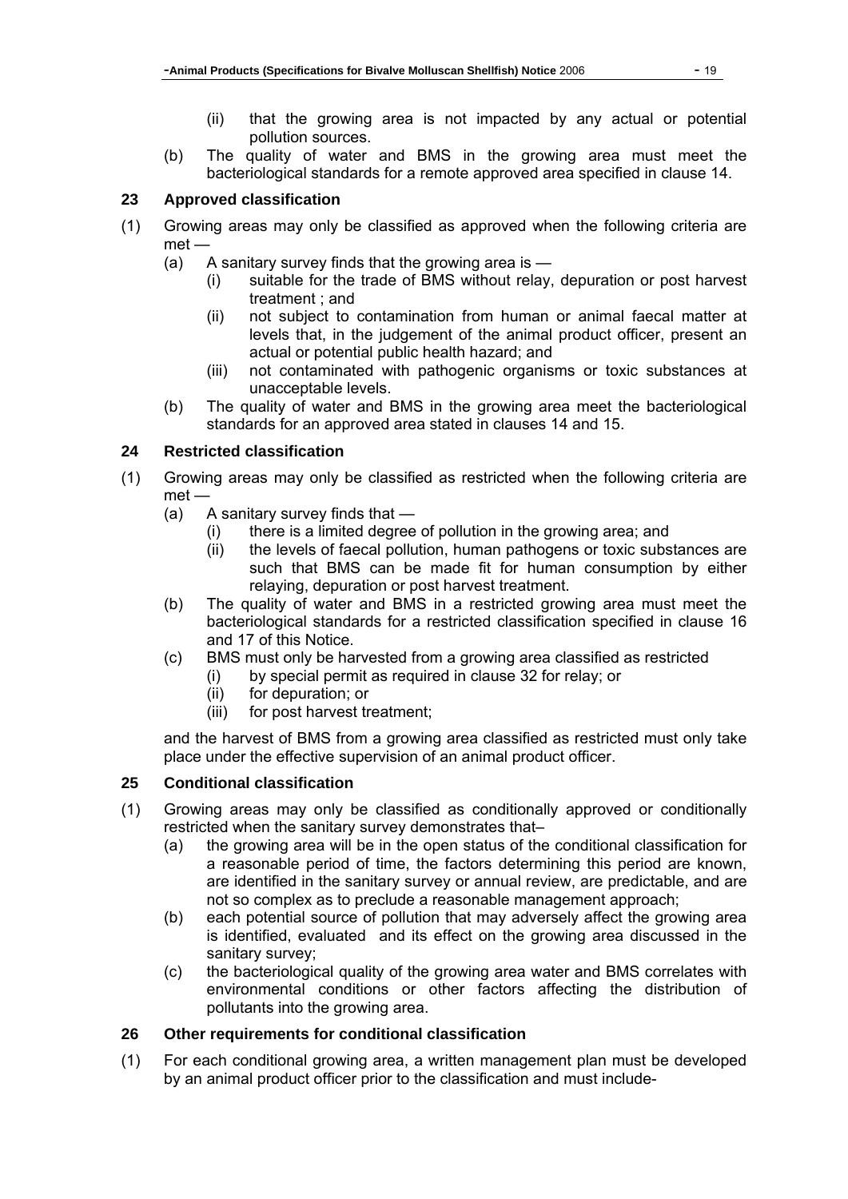(ii) that the growing area is not impacted by any actual or potential pollution sources.

(b) The quality of water and BMS in the growing area must meet the bacteriological standards for a remote approved area specified in clause 14.

### 23 Approved classification

(1) Growing areas may only be classified as approved when the following criteria are met —

  (a) A sanitary survey finds that the growing area is —

    (i) suitable for the trade of BMS without relay, depuration or post harvest treatment ; and

    (ii) not subject to contamination from human or animal faecal matter at levels that, in the judgement of the animal product officer, present an actual or potential public health hazard; and

    (iii) not contaminated with pathogenic organisms or toxic substances at unacceptable levels.

  (b) The quality of water and BMS in the growing area meet the bacteriological standards for an approved area stated in clauses 14 and 15.

### 24 Restricted classification

(1) Growing areas may only be classified as restricted when the following criteria are met —

  (a) A sanitary survey finds that —

    (i) there is a limited degree of pollution in the growing area; and

    (ii) the levels of faecal pollution, human pathogens or toxic substances are such that BMS can be made fit for human consumption by either relaying, depuration or post harvest treatment.

  (b) The quality of water and BMS in a restricted growing area must meet the bacteriological standards for a restricted classification specified in clause 16 and 17 of this Notice.

  (c) BMS must only be harvested from a growing area classified as restricted

    (i) by special permit as required in clause 32 for relay; or

    (ii) for depuration; or

    (iii) for post harvest treatment;

  and the harvest of BMS from a growing area classified as restricted must only take place under the effective supervision of an animal product officer.

### 25 Conditional classification

(1) Growing areas may only be classified as conditionally approved or conditionally restricted when the sanitary survey demonstrates that–

  (a) the growing area will be in the open status of the conditional classification for a reasonable period of time, the factors determining this period are known, are identified in the sanitary survey or annual review, are predictable, and are not so complex as to preclude a reasonable management approach;

  (b) each potential source of pollution that may adversely affect the growing area is identified, evaluated and its effect on the growing area discussed in the sanitary survey;

  (c) the bacteriological quality of the growing area water and BMS correlates with environmental conditions or other factors affecting the distribution of pollutants into the growing area.

### 26 Other requirements for conditional classification

(1) For each conditional growing area, a written management plan must be developed by an animal product officer prior to the classification and must include-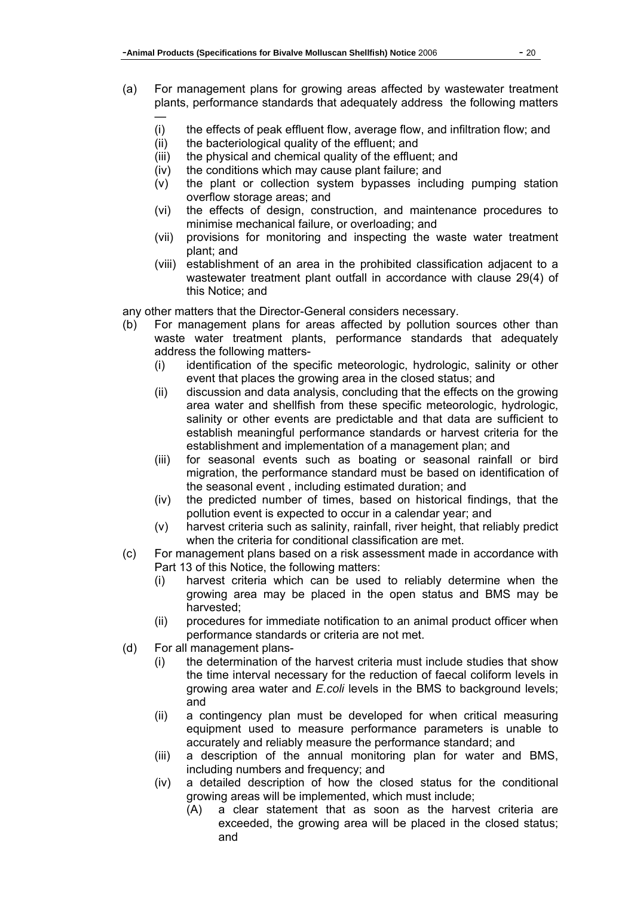(a) For management plans for growing areas affected by wastewater treatment plants, performance standards that adequately address the following matters —

  (i) the effects of peak effluent flow, average flow, and infiltration flow; and
  (ii) the bacteriological quality of the effluent; and
  (iii) the physical and chemical quality of the effluent; and
  (iv) the conditions which may cause plant failure; and
  (v) the plant or collection system bypasses including pumping station overflow storage areas; and
  (vi) the effects of design, construction, and maintenance procedures to minimise mechanical failure, or overloading; and
  (vii) provisions for monitoring and inspecting the waste water treatment plant; and
  (viii) establishment of an area in the prohibited classification adjacent to a wastewater treatment plant outfall in accordance with clause 29(4) of this Notice; and

any other matters that the Director-General considers necessary.

(b) For management plans for areas affected by pollution sources other than waste water treatment plants, performance standards that adequately address the following matters-

  (i) identification of the specific meteorologic, hydrologic, salinity or other event that places the growing area in the closed status; and
  (ii) discussion and data analysis, concluding that the effects on the growing area water and shellfish from these specific meteorologic, hydrologic, salinity or other events are predictable and that data are sufficient to establish meaningful performance standards or harvest criteria for the establishment and implementation of a management plan; and
  (iii) for seasonal events such as boating or seasonal rainfall or bird migration, the performance standard must be based on identification of the seasonal event , including estimated duration; and
  (iv) the predicted number of times, based on historical findings, that the pollution event is expected to occur in a calendar year; and
  (v) harvest criteria such as salinity, rainfall, river height, that reliably predict when the criteria for conditional classification are met.

(c) For management plans based on a risk assessment made in accordance with Part 13 of this Notice, the following matters:

  (i) harvest criteria which can be used to reliably determine when the growing area may be placed in the open status and BMS may be harvested;
  (ii) procedures for immediate notification to an animal product officer when performance standards or criteria are not met.

(d) For all management plans-

  (i) the determination of the harvest criteria must include studies that show the time interval necessary for the reduction of faecal coliform levels in growing area water and *E.coli* levels in the BMS to background levels; and
  (ii) a contingency plan must be developed for when critical measuring equipment used to measure performance parameters is unable to accurately and reliably measure the performance standard; and
  (iii) a description of the annual monitoring plan for water and BMS, including numbers and frequency; and
  (iv) a detailed description of how the closed status for the conditional growing areas will be implemented, which must include;

    (A) a clear statement that as soon as the harvest criteria are exceeded, the growing area will be placed in the closed status; and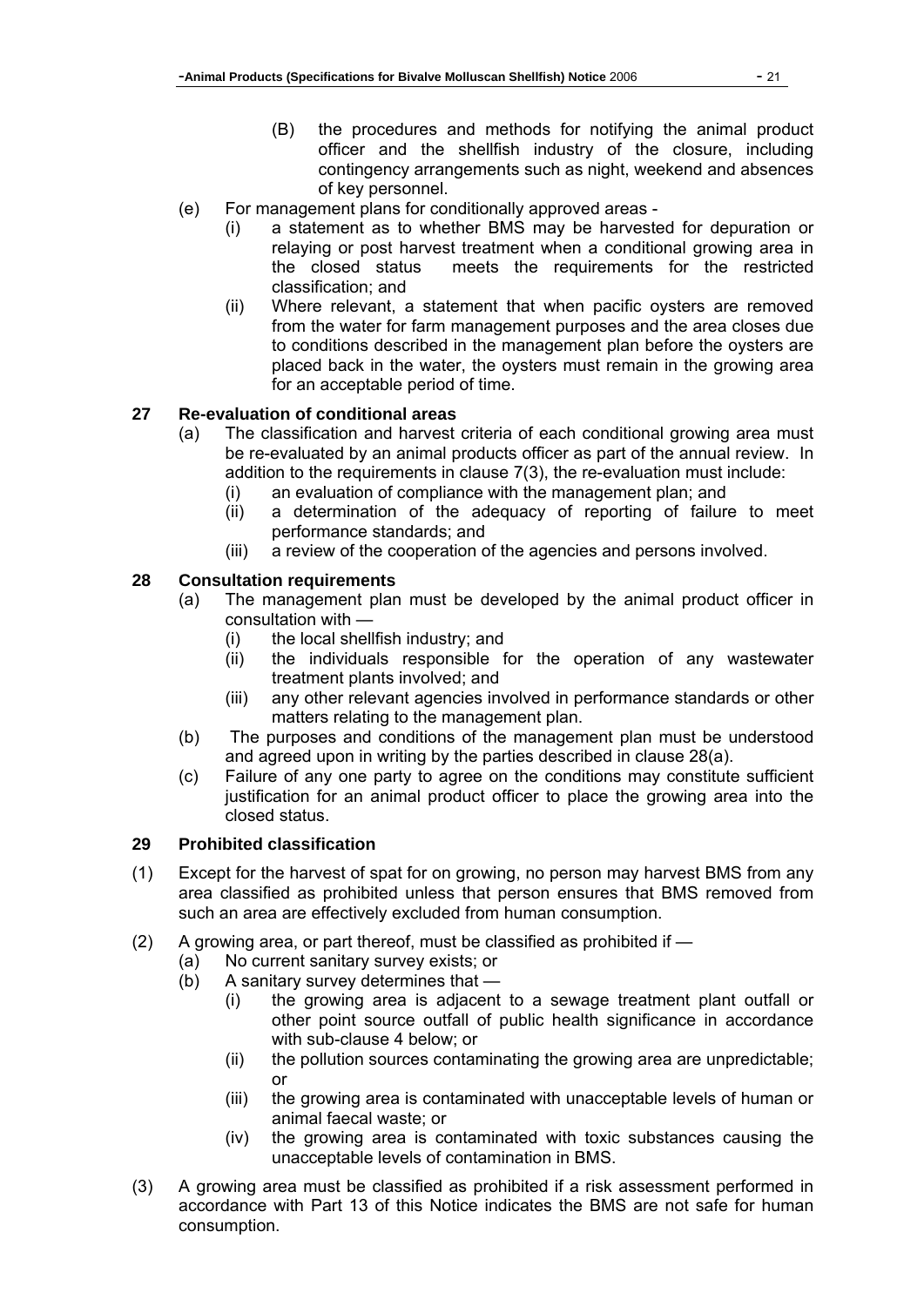- (B) the procedures and methods for notifying the animal product officer and the shellfish industry of the closure, including contingency arrangements such as night, weekend and absences of key personnel.
- (e) For management plans for conditionally approved areas -
  - (i) a statement as to whether BMS may be harvested for depuration or relaying or post harvest treatment when a conditional growing area in the closed status meets the requirements for the restricted classification; and
  - (ii) Where relevant, a statement that when pacific oysters are removed from the water for farm management purposes and the area closes due to conditions described in the management plan before the oysters are placed back in the water, the oysters must remain in the growing area for an acceptable period of time.

### 27 Re-evaluation of conditional areas

- (a) The classification and harvest criteria of each conditional growing area must be re-evaluated by an animal products officer as part of the annual review. In addition to the requirements in clause 7(3), the re-evaluation must include:
  - (i) an evaluation of compliance with the management plan; and
  - (ii) a determination of the adequacy of reporting of failure to meet performance standards; and
  - (iii) a review of the cooperation of the agencies and persons involved.

### 28 Consultation requirements

- (a) The management plan must be developed by the animal product officer in consultation with —
  - (i) the local shellfish industry; and
  - (ii) the individuals responsible for the operation of any wastewater treatment plants involved; and
  - (iii) any other relevant agencies involved in performance standards or other matters relating to the management plan.
- (b) The purposes and conditions of the management plan must be understood and agreed upon in writing by the parties described in clause 28(a).
- (c) Failure of any one party to agree on the conditions may constitute sufficient justification for an animal product officer to place the growing area into the closed status.

### 29 Prohibited classification

(1) Except for the harvest of spat for on growing, no person may harvest BMS from any area classified as prohibited unless that person ensures that BMS removed from such an area are effectively excluded from human consumption.

(2) A growing area, or part thereof, must be classified as prohibited if —
- (a) No current sanitary survey exists; or
- (b) A sanitary survey determines that —
  - (i) the growing area is adjacent to a sewage treatment plant outfall or other point source outfall of public health significance in accordance with sub-clause 4 below; or
  - (ii) the pollution sources contaminating the growing area are unpredictable; or
  - (iii) the growing area is contaminated with unacceptable levels of human or animal faecal waste; or
  - (iv) the growing area is contaminated with toxic substances causing the unacceptable levels of contamination in BMS.

(3) A growing area must be classified as prohibited if a risk assessment performed in accordance with Part 13 of this Notice indicates the BMS are not safe for human consumption.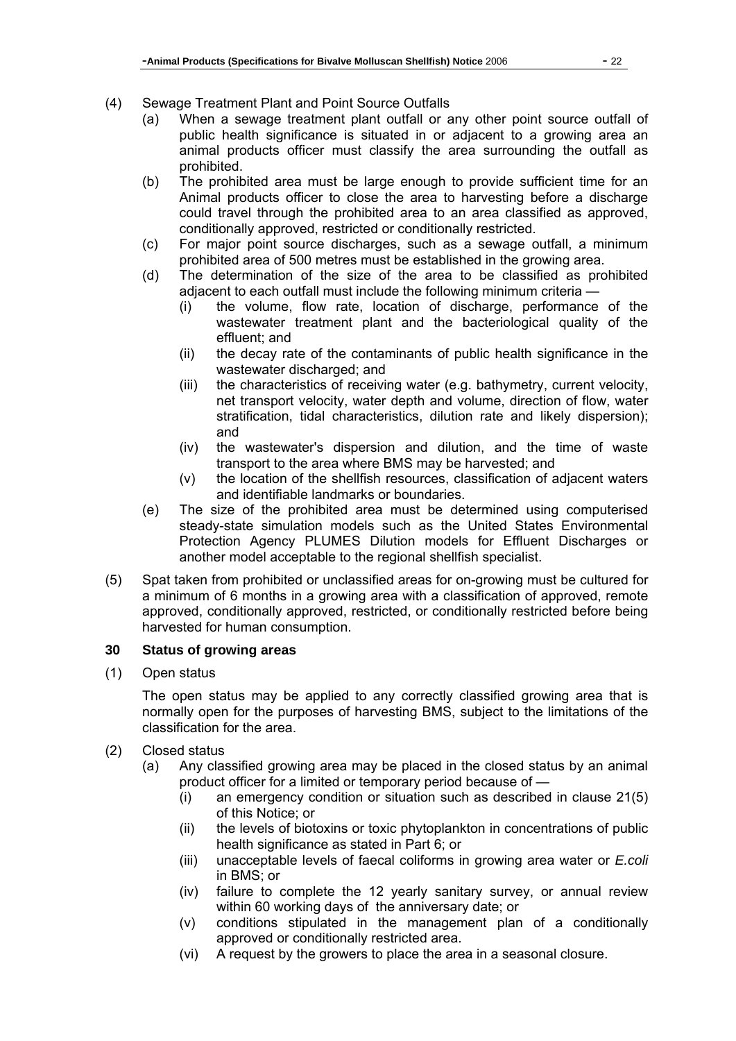(4) Sewage Treatment Plant and Point Source Outfalls

- (a) When a sewage treatment plant outfall or any other point source outfall of public health significance is situated in or adjacent to a growing area an animal products officer must classify the area surrounding the outfall as prohibited.
- (b) The prohibited area must be large enough to provide sufficient time for an Animal products officer to close the area to harvesting before a discharge could travel through the prohibited area to an area classified as approved, conditionally approved, restricted or conditionally restricted.
- (c) For major point source discharges, such as a sewage outfall, a minimum prohibited area of 500 metres must be established in the growing area.
- (d) The determination of the size of the area to be classified as prohibited adjacent to each outfall must include the following minimum criteria —
  - (i) the volume, flow rate, location of discharge, performance of the wastewater treatment plant and the bacteriological quality of the effluent; and
  - (ii) the decay rate of the contaminants of public health significance in the wastewater discharged; and
  - (iii) the characteristics of receiving water (e.g. bathymetry, current velocity, net transport velocity, water depth and volume, direction of flow, water stratification, tidal characteristics, dilution rate and likely dispersion); and
  - (iv) the wastewater's dispersion and dilution, and the time of waste transport to the area where BMS may be harvested; and
  - (v) the location of the shellfish resources, classification of adjacent waters and identifiable landmarks or boundaries.
- (e) The size of the prohibited area must be determined using computerised steady-state simulation models such as the United States Environmental Protection Agency PLUMES Dilution models for Effluent Discharges or another model acceptable to the regional shellfish specialist.

(5) Spat taken from prohibited or unclassified areas for on-growing must be cultured for a minimum of 6 months in a growing area with a classification of approved, remote approved, conditionally approved, restricted, or conditionally restricted before being harvested for human consumption.

### 30 Status of growing areas

(1) Open status

The open status may be applied to any correctly classified growing area that is normally open for the purposes of harvesting BMS, subject to the limitations of the classification for the area.

(2) Closed status

- (a) Any classified growing area may be placed in the closed status by an animal product officer for a limited or temporary period because of —
  - (i) an emergency condition or situation such as described in clause 21(5) of this Notice; or
  - (ii) the levels of biotoxins or toxic phytoplankton in concentrations of public health significance as stated in Part 6; or
  - (iii) unacceptable levels of faecal coliforms in growing area water or *E.coli* in BMS; or
  - (iv) failure to complete the 12 yearly sanitary survey, or annual review within 60 working days of the anniversary date; or
  - (v) conditions stipulated in the management plan of a conditionally approved or conditionally restricted area.
  - (vi) A request by the growers to place the area in a seasonal closure.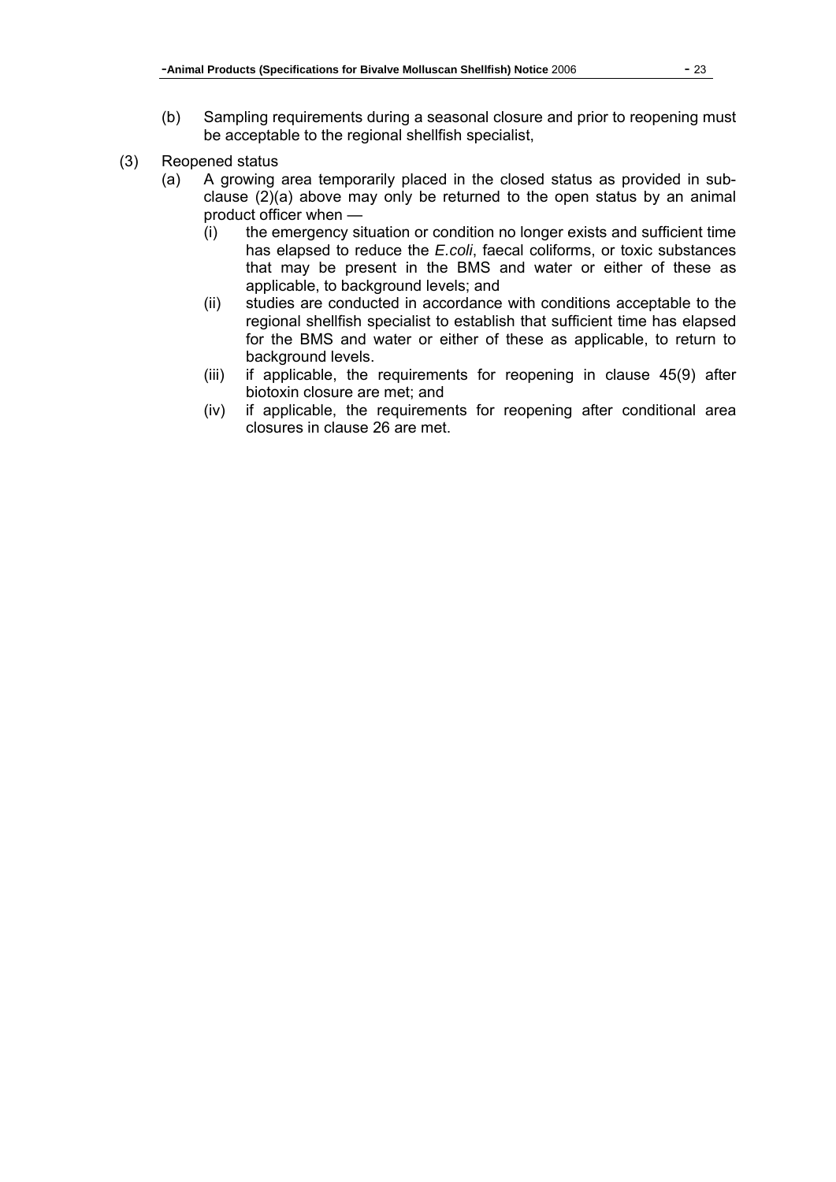(b) Sampling requirements during a seasonal closure and prior to reopening must be acceptable to the regional shellfish specialist,

(3) Reopened status

(a) A growing area temporarily placed in the closed status as provided in sub-clause (2)(a) above may only be returned to the open status by an animal product officer when —

(i) the emergency situation or condition no longer exists and sufficient time has elapsed to reduce the *E.coli*, faecal coliforms, or toxic substances that may be present in the BMS and water or either of these as applicable, to background levels; and

(ii) studies are conducted in accordance with conditions acceptable to the regional shellfish specialist to establish that sufficient time has elapsed for the BMS and water or either of these as applicable, to return to background levels.

(iii) if applicable, the requirements for reopening in clause 45(9) after biotoxin closure are met; and

(iv) if applicable, the requirements for reopening after conditional area closures in clause 26 are met.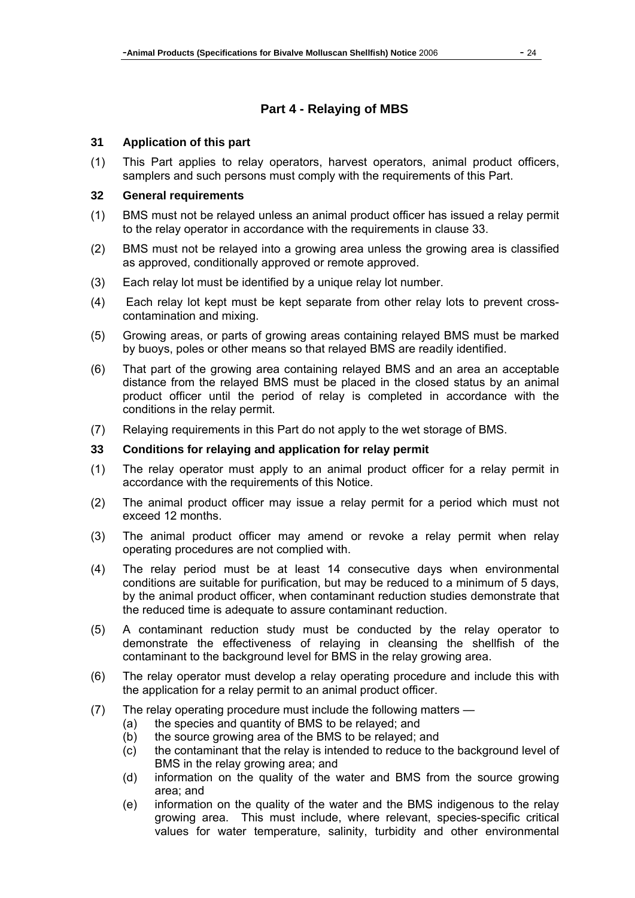## Part 4 - Relaying of MBS

### 31 Application of this part

(1) This Part applies to relay operators, harvest operators, animal product officers, samplers and such persons must comply with the requirements of this Part.

### 32 General requirements

(1) BMS must not be relayed unless an animal product officer has issued a relay permit to the relay operator in accordance with the requirements in clause 33.

(2) BMS must not be relayed into a growing area unless the growing area is classified as approved, conditionally approved or remote approved.

(3) Each relay lot must be identified by a unique relay lot number.

(4) Each relay lot kept must be kept separate from other relay lots to prevent cross-contamination and mixing.

(5) Growing areas, or parts of growing areas containing relayed BMS must be marked by buoys, poles or other means so that relayed BMS are readily identified.

(6) That part of the growing area containing relayed BMS and an area an acceptable distance from the relayed BMS must be placed in the closed status by an animal product officer until the period of relay is completed in accordance with the conditions in the relay permit.

(7) Relaying requirements in this Part do not apply to the wet storage of BMS.

### 33 Conditions for relaying and application for relay permit

(1) The relay operator must apply to an animal product officer for a relay permit in accordance with the requirements of this Notice.

(2) The animal product officer may issue a relay permit for a period which must not exceed 12 months.

(3) The animal product officer may amend or revoke a relay permit when relay operating procedures are not complied with.

(4) The relay period must be at least 14 consecutive days when environmental conditions are suitable for purification, but may be reduced to a minimum of 5 days, by the animal product officer, when contaminant reduction studies demonstrate that the reduced time is adequate to assure contaminant reduction.

(5) A contaminant reduction study must be conducted by the relay operator to demonstrate the effectiveness of relaying in cleansing the shellfish of the contaminant to the background level for BMS in the relay growing area.

(6) The relay operator must develop a relay operating procedure and include this with the application for a relay permit to an animal product officer.

(7) The relay operating procedure must include the following matters —
  - (a) the species and quantity of BMS to be relayed; and
  - (b) the source growing area of the BMS to be relayed; and
  - (c) the contaminant that the relay is intended to reduce to the background level of BMS in the relay growing area; and
  - (d) information on the quality of the water and BMS from the source growing area; and
  - (e) information on the quality of the water and the BMS indigenous to the relay growing area. This must include, where relevant, species-specific critical values for water temperature, salinity, turbidity and other environmental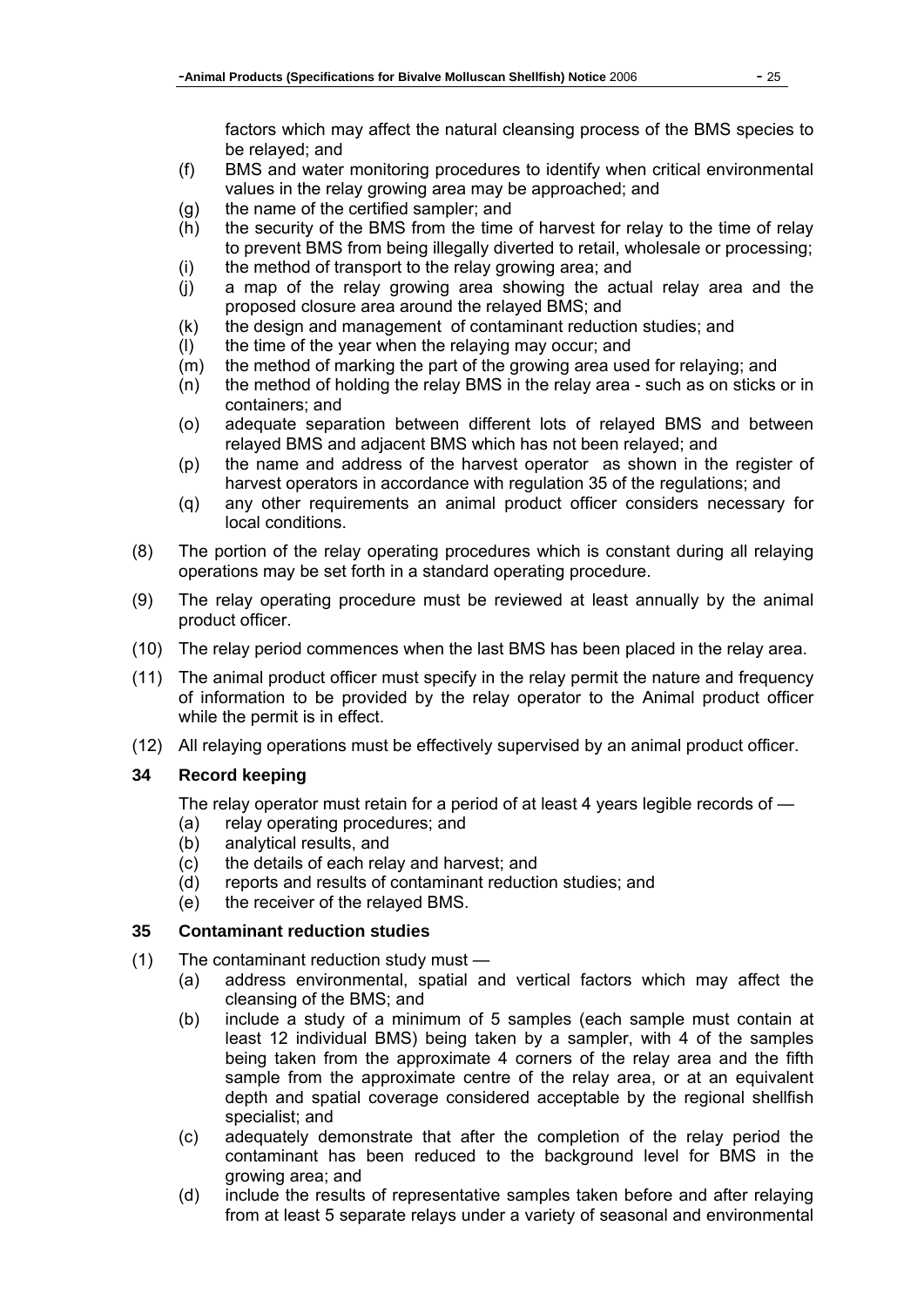factors which may affect the natural cleansing process of the BMS species to be relayed; and

(f) BMS and water monitoring procedures to identify when critical environmental values in the relay growing area may be approached; and
(g) the name of the certified sampler; and
(h) the security of the BMS from the time of harvest for relay to the time of relay to prevent BMS from being illegally diverted to retail, wholesale or processing;
(i) the method of transport to the relay growing area; and
(j) a map of the relay growing area showing the actual relay area and the proposed closure area around the relayed BMS; and
(k) the design and management of contaminant reduction studies; and
(l) the time of the year when the relaying may occur; and
(m) the method of marking the part of the growing area used for relaying; and
(n) the method of holding the relay BMS in the relay area - such as on sticks or in containers; and
(o) adequate separation between different lots of relayed BMS and between relayed BMS and adjacent BMS which has not been relayed; and
(p) the name and address of the harvest operator as shown in the register of harvest operators in accordance with regulation 35 of the regulations; and
(q) any other requirements an animal product officer considers necessary for local conditions.

(8) The portion of the relay operating procedures which is constant during all relaying operations may be set forth in a standard operating procedure.

(9) The relay operating procedure must be reviewed at least annually by the animal product officer.

(10) The relay period commences when the last BMS has been placed in the relay area.

(11) The animal product officer must specify in the relay permit the nature and frequency of information to be provided by the relay operator to the Animal product officer while the permit is in effect.

(12) All relaying operations must be effectively supervised by an animal product officer.

### 34 Record keeping

The relay operator must retain for a period of at least 4 years legible records of —

(a) relay operating procedures; and
(b) analytical results, and
(c) the details of each relay and harvest; and
(d) reports and results of contaminant reduction studies; and
(e) the receiver of the relayed BMS.

### 35 Contaminant reduction studies

(1) The contaminant reduction study must —

(a) address environmental, spatial and vertical factors which may affect the cleansing of the BMS; and
(b) include a study of a minimum of 5 samples (each sample must contain at least 12 individual BMS) being taken by a sampler, with 4 of the samples being taken from the approximate 4 corners of the relay area and the fifth sample from the approximate centre of the relay area, or at an equivalent depth and spatial coverage considered acceptable by the regional shellfish specialist; and
(c) adequately demonstrate that after the completion of the relay period the contaminant has been reduced to the background level for BMS in the growing area; and
(d) include the results of representative samples taken before and after relaying from at least 5 separate relays under a variety of seasonal and environmental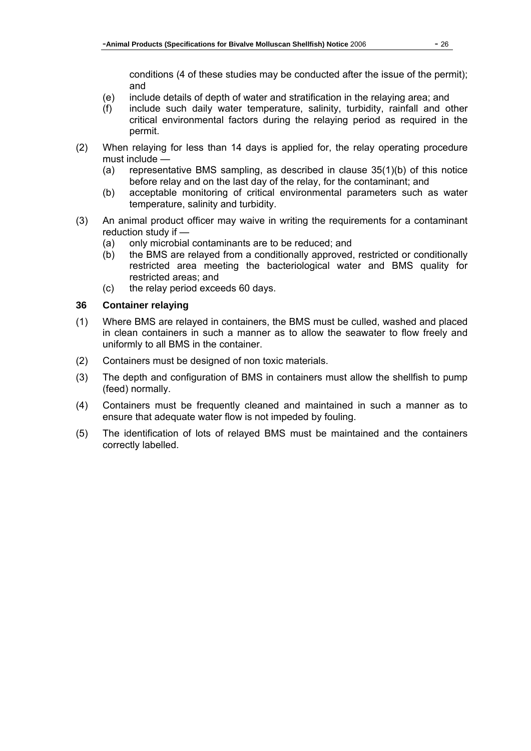conditions (4 of these studies may be conducted after the issue of the permit); and

(e) include details of depth of water and stratification in the relaying area; and

(f) include such daily water temperature, salinity, turbidity, rainfall and other critical environmental factors during the relaying period as required in the permit.

(2) When relaying for less than 14 days is applied for, the relay operating procedure must include —

(a) representative BMS sampling, as described in clause 35(1)(b) of this notice before relay and on the last day of the relay, for the contaminant; and

(b) acceptable monitoring of critical environmental parameters such as water temperature, salinity and turbidity.

(3) An animal product officer may waive in writing the requirements for a contaminant reduction study if —

(a) only microbial contaminants are to be reduced; and

(b) the BMS are relayed from a conditionally approved, restricted or conditionally restricted area meeting the bacteriological water and BMS quality for restricted areas; and

(c) the relay period exceeds 60 days.

### 36 Container relaying

(1) Where BMS are relayed in containers, the BMS must be culled, washed and placed in clean containers in such a manner as to allow the seawater to flow freely and uniformly to all BMS in the container.

(2) Containers must be designed of non toxic materials.

(3) The depth and configuration of BMS in containers must allow the shellfish to pump (feed) normally.

(4) Containers must be frequently cleaned and maintained in such a manner as to ensure that adequate water flow is not impeded by fouling.

(5) The identification of lots of relayed BMS must be maintained and the containers correctly labelled.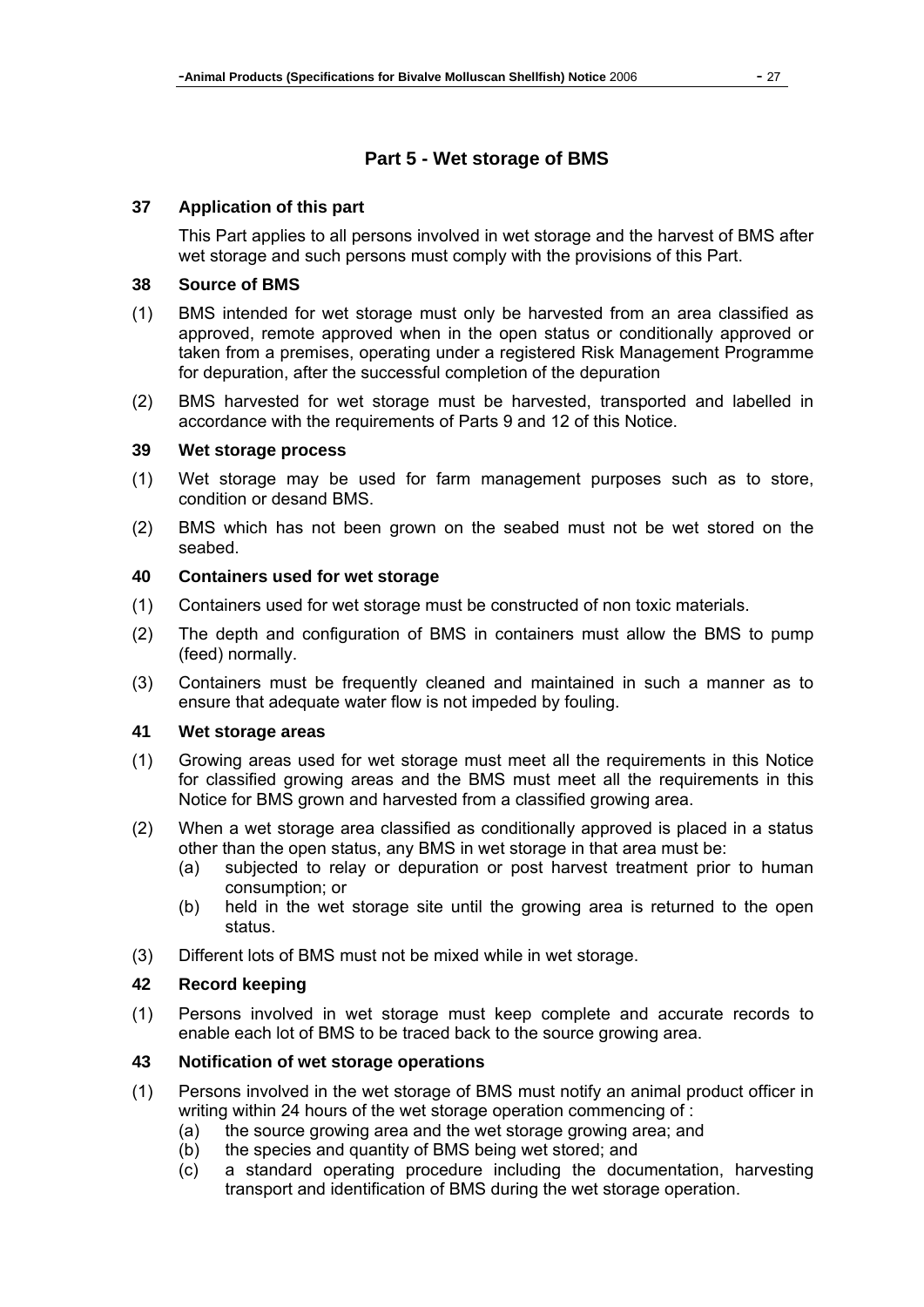## Part 5 - Wet storage of BMS

### 37 Application of this part

This Part applies to all persons involved in wet storage and the harvest of BMS after wet storage and such persons must comply with the provisions of this Part.

### 38 Source of BMS

(1) BMS intended for wet storage must only be harvested from an area classified as approved, remote approved when in the open status or conditionally approved or taken from a premises, operating under a registered Risk Management Programme for depuration, after the successful completion of the depuration

(2) BMS harvested for wet storage must be harvested, transported and labelled in accordance with the requirements of Parts 9 and 12 of this Notice.

### 39 Wet storage process

(1) Wet storage may be used for farm management purposes such as to store, condition or desand BMS.

(2) BMS which has not been grown on the seabed must not be wet stored on the seabed.

### 40 Containers used for wet storage

(1) Containers used for wet storage must be constructed of non toxic materials.

(2) The depth and configuration of BMS in containers must allow the BMS to pump (feed) normally.

(3) Containers must be frequently cleaned and maintained in such a manner as to ensure that adequate water flow is not impeded by fouling.

### 41 Wet storage areas

(1) Growing areas used for wet storage must meet all the requirements in this Notice for classified growing areas and the BMS must meet all the requirements in this Notice for BMS grown and harvested from a classified growing area.

(2) When a wet storage area classified as conditionally approved is placed in a status other than the open status, any BMS in wet storage in that area must be:
   - (a) subjected to relay or depuration or post harvest treatment prior to human consumption; or
   - (b) held in the wet storage site until the growing area is returned to the open status.

(3) Different lots of BMS must not be mixed while in wet storage.

### 42 Record keeping

(1) Persons involved in wet storage must keep complete and accurate records to enable each lot of BMS to be traced back to the source growing area.

### 43 Notification of wet storage operations

(1) Persons involved in the wet storage of BMS must notify an animal product officer in writing within 24 hours of the wet storage operation commencing of :
   - (a) the source growing area and the wet storage growing area; and
   - (b) the species and quantity of BMS being wet stored; and
   - (c) a standard operating procedure including the documentation, harvesting transport and identification of BMS during the wet storage operation.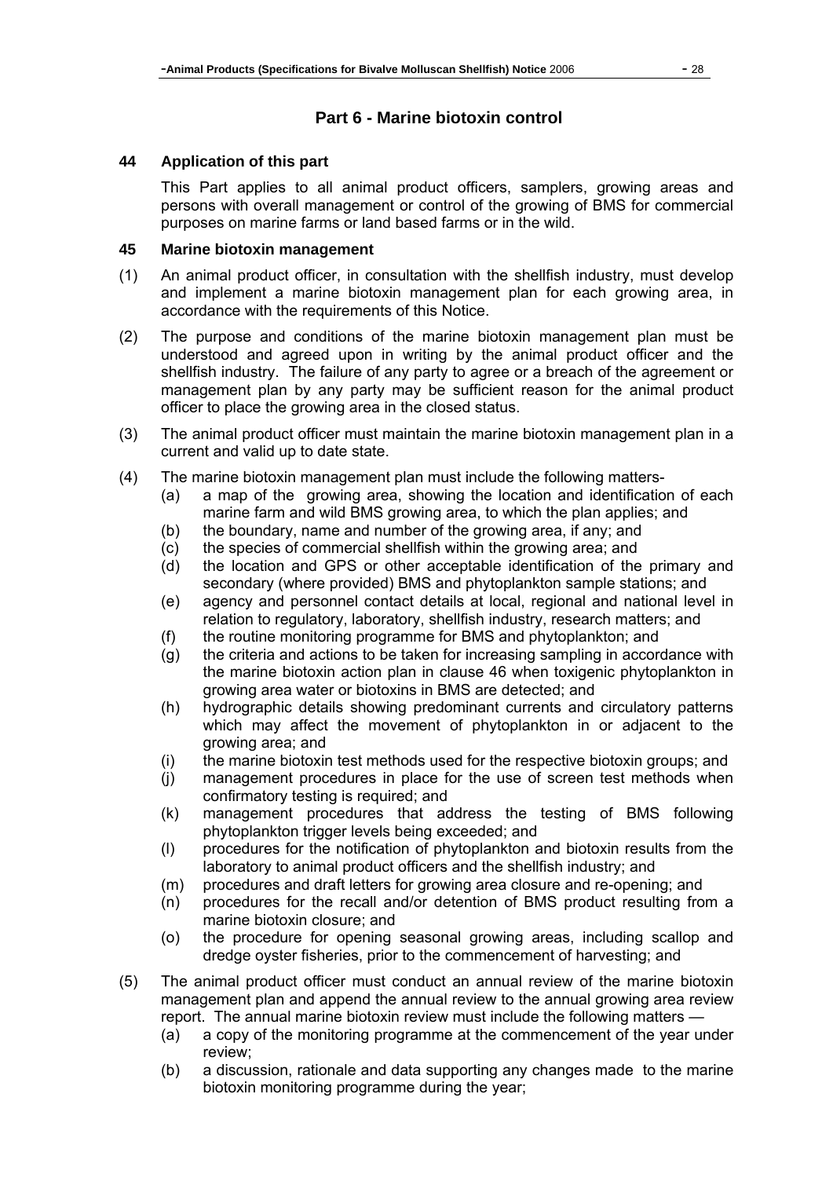## Part 6 - Marine biotoxin control

### 44 Application of this part

This Part applies to all animal product officers, samplers, growing areas and persons with overall management or control of the growing of BMS for commercial purposes on marine farms or land based farms or in the wild.

### 45 Marine biotoxin management

(1) An animal product officer, in consultation with the shellfish industry, must develop and implement a marine biotoxin management plan for each growing area, in accordance with the requirements of this Notice.

(2) The purpose and conditions of the marine biotoxin management plan must be understood and agreed upon in writing by the animal product officer and the shellfish industry. The failure of any party to agree or a breach of the agreement or management plan by any party may be sufficient reason for the animal product officer to place the growing area in the closed status.

(3) The animal product officer must maintain the marine biotoxin management plan in a current and valid up to date state.

(4) The marine biotoxin management plan must include the following matters-

- (a) a map of the growing area, showing the location and identification of each marine farm and wild BMS growing area, to which the plan applies; and
- (b) the boundary, name and number of the growing area, if any; and
- (c) the species of commercial shellfish within the growing area; and
- (d) the location and GPS or other acceptable identification of the primary and secondary (where provided) BMS and phytoplankton sample stations; and
- (e) agency and personnel contact details at local, regional and national level in relation to regulatory, laboratory, shellfish industry, research matters; and
- (f) the routine monitoring programme for BMS and phytoplankton; and
- (g) the criteria and actions to be taken for increasing sampling in accordance with the marine biotoxin action plan in clause 46 when toxigenic phytoplankton in growing area water or biotoxins in BMS are detected; and
- (h) hydrographic details showing predominant currents and circulatory patterns which may affect the movement of phytoplankton in or adjacent to the growing area; and
- (i) the marine biotoxin test methods used for the respective biotoxin groups; and
- (j) management procedures in place for the use of screen test methods when confirmatory testing is required; and
- (k) management procedures that address the testing of BMS following phytoplankton trigger levels being exceeded; and
- (l) procedures for the notification of phytoplankton and biotoxin results from the laboratory to animal product officers and the shellfish industry; and
- (m) procedures and draft letters for growing area closure and re-opening; and
- (n) procedures for the recall and/or detention of BMS product resulting from a marine biotoxin closure; and
- (o) the procedure for opening seasonal growing areas, including scallop and dredge oyster fisheries, prior to the commencement of harvesting; and

(5) The animal product officer must conduct an annual review of the marine biotoxin management plan and append the annual review to the annual growing area review report. The annual marine biotoxin review must include the following matters —

- (a) a copy of the monitoring programme at the commencement of the year under review;
- (b) a discussion, rationale and data supporting any changes made to the marine biotoxin monitoring programme during the year;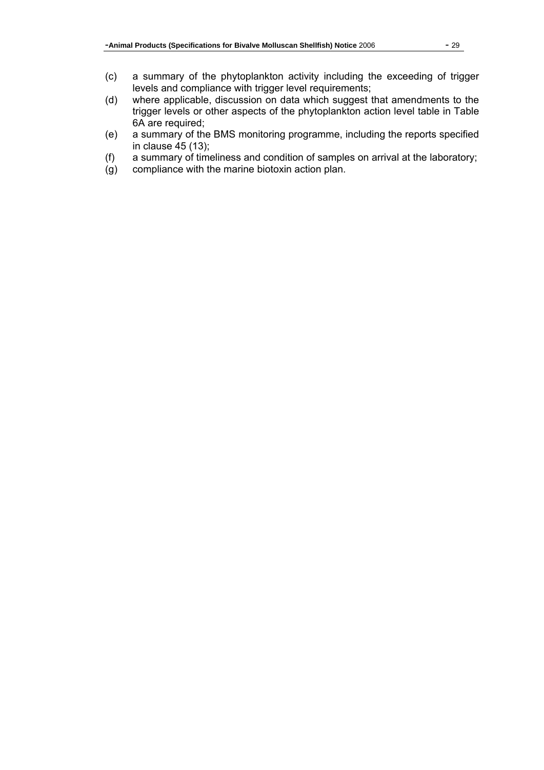(c) a summary of the phytoplankton activity including the exceeding of trigger levels and compliance with trigger level requirements;
(d) where applicable, discussion on data which suggest that amendments to the trigger levels or other aspects of the phytoplankton action level table in Table 6A are required;
(e) a summary of the BMS monitoring programme, including the reports specified in clause 45 (13);
(f) a summary of timeliness and condition of samples on arrival at the laboratory;
(g) compliance with the marine biotoxin action plan.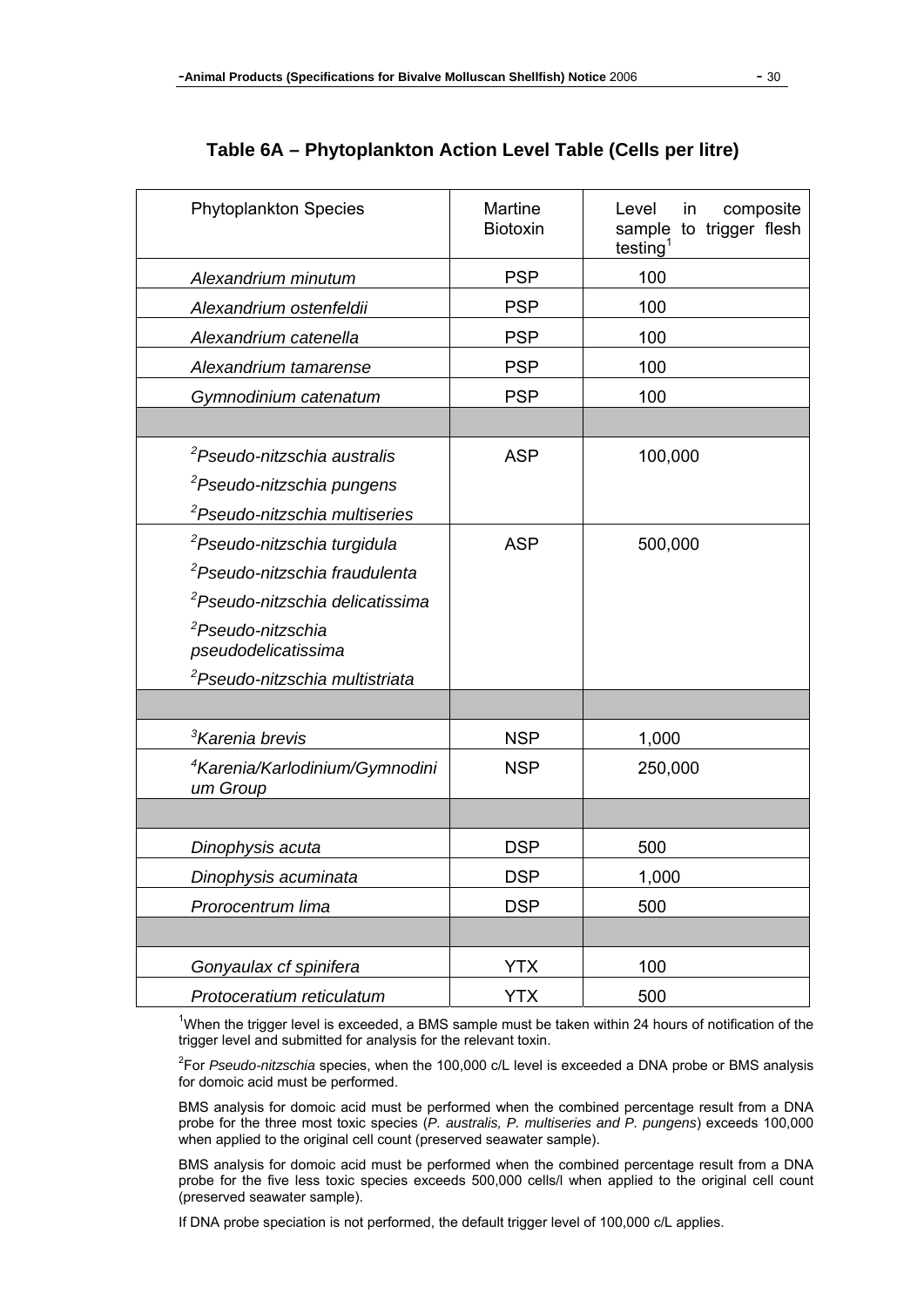## Table 6A – Phytoplankton Action Level Table (Cells per litre)

| Phytoplankton Species | Martine Biotoxin | Level in composite sample to trigger flesh testing[1] |
|---|---|---|
| *Alexandrium minutum* | PSP | 100 |
| *Alexandrium ostenfeldii* | PSP | 100 |
| *Alexandrium catenella* | PSP | 100 |
| *Alexandrium tamarense* | PSP | 100 |
| *Gymnodinium catenatum* | PSP | 100 |
| | | |
| [2]*Pseudo-nitzschia australis*<br>[2]*Pseudo-nitzschia pungens*<br>[2]*Pseudo-nitzschia multiseries* | ASP | 100,000 |
| [2]*Pseudo-nitzschia turgidula*<br>[2]*Pseudo-nitzschia fraudulenta*<br>[2]*Pseudo-nitzschia delicatissima*<br>[2]*Pseudo-nitzschia pseudodelicatissima*<br>[2]*Pseudo-nitzschia multistriata* | ASP | 500,000 |
| | | |
| [3]*Karenia brevis* | NSP | 1,000 |
| [4]*Karenia/Karlodinium/Gymnodinium Group* | NSP | 250,000 |
| | | |
| *Dinophysis acuta* | DSP | 500 |
| *Dinophysis acuminata* | DSP | 1,000 |
| *Prorocentrum lima* | DSP | 500 |
| | | |
| *Gonyaulax cf spinifera* | YTX | 100 |
| *Protoceratium reticulatum* | YTX | 500 |

[1]When the trigger level is exceeded, a BMS sample must be taken within 24 hours of notification of the trigger level and submitted for analysis for the relevant toxin.

[2]For *Pseudo-nitzschia* species, when the 100,000 c/L level is exceeded a DNA probe or BMS analysis for domoic acid must be performed.

BMS analysis for domoic acid must be performed when the combined percentage result from a DNA probe for the three most toxic species (*P. australis, P. multiseries and P. pungens*) exceeds 100,000 when applied to the original cell count (preserved seawater sample).

BMS analysis for domoic acid must be performed when the combined percentage result from a DNA probe for the five less toxic species exceeds 500,000 cells/l when applied to the original cell count (preserved seawater sample).

If DNA probe speciation is not performed, the default trigger level of 100,000 c/L applies.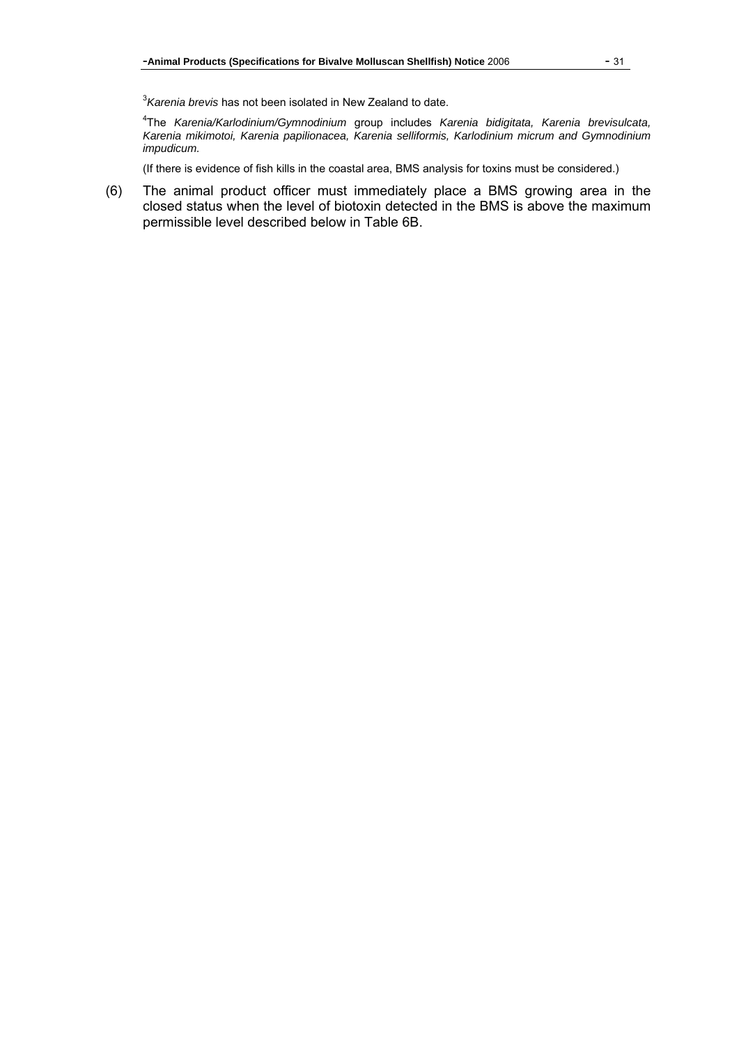[3]*Karenia brevis* has not been isolated in New Zealand to date.

[4]The *Karenia/Karlodinium/Gymnodinium* group includes *Karenia bidigitata, Karenia brevisulcata, Karenia mikimotoi, Karenia papilionacea, Karenia selliformis, Karlodinium micrum and Gymnodinium impudicum.*

(If there is evidence of fish kills in the coastal area, BMS analysis for toxins must be considered.)

(6) The animal product officer must immediately place a BMS growing area in the closed status when the level of biotoxin detected in the BMS is above the maximum permissible level described below in Table 6B.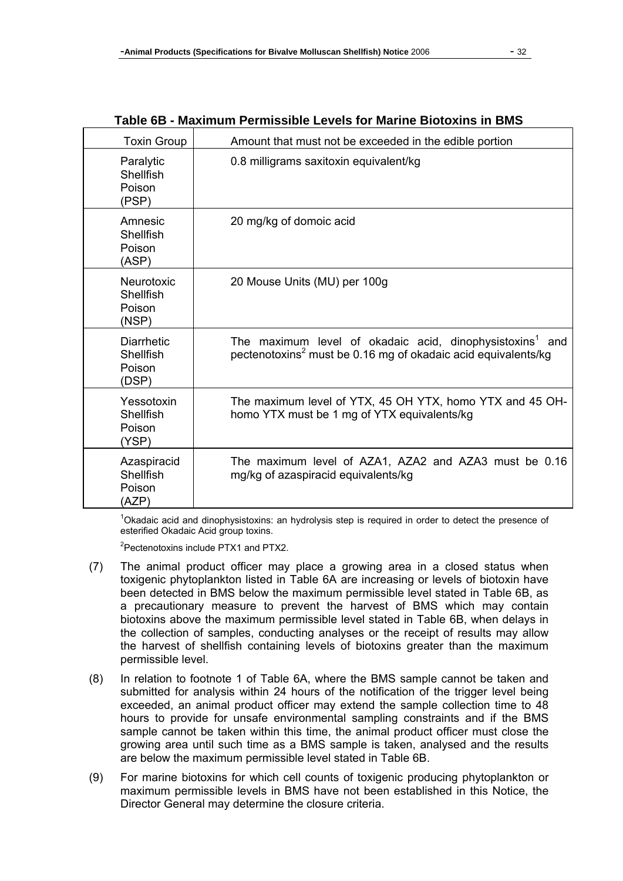**Table 6B - Maximum Permissible Levels for Marine Biotoxins in BMS**

| Toxin Group | Amount that must not be exceeded in the edible portion |
|---|---|
| Paralytic Shellfish Poison (PSP) | 0.8 milligrams saxitoxin equivalent/kg |
| Amnesic Shellfish Poison (ASP) | 20 mg/kg of domoic acid |
| Neurotoxic Shellfish Poison (NSP) | 20 Mouse Units (MU) per 100g |
| Diarrhetic Shellfish Poison (DSP) | The maximum level of okadaic acid, dinophysistoxins[1] and pectenotoxins[2] must be 0.16 mg of okadaic acid equivalents/kg |
| Yessotoxin Shellfish Poison (YSP) | The maximum level of YTX, 45 OH YTX, homo YTX and 45 OH-homo YTX must be 1 mg of YTX equivalents/kg |
| Azaspiracid Shellfish Poison (AZP) | The maximum level of AZA1, AZA2 and AZA3 must be 0.16 mg/kg of azaspiracid equivalents/kg |

[1]Okadaic acid and dinophysistoxins: an hydrolysis step is required in order to detect the presence of esterified Okadaic Acid group toxins.

[2]Pectenotoxins include PTX1 and PTX2.

(7) The animal product officer may place a growing area in a closed status when toxigenic phytoplankton listed in Table 6A are increasing or levels of biotoxin have been detected in BMS below the maximum permissible level stated in Table 6B, as a precautionary measure to prevent the harvest of BMS which may contain biotoxins above the maximum permissible level stated in Table 6B, when delays in the collection of samples, conducting analyses or the receipt of results may allow the harvest of shellfish containing levels of biotoxins greater than the maximum permissible level.

(8) In relation to footnote 1 of Table 6A, where the BMS sample cannot be taken and submitted for analysis within 24 hours of the notification of the trigger level being exceeded, an animal product officer may extend the sample collection time to 48 hours to provide for unsafe environmental sampling constraints and if the BMS sample cannot be taken within this time, the animal product officer must close the growing area until such time as a BMS sample is taken, analysed and the results are below the maximum permissible level stated in Table 6B.

(9) For marine biotoxins for which cell counts of toxigenic producing phytoplankton or maximum permissible levels in BMS have not been established in this Notice, the Director General may determine the closure criteria.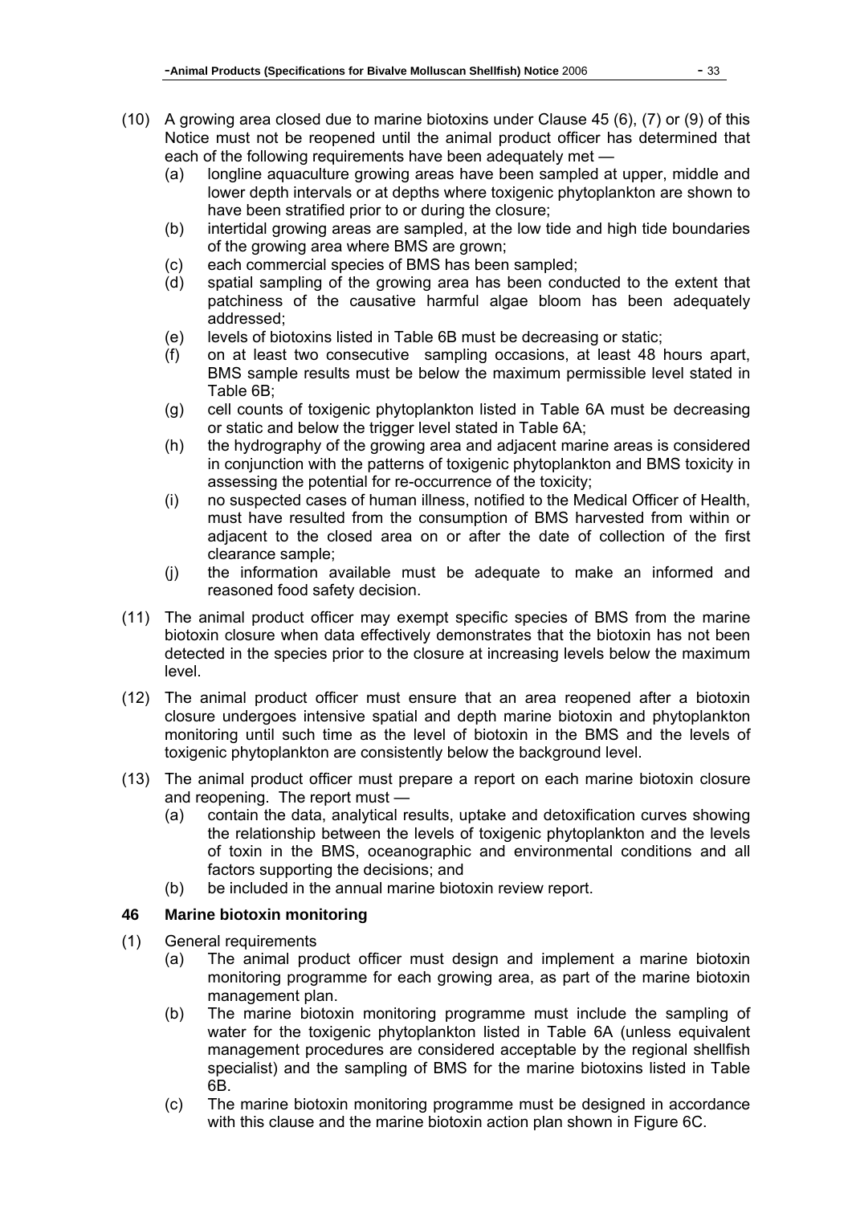(10) A growing area closed due to marine biotoxins under Clause 45 (6), (7) or (9) of this Notice must not be reopened until the animal product officer has determined that each of the following requirements have been adequately met —

   (a) longline aquaculture growing areas have been sampled at upper, middle and lower depth intervals or at depths where toxigenic phytoplankton are shown to have been stratified prior to or during the closure;

   (b) intertidal growing areas are sampled, at the low tide and high tide boundaries of the growing area where BMS are grown;

   (c) each commercial species of BMS has been sampled;

   (d) spatial sampling of the growing area has been conducted to the extent that patchiness of the causative harmful algae bloom has been adequately addressed;

   (e) levels of biotoxins listed in Table 6B must be decreasing or static;

   (f) on at least two consecutive sampling occasions, at least 48 hours apart, BMS sample results must be below the maximum permissible level stated in Table 6B;

   (g) cell counts of toxigenic phytoplankton listed in Table 6A must be decreasing or static and below the trigger level stated in Table 6A;

   (h) the hydrography of the growing area and adjacent marine areas is considered in conjunction with the patterns of toxigenic phytoplankton and BMS toxicity in assessing the potential for re-occurrence of the toxicity;

   (i) no suspected cases of human illness, notified to the Medical Officer of Health, must have resulted from the consumption of BMS harvested from within or adjacent to the closed area on or after the date of collection of the first clearance sample;

   (j) the information available must be adequate to make an informed and reasoned food safety decision.

(11) The animal product officer may exempt specific species of BMS from the marine biotoxin closure when data effectively demonstrates that the biotoxin has not been detected in the species prior to the closure at increasing levels below the maximum level.

(12) The animal product officer must ensure that an area reopened after a biotoxin closure undergoes intensive spatial and depth marine biotoxin and phytoplankton monitoring until such time as the level of biotoxin in the BMS and the levels of toxigenic phytoplankton are consistently below the background level.

(13) The animal product officer must prepare a report on each marine biotoxin closure and reopening. The report must —

   (a) contain the data, analytical results, uptake and detoxification curves showing the relationship between the levels of toxigenic phytoplankton and the levels of toxin in the BMS, oceanographic and environmental conditions and all factors supporting the decisions; and

   (b) be included in the annual marine biotoxin review report.

## 46 Marine biotoxin monitoring

(1) General requirements

   (a) The animal product officer must design and implement a marine biotoxin monitoring programme for each growing area, as part of the marine biotoxin management plan.

   (b) The marine biotoxin monitoring programme must include the sampling of water for the toxigenic phytoplankton listed in Table 6A (unless equivalent management procedures are considered acceptable by the regional shellfish specialist) and the sampling of BMS for the marine biotoxins listed in Table 6B.

   (c) The marine biotoxin monitoring programme must be designed in accordance with this clause and the marine biotoxin action plan shown in Figure 6C.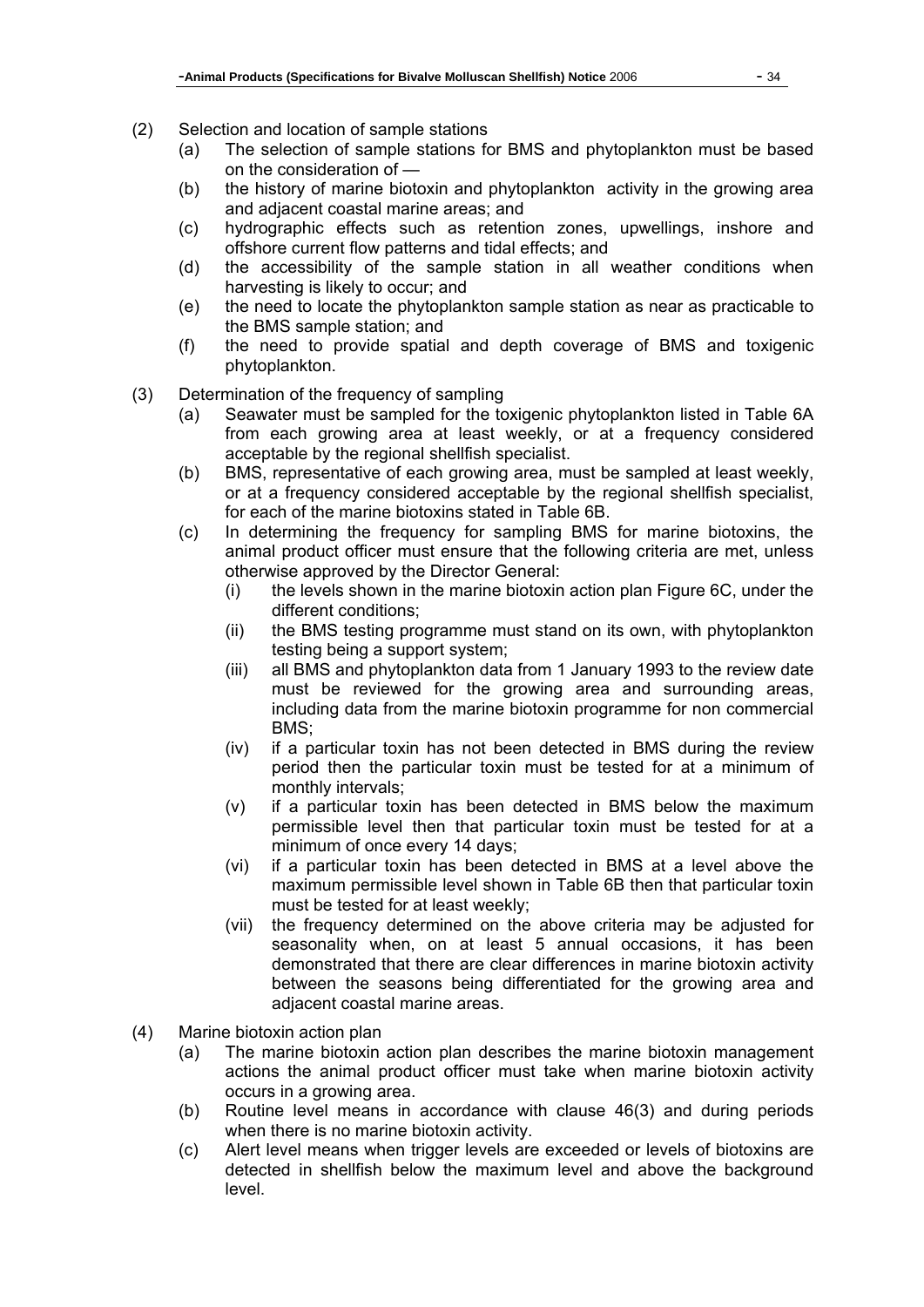(2) Selection and location of sample stations

(a) The selection of sample stations for BMS and phytoplankton must be based on the consideration of —

(b) the history of marine biotoxin and phytoplankton activity in the growing area and adjacent coastal marine areas; and

(c) hydrographic effects such as retention zones, upwellings, inshore and offshore current flow patterns and tidal effects; and

(d) the accessibility of the sample station in all weather conditions when harvesting is likely to occur; and

(e) the need to locate the phytoplankton sample station as near as practicable to the BMS sample station; and

(f) the need to provide spatial and depth coverage of BMS and toxigenic phytoplankton.

(3) Determination of the frequency of sampling

(a) Seawater must be sampled for the toxigenic phytoplankton listed in Table 6A from each growing area at least weekly, or at a frequency considered acceptable by the regional shellfish specialist.

(b) BMS, representative of each growing area, must be sampled at least weekly, or at a frequency considered acceptable by the regional shellfish specialist, for each of the marine biotoxins stated in Table 6B.

(c) In determining the frequency for sampling BMS for marine biotoxins, the animal product officer must ensure that the following criteria are met, unless otherwise approved by the Director General:

(i) the levels shown in the marine biotoxin action plan Figure 6C, under the different conditions;

(ii) the BMS testing programme must stand on its own, with phytoplankton testing being a support system;

(iii) all BMS and phytoplankton data from 1 January 1993 to the review date must be reviewed for the growing area and surrounding areas, including data from the marine biotoxin programme for non commercial BMS;

(iv) if a particular toxin has not been detected in BMS during the review period then the particular toxin must be tested for at a minimum of monthly intervals;

(v) if a particular toxin has been detected in BMS below the maximum permissible level then that particular toxin must be tested for at a minimum of once every 14 days;

(vi) if a particular toxin has been detected in BMS at a level above the maximum permissible level shown in Table 6B then that particular toxin must be tested for at least weekly;

(vii) the frequency determined on the above criteria may be adjusted for seasonality when, on at least 5 annual occasions, it has been demonstrated that there are clear differences in marine biotoxin activity between the seasons being differentiated for the growing area and adjacent coastal marine areas.

(4) Marine biotoxin action plan

(a) The marine biotoxin action plan describes the marine biotoxin management actions the animal product officer must take when marine biotoxin activity occurs in a growing area.

(b) Routine level means in accordance with clause 46(3) and during periods when there is no marine biotoxin activity.

(c) Alert level means when trigger levels are exceeded or levels of biotoxins are detected in shellfish below the maximum level and above the background level.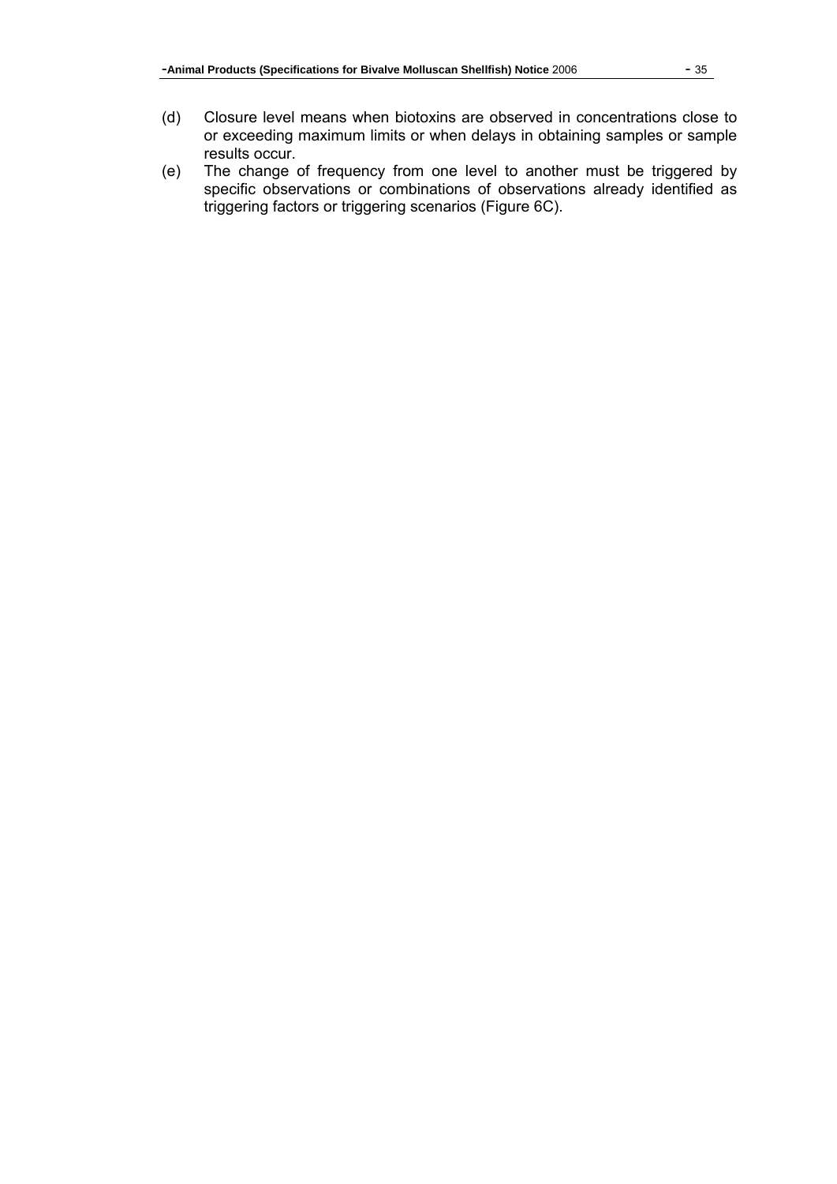(d) Closure level means when biotoxins are observed in concentrations close to or exceeding maximum limits or when delays in obtaining samples or sample results occur.

(e) The change of frequency from one level to another must be triggered by specific observations or combinations of observations already identified as triggering factors or triggering scenarios (Figure 6C).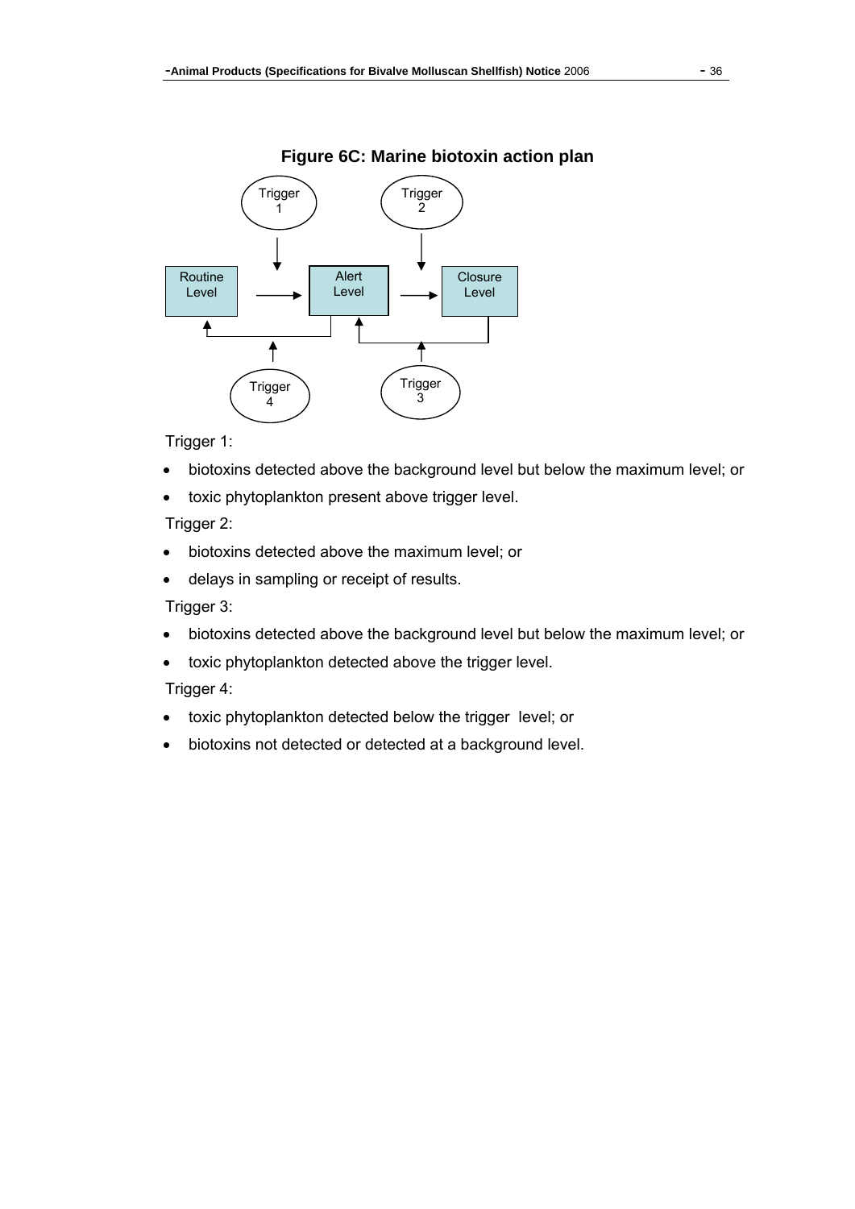**Figure 6C: Marine biotoxin action plan**

Trigger 1

Trigger 2

Routine Level

Alert Level

Closure Level

Trigger 4

Trigger 3

Trigger 1:

- biotoxins detected above the background level but below the maximum level; or
- toxic phytoplankton present above trigger level.

Trigger 2:

- biotoxins detected above the maximum level; or
- delays in sampling or receipt of results.

Trigger 3:

- biotoxins detected above the background level but below the maximum level; or
- toxic phytoplankton detected above the trigger level.

Trigger 4:

- toxic phytoplankton detected below the trigger level; or
- biotoxins not detected or detected at a background level.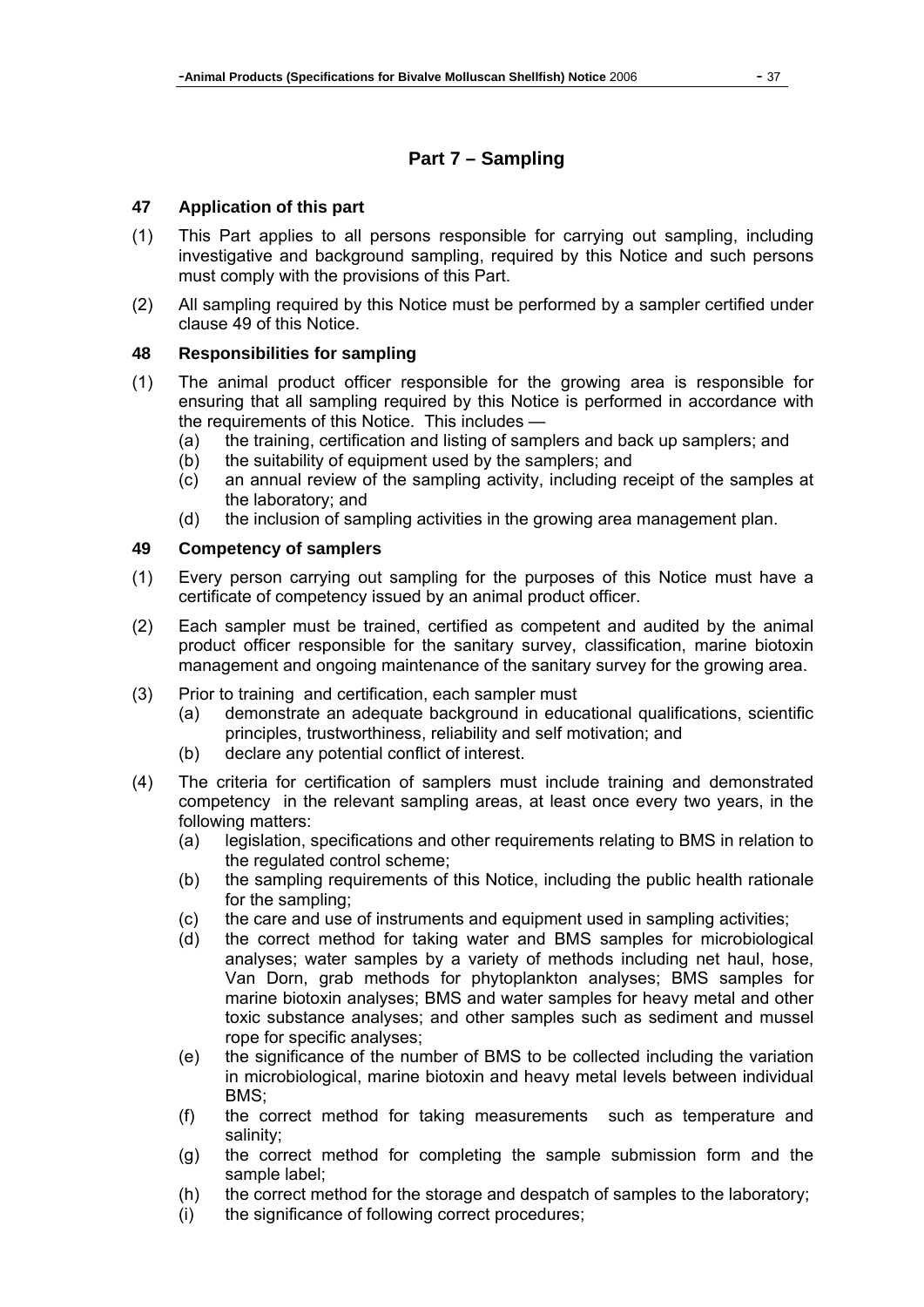## Part 7 – Sampling

### 47 Application of this part

(1) This Part applies to all persons responsible for carrying out sampling, including investigative and background sampling, required by this Notice and such persons must comply with the provisions of this Part.

(2) All sampling required by this Notice must be performed by a sampler certified under clause 49 of this Notice.

### 48 Responsibilities for sampling

(1) The animal product officer responsible for the growing area is responsible for ensuring that all sampling required by this Notice is performed in accordance with the requirements of this Notice. This includes —
 (a) the training, certification and listing of samplers and back up samplers; and
 (b) the suitability of equipment used by the samplers; and
 (c) an annual review of the sampling activity, including receipt of the samples at the laboratory; and
 (d) the inclusion of sampling activities in the growing area management plan.

### 49 Competency of samplers

(1) Every person carrying out sampling for the purposes of this Notice must have a certificate of competency issued by an animal product officer.

(2) Each sampler must be trained, certified as competent and audited by the animal product officer responsible for the sanitary survey, classification, marine biotoxin management and ongoing maintenance of the sanitary survey for the growing area.

(3) Prior to training and certification, each sampler must
 (a) demonstrate an adequate background in educational qualifications, scientific principles, trustworthiness, reliability and self motivation; and
 (b) declare any potential conflict of interest.

(4) The criteria for certification of samplers must include training and demonstrated competency in the relevant sampling areas, at least once every two years, in the following matters:
 (a) legislation, specifications and other requirements relating to BMS in relation to the regulated control scheme;
 (b) the sampling requirements of this Notice, including the public health rationale for the sampling;
 (c) the care and use of instruments and equipment used in sampling activities;
 (d) the correct method for taking water and BMS samples for microbiological analyses; water samples by a variety of methods including net haul, hose, Van Dorn, grab methods for phytoplankton analyses; BMS samples for marine biotoxin analyses; BMS and water samples for heavy metal and other toxic substance analyses; and other samples such as sediment and mussel rope for specific analyses;
 (e) the significance of the number of BMS to be collected including the variation in microbiological, marine biotoxin and heavy metal levels between individual BMS;
 (f) the correct method for taking measurements such as temperature and salinity;
 (g) the correct method for completing the sample submission form and the sample label;
 (h) the correct method for the storage and despatch of samples to the laboratory;
 (i) the significance of following correct procedures;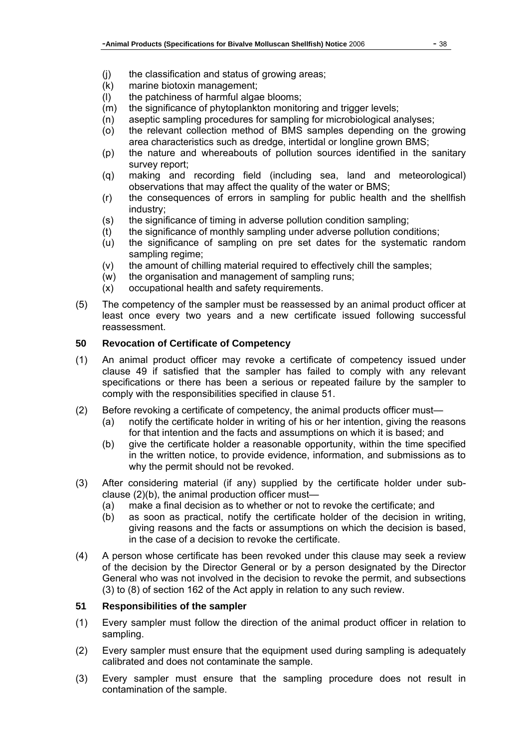(j) the classification and status of growing areas;
(k) marine biotoxin management;
(l) the patchiness of harmful algae blooms;
(m) the significance of phytoplankton monitoring and trigger levels;
(n) aseptic sampling procedures for sampling for microbiological analyses;
(o) the relevant collection method of BMS samples depending on the growing area characteristics such as dredge, intertidal or longline grown BMS;
(p) the nature and whereabouts of pollution sources identified in the sanitary survey report;
(q) making and recording field (including sea, land and meteorological) observations that may affect the quality of the water or BMS;
(r) the consequences of errors in sampling for public health and the shellfish industry;
(s) the significance of timing in adverse pollution condition sampling;
(t) the significance of monthly sampling under adverse pollution conditions;
(u) the significance of sampling on pre set dates for the systematic random sampling regime;
(v) the amount of chilling material required to effectively chill the samples;
(w) the organisation and management of sampling runs;
(x) occupational health and safety requirements.

(5) The competency of the sampler must be reassessed by an animal product officer at least once every two years and a new certificate issued following successful reassessment.

### 50 Revocation of Certificate of Competency

(1) An animal product officer may revoke a certificate of competency issued under clause 49 if satisfied that the sampler has failed to comply with any relevant specifications or there has been a serious or repeated failure by the sampler to comply with the responsibilities specified in clause 51.

(2) Before revoking a certificate of competency, the animal products officer must—
(a) notify the certificate holder in writing of his or her intention, giving the reasons for that intention and the facts and assumptions on which it is based; and
(b) give the certificate holder a reasonable opportunity, within the time specified in the written notice, to provide evidence, information, and submissions as to why the permit should not be revoked.

(3) After considering material (if any) supplied by the certificate holder under sub-clause (2)(b), the animal production officer must—
(a) make a final decision as to whether or not to revoke the certificate; and
(b) as soon as practical, notify the certificate holder of the decision in writing, giving reasons and the facts or assumptions on which the decision is based, in the case of a decision to revoke the certificate.

(4) A person whose certificate has been revoked under this clause may seek a review of the decision by the Director General or by a person designated by the Director General who was not involved in the decision to revoke the permit, and subsections (3) to (8) of section 162 of the Act apply in relation to any such review.

### 51 Responsibilities of the sampler

(1) Every sampler must follow the direction of the animal product officer in relation to sampling.

(2) Every sampler must ensure that the equipment used during sampling is adequately calibrated and does not contaminate the sample.

(3) Every sampler must ensure that the sampling procedure does not result in contamination of the sample.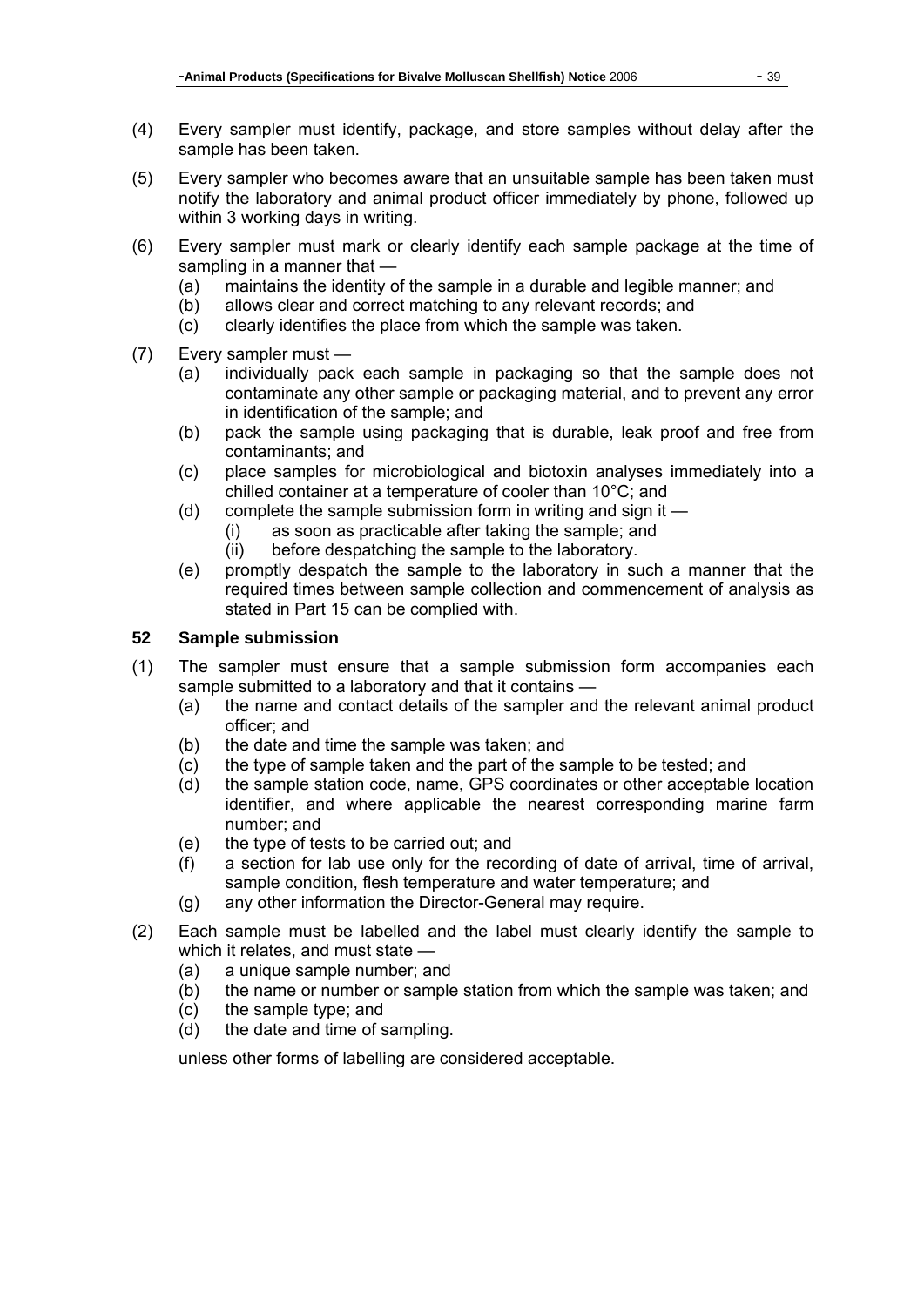(4) Every sampler must identify, package, and store samples without delay after the sample has been taken.

(5) Every sampler who becomes aware that an unsuitable sample has been taken must notify the laboratory and animal product officer immediately by phone, followed up within 3 working days in writing.

(6) Every sampler must mark or clearly identify each sample package at the time of sampling in a manner that —
  (a) maintains the identity of the sample in a durable and legible manner; and
  (b) allows clear and correct matching to any relevant records; and
  (c) clearly identifies the place from which the sample was taken.

(7) Every sampler must —
  (a) individually pack each sample in packaging so that the sample does not contaminate any other sample or packaging material, and to prevent any error in identification of the sample; and
  (b) pack the sample using packaging that is durable, leak proof and free from contaminants; and
  (c) place samples for microbiological and biotoxin analyses immediately into a chilled container at a temperature of cooler than 10°C; and
  (d) complete the sample submission form in writing and sign it —
    (i) as soon as practicable after taking the sample; and
    (ii) before despatching the sample to the laboratory.
  (e) promptly despatch the sample to the laboratory in such a manner that the required times between sample collection and commencement of analysis as stated in Part 15 can be complied with.

### 52 Sample submission

(1) The sampler must ensure that a sample submission form accompanies each sample submitted to a laboratory and that it contains —
  (a) the name and contact details of the sampler and the relevant animal product officer; and
  (b) the date and time the sample was taken; and
  (c) the type of sample taken and the part of the sample to be tested; and
  (d) the sample station code, name, GPS coordinates or other acceptable location identifier, and where applicable the nearest corresponding marine farm number; and
  (e) the type of tests to be carried out; and
  (f) a section for lab use only for the recording of date of arrival, time of arrival, sample condition, flesh temperature and water temperature; and
  (g) any other information the Director-General may require.

(2) Each sample must be labelled and the label must clearly identify the sample to which it relates, and must state —
  (a) a unique sample number; and
  (b) the name or number or sample station from which the sample was taken; and
  (c) the sample type; and
  (d) the date and time of sampling.

unless other forms of labelling are considered acceptable.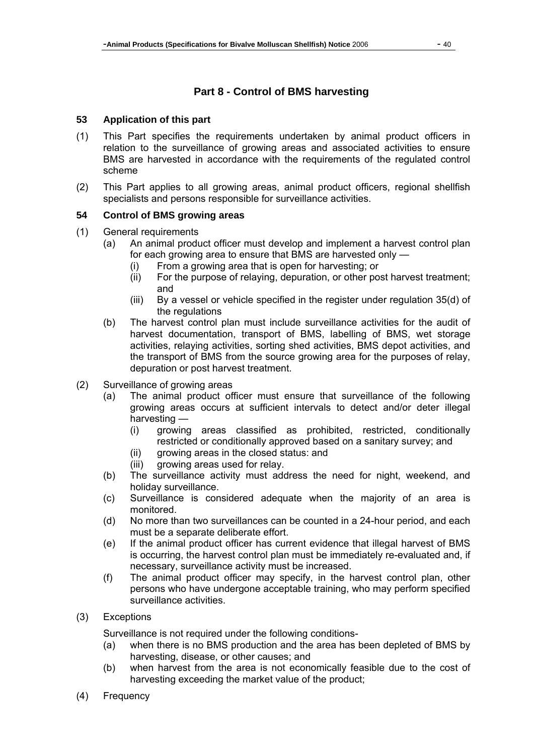## Part 8 - Control of BMS harvesting

### 53 Application of this part

(1) This Part specifies the requirements undertaken by animal product officers in relation to the surveillance of growing areas and associated activities to ensure BMS are harvested in accordance with the requirements of the regulated control scheme

(2) This Part applies to all growing areas, animal product officers, regional shellfish specialists and persons responsible for surveillance activities.

### 54 Control of BMS growing areas

(1) General requirements
- (a) An animal product officer must develop and implement a harvest control plan for each growing area to ensure that BMS are harvested only —
  - (i) From a growing area that is open for harvesting; or
  - (ii) For the purpose of relaying, depuration, or other post harvest treatment; and
  - (iii) By a vessel or vehicle specified in the register under regulation 35(d) of the regulations
- (b) The harvest control plan must include surveillance activities for the audit of harvest documentation, transport of BMS, labelling of BMS, wet storage activities, relaying activities, sorting shed activities, BMS depot activities, and the transport of BMS from the source growing area for the purposes of relay, depuration or post harvest treatment.

(2) Surveillance of growing areas
- (a) The animal product officer must ensure that surveillance of the following growing areas occurs at sufficient intervals to detect and/or deter illegal harvesting —
  - (i) growing areas classified as prohibited, restricted, conditionally restricted or conditionally approved based on a sanitary survey; and
  - (ii) growing areas in the closed status: and
  - (iii) growing areas used for relay.
- (b) The surveillance activity must address the need for night, weekend, and holiday surveillance.
- (c) Surveillance is considered adequate when the majority of an area is monitored.
- (d) No more than two surveillances can be counted in a 24-hour period, and each must be a separate deliberate effort.
- (e) If the animal product officer has current evidence that illegal harvest of BMS is occurring, the harvest control plan must be immediately re-evaluated and, if necessary, surveillance activity must be increased.
- (f) The animal product officer may specify, in the harvest control plan, other persons who have undergone acceptable training, who may perform specified surveillance activities.

(3) Exceptions

Surveillance is not required under the following conditions-
- (a) when there is no BMS production and the area has been depleted of BMS by harvesting, disease, or other causes; and
- (b) when harvest from the area is not economically feasible due to the cost of harvesting exceeding the market value of the product;

(4) Frequency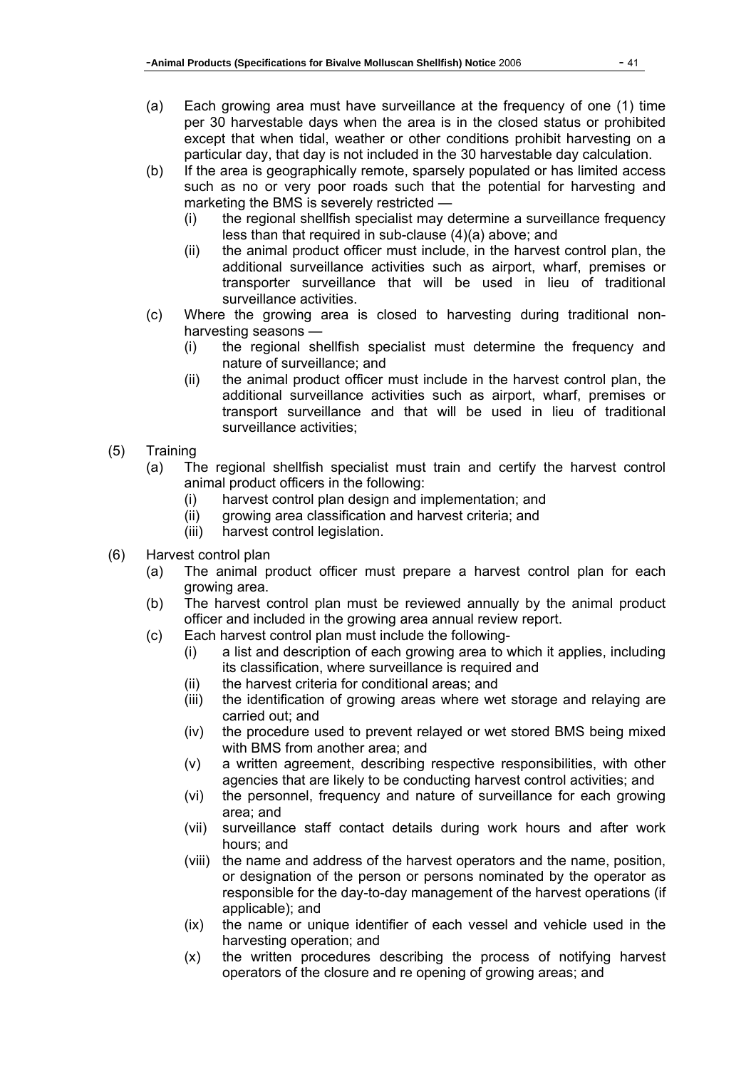(a) Each growing area must have surveillance at the frequency of one (1) time per 30 harvestable days when the area is in the closed status or prohibited except that when tidal, weather or other conditions prohibit harvesting on a particular day, that day is not included in the 30 harvestable day calculation.

(b) If the area is geographically remote, sparsely populated or has limited access such as no or very poor roads such that the potential for harvesting and marketing the BMS is severely restricted —

   (i) the regional shellfish specialist may determine a surveillance frequency less than that required in sub-clause (4)(a) above; and

   (ii) the animal product officer must include, in the harvest control plan, the additional surveillance activities such as airport, wharf, premises or transporter surveillance that will be used in lieu of traditional surveillance activities.

(c) Where the growing area is closed to harvesting during traditional non-harvesting seasons —

   (i) the regional shellfish specialist must determine the frequency and nature of surveillance; and

   (ii) the animal product officer must include in the harvest control plan, the additional surveillance activities such as airport, wharf, premises or transport surveillance and that will be used in lieu of traditional surveillance activities;

(5) Training

(a) The regional shellfish specialist must train and certify the harvest control animal product officers in the following:

   (i) harvest control plan design and implementation; and

   (ii) growing area classification and harvest criteria; and

   (iii) harvest control legislation.

(6) Harvest control plan

(a) The animal product officer must prepare a harvest control plan for each growing area.

(b) The harvest control plan must be reviewed annually by the animal product officer and included in the growing area annual review report.

(c) Each harvest control plan must include the following-

   (i) a list and description of each growing area to which it applies, including its classification, where surveillance is required and

   (ii) the harvest criteria for conditional areas; and

   (iii) the identification of growing areas where wet storage and relaying are carried out; and

   (iv) the procedure used to prevent relayed or wet stored BMS being mixed with BMS from another area; and

   (v) a written agreement, describing respective responsibilities, with other agencies that are likely to be conducting harvest control activities; and

   (vi) the personnel, frequency and nature of surveillance for each growing area; and

   (vii) surveillance staff contact details during work hours and after work hours; and

   (viii) the name and address of the harvest operators and the name, position, or designation of the person or persons nominated by the operator as responsible for the day-to-day management of the harvest operations (if applicable); and

   (ix) the name or unique identifier of each vessel and vehicle used in the harvesting operation; and

   (x) the written procedures describing the process of notifying harvest operators of the closure and re opening of growing areas; and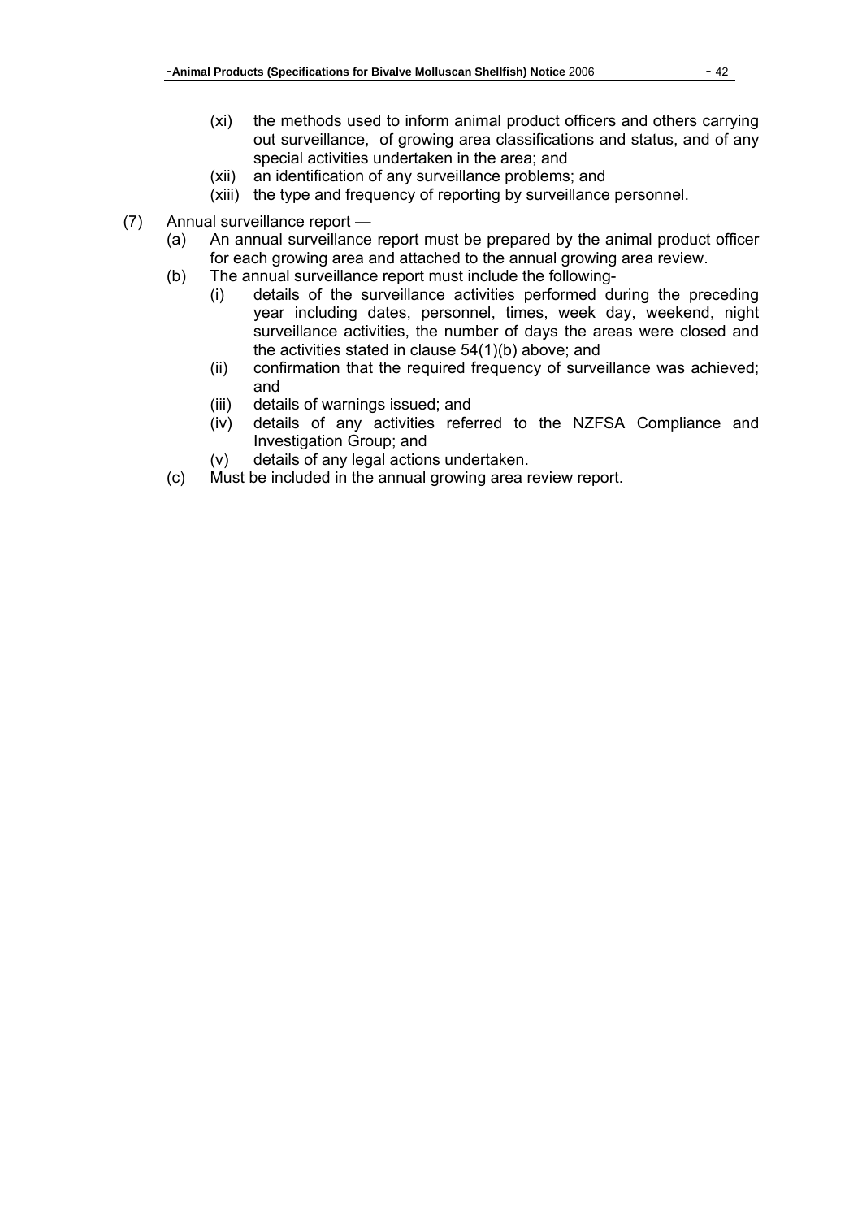(xi) the methods used to inform animal product officers and others carrying out surveillance, of growing area classifications and status, and of any special activities undertaken in the area; and

(xii) an identification of any surveillance problems; and

(xiii) the type and frequency of reporting by surveillance personnel.

(7) Annual surveillance report —

(a) An annual surveillance report must be prepared by the animal product officer for each growing area and attached to the annual growing area review.

(b) The annual surveillance report must include the following-

(i) details of the surveillance activities performed during the preceding year including dates, personnel, times, week day, weekend, night surveillance activities, the number of days the areas were closed and the activities stated in clause 54(1)(b) above; and

(ii) confirmation that the required frequency of surveillance was achieved; and

(iii) details of warnings issued; and

(iv) details of any activities referred to the NZFSA Compliance and Investigation Group; and

(v) details of any legal actions undertaken.

(c) Must be included in the annual growing area review report.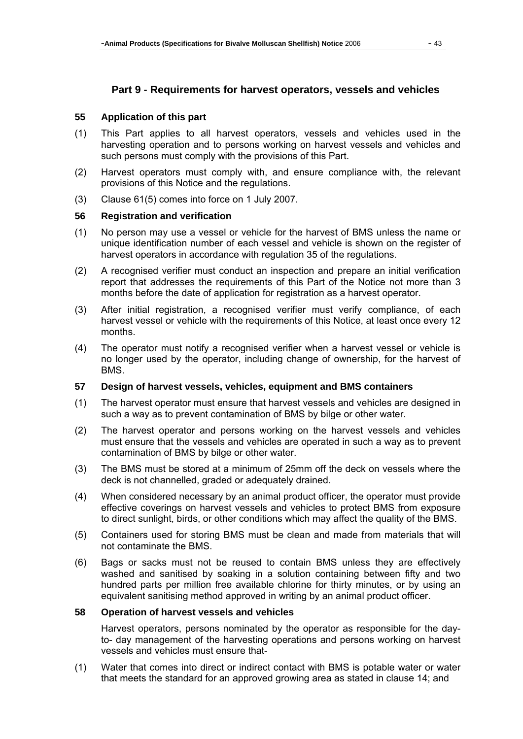## Part 9 - Requirements for harvest operators, vessels and vehicles

### 55 Application of this part

(1) This Part applies to all harvest operators, vessels and vehicles used in the harvesting operation and to persons working on harvest vessels and vehicles and such persons must comply with the provisions of this Part.

(2) Harvest operators must comply with, and ensure compliance with, the relevant provisions of this Notice and the regulations.

(3) Clause 61(5) comes into force on 1 July 2007.

### 56 Registration and verification

(1) No person may use a vessel or vehicle for the harvest of BMS unless the name or unique identification number of each vessel and vehicle is shown on the register of harvest operators in accordance with regulation 35 of the regulations.

(2) A recognised verifier must conduct an inspection and prepare an initial verification report that addresses the requirements of this Part of the Notice not more than 3 months before the date of application for registration as a harvest operator.

(3) After initial registration, a recognised verifier must verify compliance, of each harvest vessel or vehicle with the requirements of this Notice, at least once every 12 months.

(4) The operator must notify a recognised verifier when a harvest vessel or vehicle is no longer used by the operator, including change of ownership, for the harvest of BMS.

### 57 Design of harvest vessels, vehicles, equipment and BMS containers

(1) The harvest operator must ensure that harvest vessels and vehicles are designed in such a way as to prevent contamination of BMS by bilge or other water.

(2) The harvest operator and persons working on the harvest vessels and vehicles must ensure that the vessels and vehicles are operated in such a way as to prevent contamination of BMS by bilge or other water.

(3) The BMS must be stored at a minimum of 25mm off the deck on vessels where the deck is not channelled, graded or adequately drained.

(4) When considered necessary by an animal product officer, the operator must provide effective coverings on harvest vessels and vehicles to protect BMS from exposure to direct sunlight, birds, or other conditions which may affect the quality of the BMS.

(5) Containers used for storing BMS must be clean and made from materials that will not contaminate the BMS.

(6) Bags or sacks must not be reused to contain BMS unless they are effectively washed and sanitised by soaking in a solution containing between fifty and two hundred parts per million free available chlorine for thirty minutes, or by using an equivalent sanitising method approved in writing by an animal product officer.

### 58 Operation of harvest vessels and vehicles

Harvest operators, persons nominated by the operator as responsible for the day-to- day management of the harvesting operations and persons working on harvest vessels and vehicles must ensure that-

(1) Water that comes into direct or indirect contact with BMS is potable water or water that meets the standard for an approved growing area as stated in clause 14; and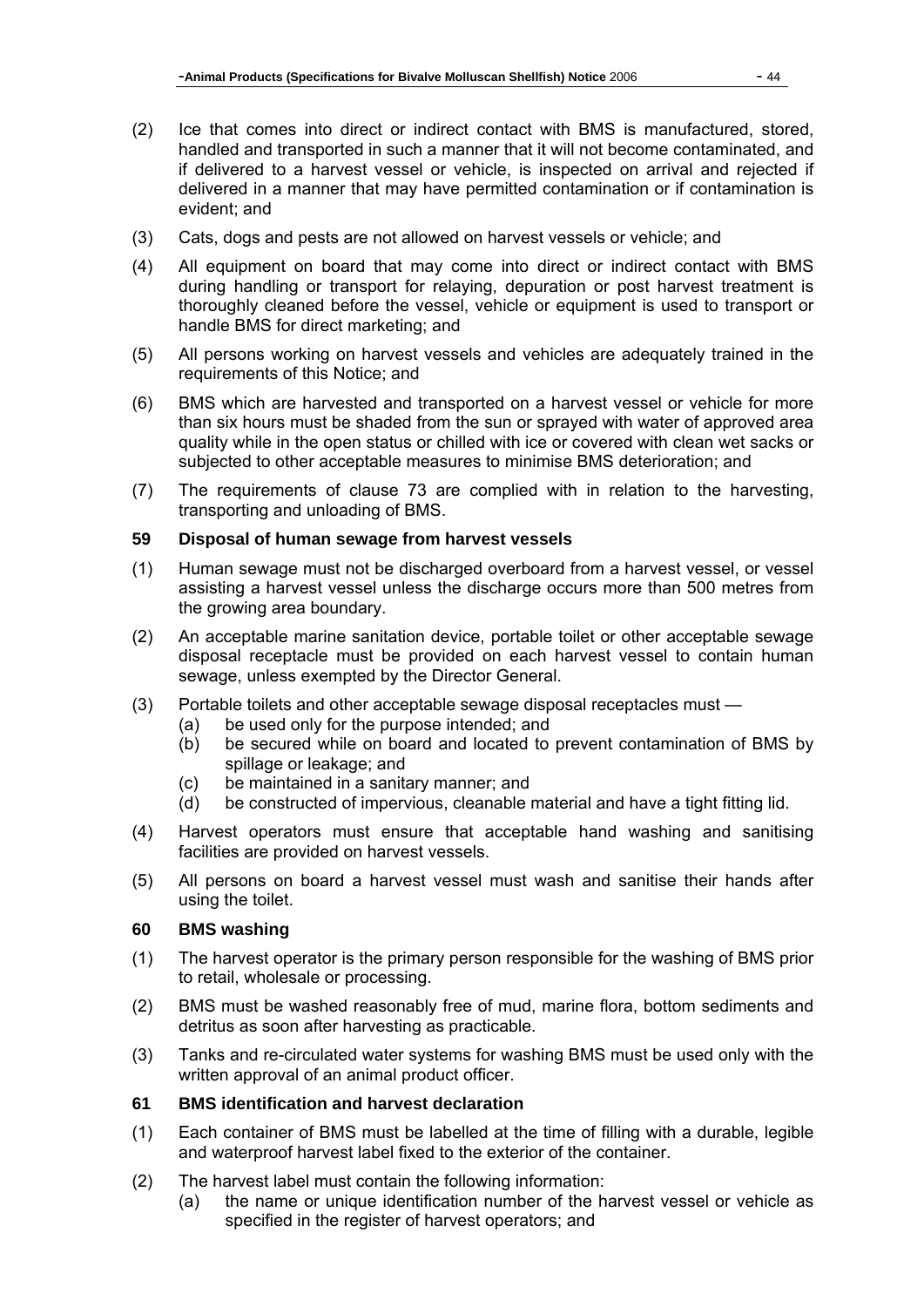(2) Ice that comes into direct or indirect contact with BMS is manufactured, stored, handled and transported in such a manner that it will not become contaminated, and if delivered to a harvest vessel or vehicle, is inspected on arrival and rejected if delivered in a manner that may have permitted contamination or if contamination is evident; and

(3) Cats, dogs and pests are not allowed on harvest vessels or vehicle; and

(4) All equipment on board that may come into direct or indirect contact with BMS during handling or transport for relaying, depuration or post harvest treatment is thoroughly cleaned before the vessel, vehicle or equipment is used to transport or handle BMS for direct marketing; and

(5) All persons working on harvest vessels and vehicles are adequately trained in the requirements of this Notice; and

(6) BMS which are harvested and transported on a harvest vessel or vehicle for more than six hours must be shaded from the sun or sprayed with water of approved area quality while in the open status or chilled with ice or covered with clean wet sacks or subjected to other acceptable measures to minimise BMS deterioration; and

(7) The requirements of clause 73 are complied with in relation to the harvesting, transporting and unloading of BMS.

### 59 Disposal of human sewage from harvest vessels

(1) Human sewage must not be discharged overboard from a harvest vessel, or vessel assisting a harvest vessel unless the discharge occurs more than 500 metres from the growing area boundary.

(2) An acceptable marine sanitation device, portable toilet or other acceptable sewage disposal receptacle must be provided on each harvest vessel to contain human sewage, unless exempted by the Director General.

(3) Portable toilets and other acceptable sewage disposal receptacles must —
- (a) be used only for the purpose intended; and
- (b) be secured while on board and located to prevent contamination of BMS by spillage or leakage; and
- (c) be maintained in a sanitary manner; and
- (d) be constructed of impervious, cleanable material and have a tight fitting lid.

(4) Harvest operators must ensure that acceptable hand washing and sanitising facilities are provided on harvest vessels.

(5) All persons on board a harvest vessel must wash and sanitise their hands after using the toilet.

### 60 BMS washing

(1) The harvest operator is the primary person responsible for the washing of BMS prior to retail, wholesale or processing.

(2) BMS must be washed reasonably free of mud, marine flora, bottom sediments and detritus as soon after harvesting as practicable.

(3) Tanks and re-circulated water systems for washing BMS must be used only with the written approval of an animal product officer.

### 61 BMS identification and harvest declaration

(1) Each container of BMS must be labelled at the time of filling with a durable, legible and waterproof harvest label fixed to the exterior of the container.

(2) The harvest label must contain the following information:
- (a) the name or unique identification number of the harvest vessel or vehicle as specified in the register of harvest operators; and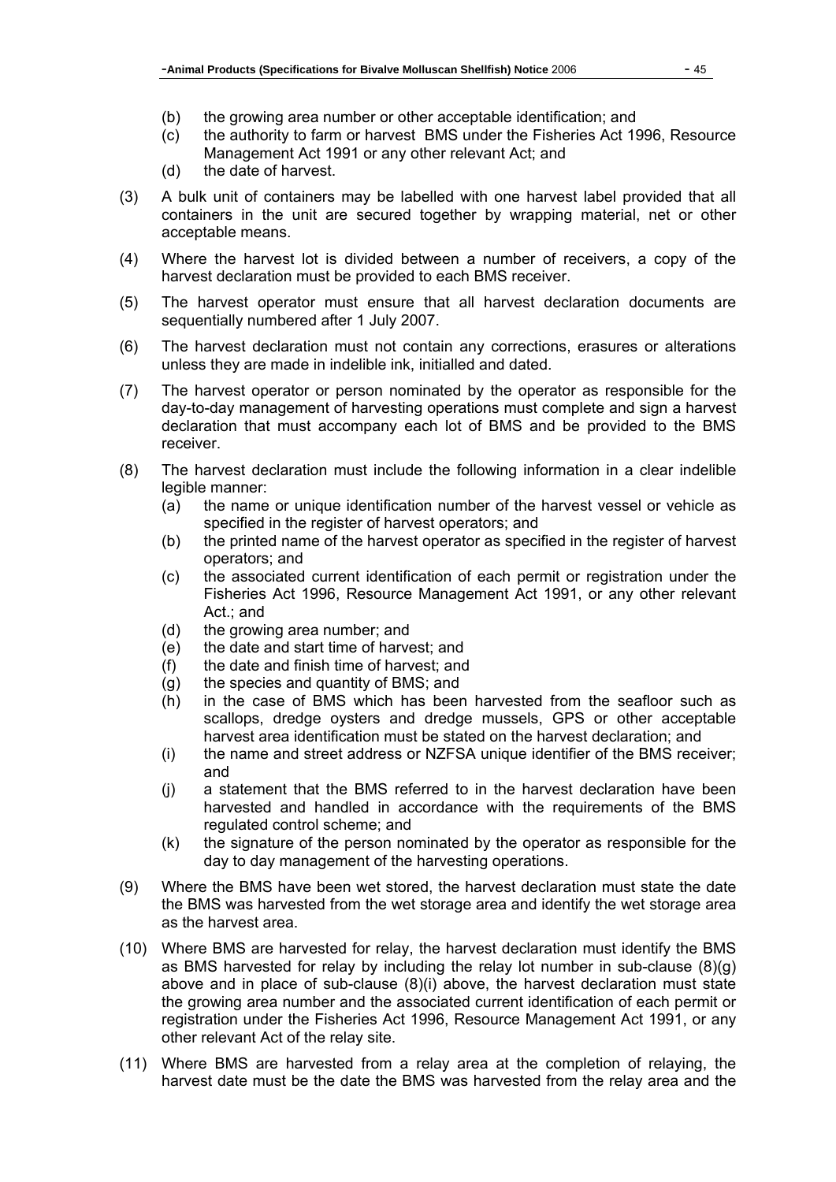(b) the growing area number or other acceptable identification; and

(c) the authority to farm or harvest BMS under the Fisheries Act 1996, Resource Management Act 1991 or any other relevant Act; and

(d) the date of harvest.

(3) A bulk unit of containers may be labelled with one harvest label provided that all containers in the unit are secured together by wrapping material, net or other acceptable means.

(4) Where the harvest lot is divided between a number of receivers, a copy of the harvest declaration must be provided to each BMS receiver.

(5) The harvest operator must ensure that all harvest declaration documents are sequentially numbered after 1 July 2007.

(6) The harvest declaration must not contain any corrections, erasures or alterations unless they are made in indelible ink, initialled and dated.

(7) The harvest operator or person nominated by the operator as responsible for the day-to-day management of harvesting operations must complete and sign a harvest declaration that must accompany each lot of BMS and be provided to the BMS receiver.

(8) The harvest declaration must include the following information in a clear indelible legible manner:

(a) the name or unique identification number of the harvest vessel or vehicle as specified in the register of harvest operators; and

(b) the printed name of the harvest operator as specified in the register of harvest operators; and

(c) the associated current identification of each permit or registration under the Fisheries Act 1996, Resource Management Act 1991, or any other relevant Act.; and

(d) the growing area number; and

(e) the date and start time of harvest; and

(f) the date and finish time of harvest; and

(g) the species and quantity of BMS; and

(h) in the case of BMS which has been harvested from the seafloor such as scallops, dredge oysters and dredge mussels, GPS or other acceptable harvest area identification must be stated on the harvest declaration; and

(i) the name and street address or NZFSA unique identifier of the BMS receiver; and

(j) a statement that the BMS referred to in the harvest declaration have been harvested and handled in accordance with the requirements of the BMS regulated control scheme; and

(k) the signature of the person nominated by the operator as responsible for the day to day management of the harvesting operations.

(9) Where the BMS have been wet stored, the harvest declaration must state the date the BMS was harvested from the wet storage area and identify the wet storage area as the harvest area.

(10) Where BMS are harvested for relay, the harvest declaration must identify the BMS as BMS harvested for relay by including the relay lot number in sub-clause (8)(g) above and in place of sub-clause (8)(i) above, the harvest declaration must state the growing area number and the associated current identification of each permit or registration under the Fisheries Act 1996, Resource Management Act 1991, or any other relevant Act of the relay site.

(11) Where BMS are harvested from a relay area at the completion of relaying, the harvest date must be the date the BMS was harvested from the relay area and the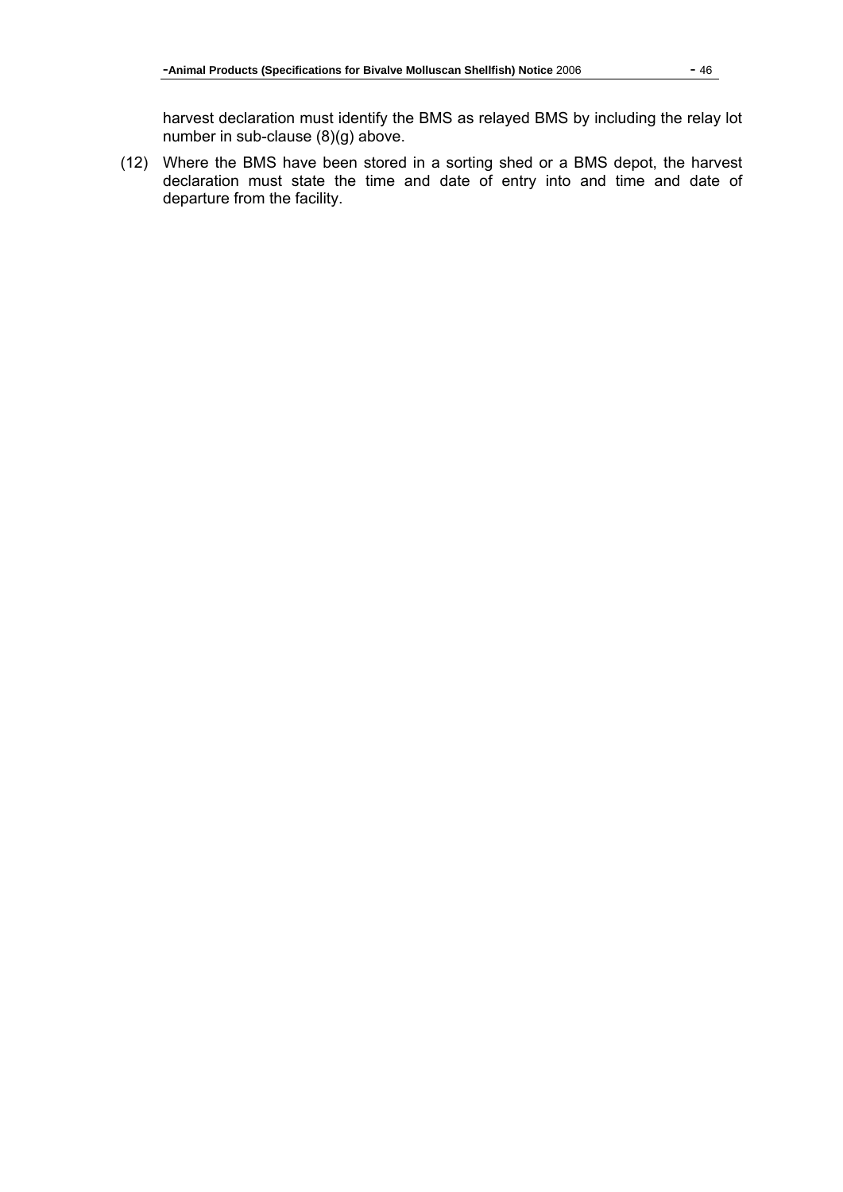harvest declaration must identify the BMS as relayed BMS by including the relay lot number in sub-clause (8)(g) above.

(12) Where the BMS have been stored in a sorting shed or a BMS depot, the harvest declaration must state the time and date of entry into and time and date of departure from the facility.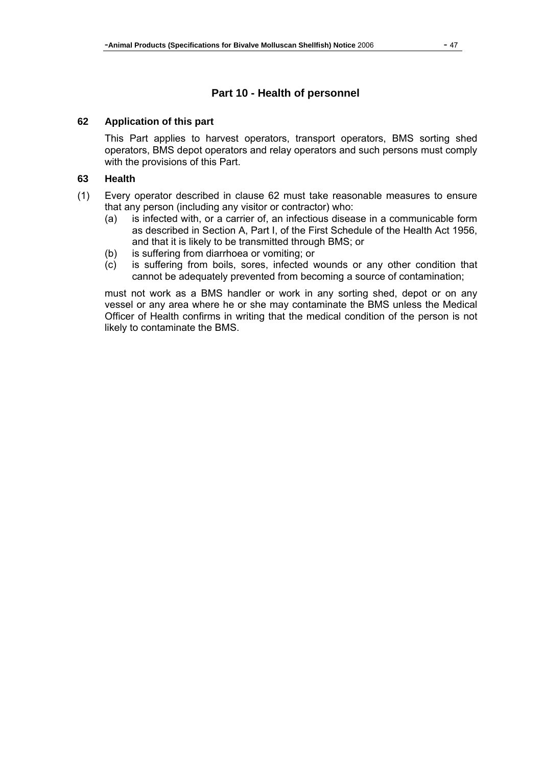## Part 10 - Health of personnel

### 62 Application of this part

This Part applies to harvest operators, transport operators, BMS sorting shed operators, BMS depot operators and relay operators and such persons must comply with the provisions of this Part.

### 63 Health

(1) Every operator described in clause 62 must take reasonable measures to ensure that any person (including any visitor or contractor) who:

   (a) is infected with, or a carrier of, an infectious disease in a communicable form as described in Section A, Part I, of the First Schedule of the Health Act 1956, and that it is likely to be transmitted through BMS; or

   (b) is suffering from diarrhoea or vomiting; or

   (c) is suffering from boils, sores, infected wounds or any other condition that cannot be adequately prevented from becoming a source of contamination;

must not work as a BMS handler or work in any sorting shed, depot or on any vessel or any area where he or she may contaminate the BMS unless the Medical Officer of Health confirms in writing that the medical condition of the person is not likely to contaminate the BMS.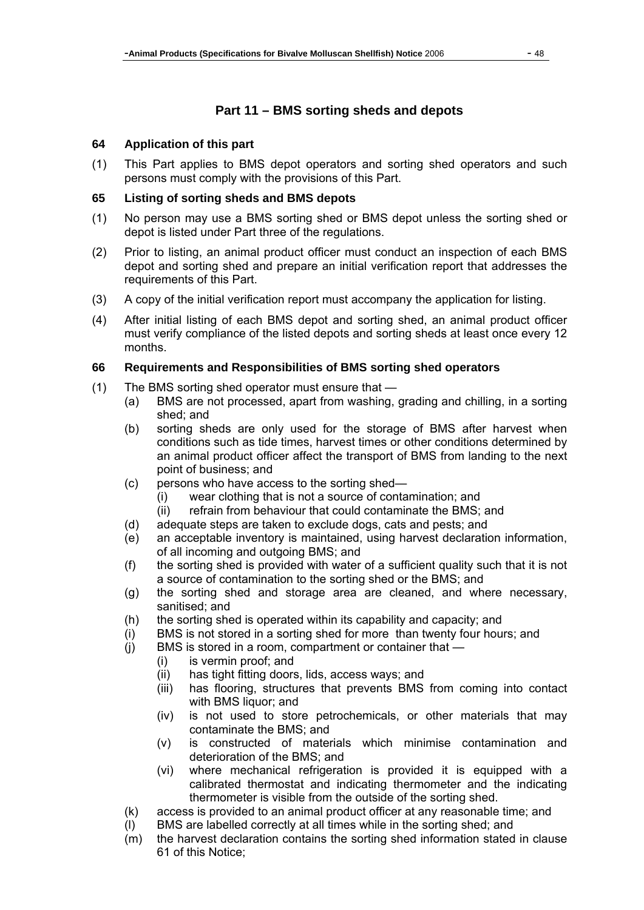## Part 11 – BMS sorting sheds and depots

### 64 Application of this part

(1) This Part applies to BMS depot operators and sorting shed operators and such persons must comply with the provisions of this Part.

### 65 Listing of sorting sheds and BMS depots

(1) No person may use a BMS sorting shed or BMS depot unless the sorting shed or depot is listed under Part three of the regulations.

(2) Prior to listing, an animal product officer must conduct an inspection of each BMS depot and sorting shed and prepare an initial verification report that addresses the requirements of this Part.

(3) A copy of the initial verification report must accompany the application for listing.

(4) After initial listing of each BMS depot and sorting shed, an animal product officer must verify compliance of the listed depots and sorting sheds at least once every 12 months.

### 66 Requirements and Responsibilities of BMS sorting shed operators

(1) The BMS sorting shed operator must ensure that —
- (a) BMS are not processed, apart from washing, grading and chilling, in a sorting shed; and
- (b) sorting sheds are only used for the storage of BMS after harvest when conditions such as tide times, harvest times or other conditions determined by an animal product officer affect the transport of BMS from landing to the next point of business; and
- (c) persons who have access to the sorting shed—
  - (i) wear clothing that is not a source of contamination; and
  - (ii) refrain from behaviour that could contaminate the BMS; and
- (d) adequate steps are taken to exclude dogs, cats and pests; and
- (e) an acceptable inventory is maintained, using harvest declaration information, of all incoming and outgoing BMS; and
- (f) the sorting shed is provided with water of a sufficient quality such that it is not a source of contamination to the sorting shed or the BMS; and
- (g) the sorting shed and storage area are cleaned, and where necessary, sanitised; and
- (h) the sorting shed is operated within its capability and capacity; and
- (i) BMS is not stored in a sorting shed for more than twenty four hours; and
- (j) BMS is stored in a room, compartment or container that —
  - (i) is vermin proof; and
  - (ii) has tight fitting doors, lids, access ways; and
  - (iii) has flooring, structures that prevents BMS from coming into contact with BMS liquor; and
  - (iv) is not used to store petrochemicals, or other materials that may contaminate the BMS; and
  - (v) is constructed of materials which minimise contamination and deterioration of the BMS; and
  - (vi) where mechanical refrigeration is provided it is equipped with a calibrated thermostat and indicating thermometer and the indicating thermometer is visible from the outside of the sorting shed.
- (k) access is provided to an animal product officer at any reasonable time; and
- (l) BMS are labelled correctly at all times while in the sorting shed; and
- (m) the harvest declaration contains the sorting shed information stated in clause 61 of this Notice;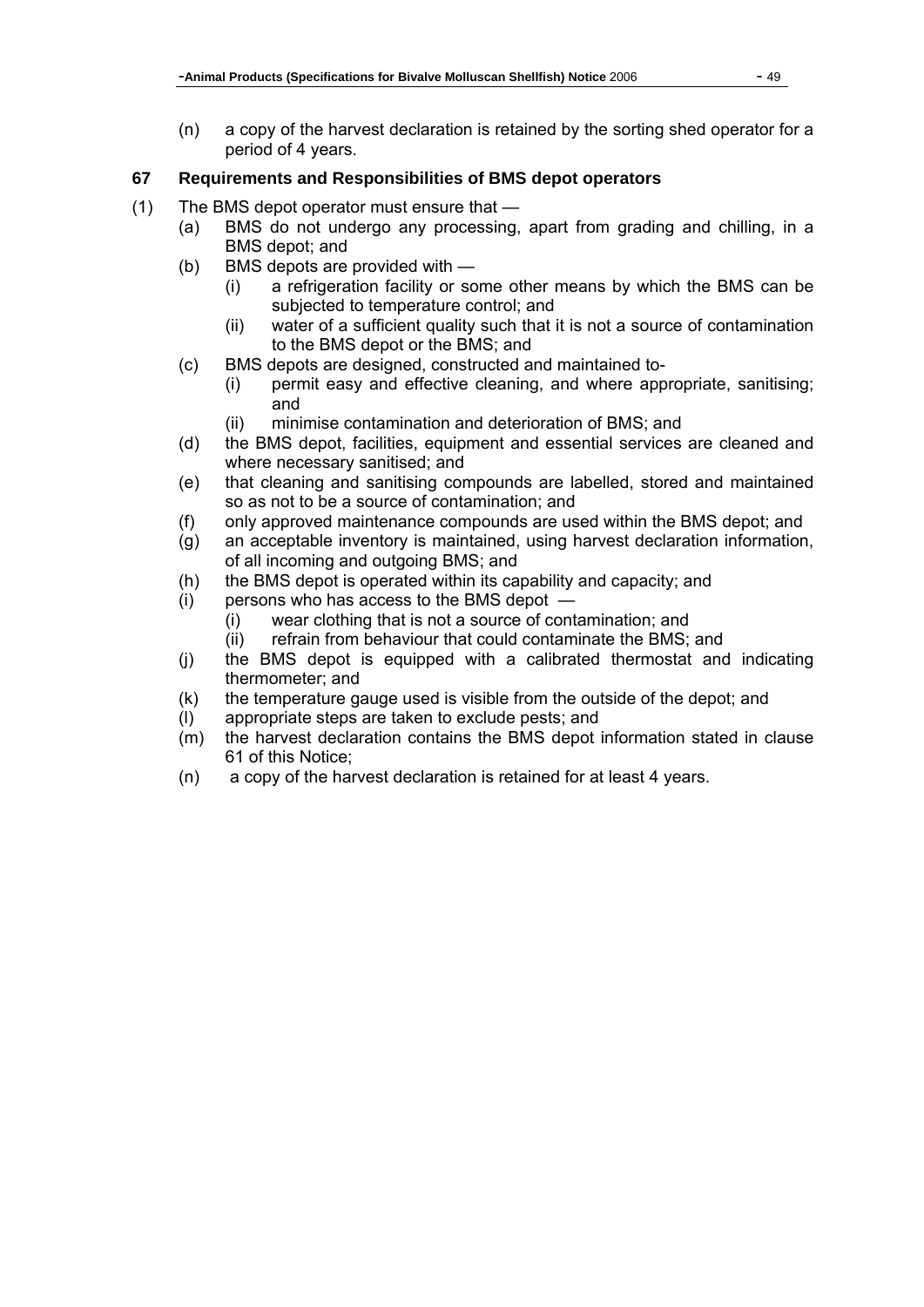(n) a copy of the harvest declaration is retained by the sorting shed operator for a period of 4 years.

### 67 Requirements and Responsibilities of BMS depot operators

(1) The BMS depot operator must ensure that —

- (a) BMS do not undergo any processing, apart from grading and chilling, in a BMS depot; and
- (b) BMS depots are provided with —
  - (i) a refrigeration facility or some other means by which the BMS can be subjected to temperature control; and
  - (ii) water of a sufficient quality such that it is not a source of contamination to the BMS depot or the BMS; and
- (c) BMS depots are designed, constructed and maintained to-
  - (i) permit easy and effective cleaning, and where appropriate, sanitising; and
  - (ii) minimise contamination and deterioration of BMS; and
- (d) the BMS depot, facilities, equipment and essential services are cleaned and where necessary sanitised; and
- (e) that cleaning and sanitising compounds are labelled, stored and maintained so as not to be a source of contamination; and
- (f) only approved maintenance compounds are used within the BMS depot; and
- (g) an acceptable inventory is maintained, using harvest declaration information, of all incoming and outgoing BMS; and
- (h) the BMS depot is operated within its capability and capacity; and
- (i) persons who has access to the BMS depot —
  - (i) wear clothing that is not a source of contamination; and
  - (ii) refrain from behaviour that could contaminate the BMS; and
- (j) the BMS depot is equipped with a calibrated thermostat and indicating thermometer; and
- (k) the temperature gauge used is visible from the outside of the depot; and
- (l) appropriate steps are taken to exclude pests; and
- (m) the harvest declaration contains the BMS depot information stated in clause 61 of this Notice;
- (n) a copy of the harvest declaration is retained for at least 4 years.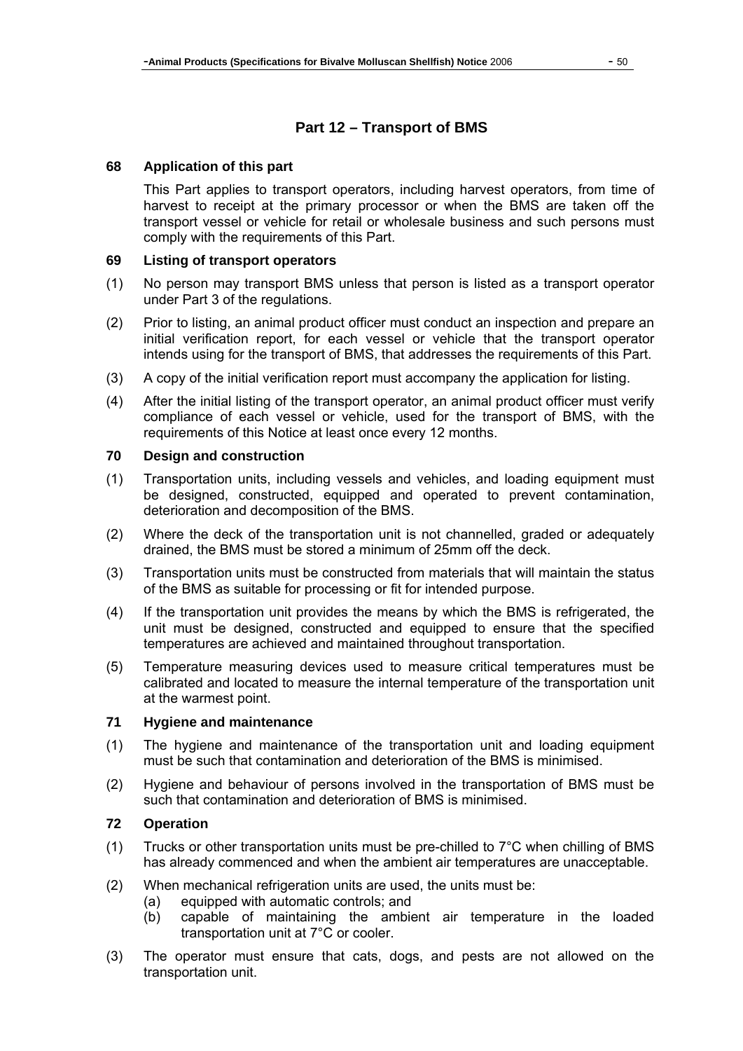## Part 12 – Transport of BMS

### 68 Application of this part

This Part applies to transport operators, including harvest operators, from time of harvest to receipt at the primary processor or when the BMS are taken off the transport vessel or vehicle for retail or wholesale business and such persons must comply with the requirements of this Part.

### 69 Listing of transport operators

(1) No person may transport BMS unless that person is listed as a transport operator under Part 3 of the regulations.

(2) Prior to listing, an animal product officer must conduct an inspection and prepare an initial verification report, for each vessel or vehicle that the transport operator intends using for the transport of BMS, that addresses the requirements of this Part.

(3) A copy of the initial verification report must accompany the application for listing.

(4) After the initial listing of the transport operator, an animal product officer must verify compliance of each vessel or vehicle, used for the transport of BMS, with the requirements of this Notice at least once every 12 months.

### 70 Design and construction

(1) Transportation units, including vessels and vehicles, and loading equipment must be designed, constructed, equipped and operated to prevent contamination, deterioration and decomposition of the BMS.

(2) Where the deck of the transportation unit is not channelled, graded or adequately drained, the BMS must be stored a minimum of 25mm off the deck.

(3) Transportation units must be constructed from materials that will maintain the status of the BMS as suitable for processing or fit for intended purpose.

(4) If the transportation unit provides the means by which the BMS is refrigerated, the unit must be designed, constructed and equipped to ensure that the specified temperatures are achieved and maintained throughout transportation.

(5) Temperature measuring devices used to measure critical temperatures must be calibrated and located to measure the internal temperature of the transportation unit at the warmest point.

### 71 Hygiene and maintenance

(1) The hygiene and maintenance of the transportation unit and loading equipment must be such that contamination and deterioration of the BMS is minimised.

(2) Hygiene and behaviour of persons involved in the transportation of BMS must be such that contamination and deterioration of BMS is minimised.

### 72 Operation

(1) Trucks or other transportation units must be pre-chilled to 7°C when chilling of BMS has already commenced and when the ambient air temperatures are unacceptable.

(2) When mechanical refrigeration units are used, the units must be:
   - (a) equipped with automatic controls; and
   - (b) capable of maintaining the ambient air temperature in the loaded transportation unit at 7°C or cooler.

(3) The operator must ensure that cats, dogs, and pests are not allowed on the transportation unit.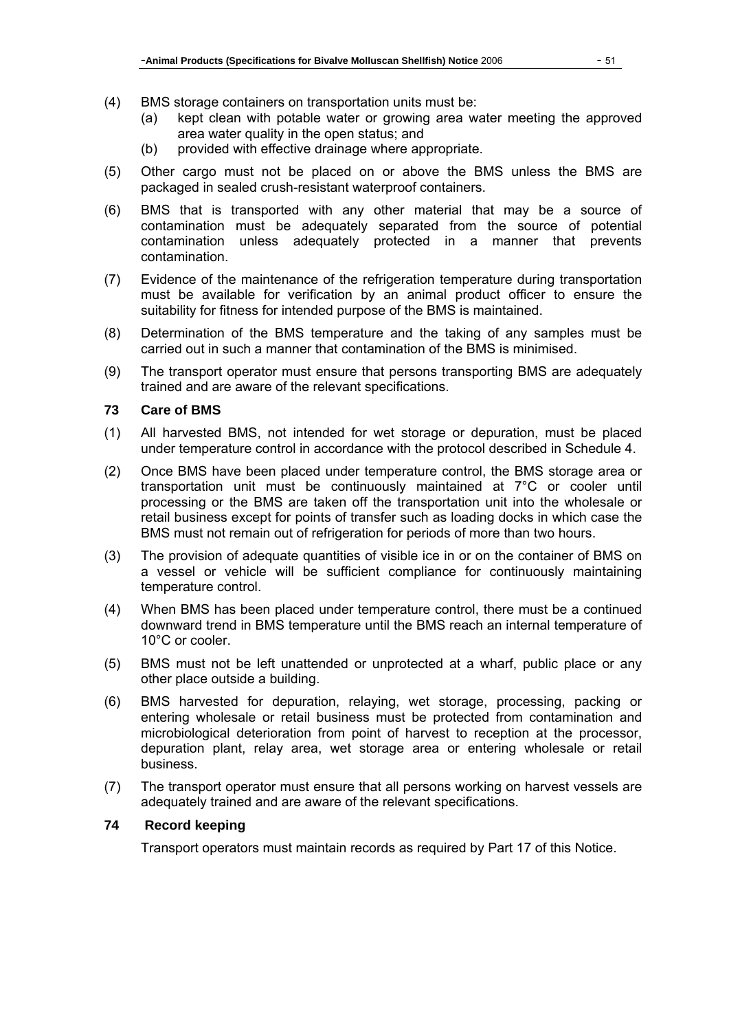(4) BMS storage containers on transportation units must be:
   (a) kept clean with potable water or growing area water meeting the approved area water quality in the open status; and
   (b) provided with effective drainage where appropriate.

(5) Other cargo must not be placed on or above the BMS unless the BMS are packaged in sealed crush-resistant waterproof containers.

(6) BMS that is transported with any other material that may be a source of contamination must be adequately separated from the source of potential contamination unless adequately protected in a manner that prevents contamination.

(7) Evidence of the maintenance of the refrigeration temperature during transportation must be available for verification by an animal product officer to ensure the suitability for fitness for intended purpose of the BMS is maintained.

(8) Determination of the BMS temperature and the taking of any samples must be carried out in such a manner that contamination of the BMS is minimised.

(9) The transport operator must ensure that persons transporting BMS are adequately trained and are aware of the relevant specifications.

### 73 Care of BMS

(1) All harvested BMS, not intended for wet storage or depuration, must be placed under temperature control in accordance with the protocol described in Schedule 4.

(2) Once BMS have been placed under temperature control, the BMS storage area or transportation unit must be continuously maintained at 7°C or cooler until processing or the BMS are taken off the transportation unit into the wholesale or retail business except for points of transfer such as loading docks in which case the BMS must not remain out of refrigeration for periods of more than two hours.

(3) The provision of adequate quantities of visible ice in or on the container of BMS on a vessel or vehicle will be sufficient compliance for continuously maintaining temperature control.

(4) When BMS has been placed under temperature control, there must be a continued downward trend in BMS temperature until the BMS reach an internal temperature of 10°C or cooler.

(5) BMS must not be left unattended or unprotected at a wharf, public place or any other place outside a building.

(6) BMS harvested for depuration, relaying, wet storage, processing, packing or entering wholesale or retail business must be protected from contamination and microbiological deterioration from point of harvest to reception at the processor, depuration plant, relay area, wet storage area or entering wholesale or retail business.

(7) The transport operator must ensure that all persons working on harvest vessels are adequately trained and are aware of the relevant specifications.

### 74 Record keeping

Transport operators must maintain records as required by Part 17 of this Notice.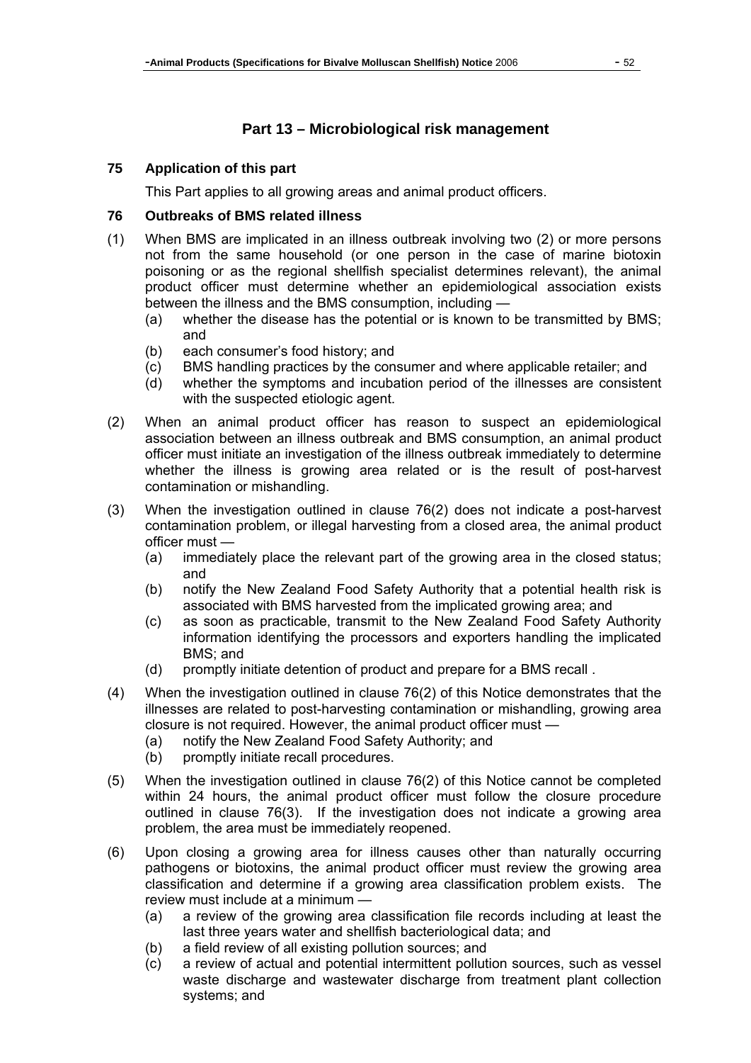## Part 13 – Microbiological risk management

### 75 Application of this part

This Part applies to all growing areas and animal product officers.

### 76 Outbreaks of BMS related illness

(1) When BMS are implicated in an illness outbreak involving two (2) or more persons not from the same household (or one person in the case of marine biotoxin poisoning or as the regional shellfish specialist determines relevant), the animal product officer must determine whether an epidemiological association exists between the illness and the BMS consumption, including —
   - (a) whether the disease has the potential or is known to be transmitted by BMS; and
   - (b) each consumer's food history; and
   - (c) BMS handling practices by the consumer and where applicable retailer; and
   - (d) whether the symptoms and incubation period of the illnesses are consistent with the suspected etiologic agent.

(2) When an animal product officer has reason to suspect an epidemiological association between an illness outbreak and BMS consumption, an animal product officer must initiate an investigation of the illness outbreak immediately to determine whether the illness is growing area related or is the result of post-harvest contamination or mishandling.

(3) When the investigation outlined in clause 76(2) does not indicate a post-harvest contamination problem, or illegal harvesting from a closed area, the animal product officer must —
   - (a) immediately place the relevant part of the growing area in the closed status; and
   - (b) notify the New Zealand Food Safety Authority that a potential health risk is associated with BMS harvested from the implicated growing area; and
   - (c) as soon as practicable, transmit to the New Zealand Food Safety Authority information identifying the processors and exporters handling the implicated BMS; and
   - (d) promptly initiate detention of product and prepare for a BMS recall .

(4) When the investigation outlined in clause 76(2) of this Notice demonstrates that the illnesses are related to post-harvesting contamination or mishandling, growing area closure is not required. However, the animal product officer must —
   - (a) notify the New Zealand Food Safety Authority; and
   - (b) promptly initiate recall procedures.

(5) When the investigation outlined in clause 76(2) of this Notice cannot be completed within 24 hours, the animal product officer must follow the closure procedure outlined in clause 76(3). If the investigation does not indicate a growing area problem, the area must be immediately reopened.

(6) Upon closing a growing area for illness causes other than naturally occurring pathogens or biotoxins, the animal product officer must review the growing area classification and determine if a growing area classification problem exists. The review must include at a minimum —
   - (a) a review of the growing area classification file records including at least the last three years water and shellfish bacteriological data; and
   - (b) a field review of all existing pollution sources; and
   - (c) a review of actual and potential intermittent pollution sources, such as vessel waste discharge and wastewater discharge from treatment plant collection systems; and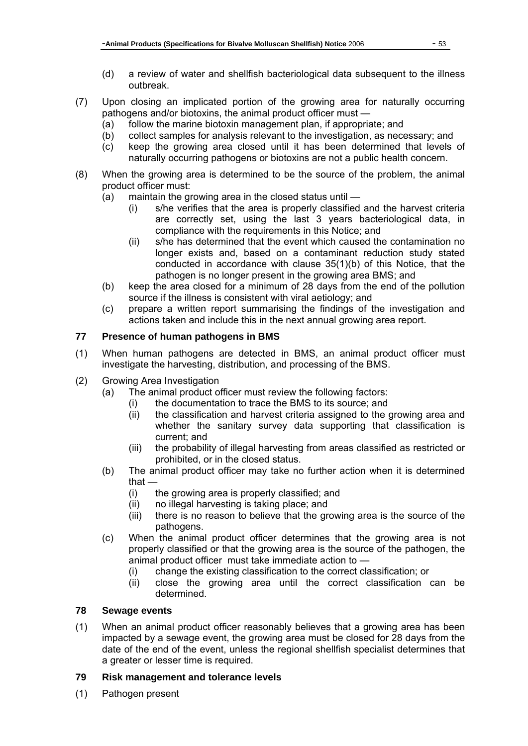(d) a review of water and shellfish bacteriological data subsequent to the illness outbreak.

(7) Upon closing an implicated portion of the growing area for naturally occurring pathogens and/or biotoxins, the animal product officer must —

(a) follow the marine biotoxin management plan, if appropriate; and

(b) collect samples for analysis relevant to the investigation, as necessary; and

(c) keep the growing area closed until it has been determined that levels of naturally occurring pathogens or biotoxins are not a public health concern.

(8) When the growing area is determined to be the source of the problem, the animal product officer must:

(a) maintain the growing area in the closed status until —

(i) s/he verifies that the area is properly classified and the harvest criteria are correctly set, using the last 3 years bacteriological data, in compliance with the requirements in this Notice; and

(ii) s/he has determined that the event which caused the contamination no longer exists and, based on a contaminant reduction study stated conducted in accordance with clause 35(1)(b) of this Notice, that the pathogen is no longer present in the growing area BMS; and

(b) keep the area closed for a minimum of 28 days from the end of the pollution source if the illness is consistent with viral aetiology; and

(c) prepare a written report summarising the findings of the investigation and actions taken and include this in the next annual growing area report.

### 77 Presence of human pathogens in BMS

(1) When human pathogens are detected in BMS, an animal product officer must investigate the harvesting, distribution, and processing of the BMS.

(2) Growing Area Investigation

(a) The animal product officer must review the following factors:

(i) the documentation to trace the BMS to its source; and

(ii) the classification and harvest criteria assigned to the growing area and whether the sanitary survey data supporting that classification is current; and

(iii) the probability of illegal harvesting from areas classified as restricted or prohibited, or in the closed status.

(b) The animal product officer may take no further action when it is determined that —

(i) the growing area is properly classified; and

(ii) no illegal harvesting is taking place; and

(iii) there is no reason to believe that the growing area is the source of the pathogens.

(c) When the animal product officer determines that the growing area is not properly classified or that the growing area is the source of the pathogen, the animal product officer must take immediate action to —

(i) change the existing classification to the correct classification; or

(ii) close the growing area until the correct classification can be determined.

### 78 Sewage events

(1) When an animal product officer reasonably believes that a growing area has been impacted by a sewage event, the growing area must be closed for 28 days from the date of the end of the event, unless the regional shellfish specialist determines that a greater or lesser time is required.

### 79 Risk management and tolerance levels

(1) Pathogen present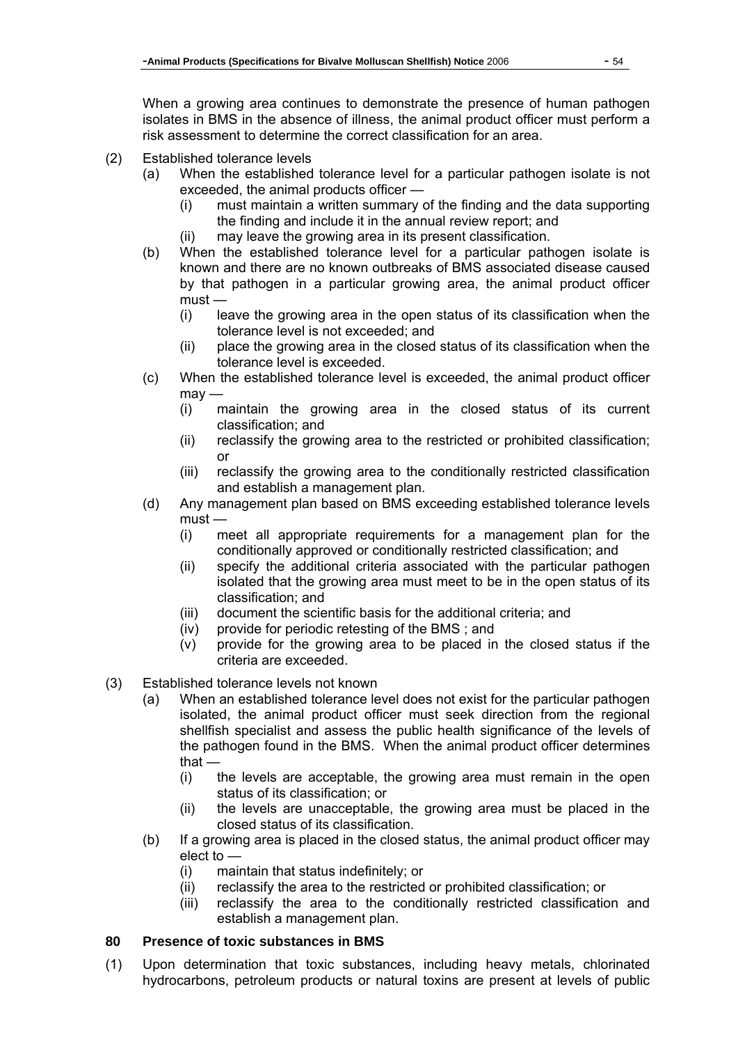When a growing area continues to demonstrate the presence of human pathogen isolates in BMS in the absence of illness, the animal product officer must perform a risk assessment to determine the correct classification for an area.

(2) Established tolerance levels

(a) When the established tolerance level for a particular pathogen isolate is not exceeded, the animal products officer —

(i) must maintain a written summary of the finding and the data supporting the finding and include it in the annual review report; and

(ii) may leave the growing area in its present classification.

(b) When the established tolerance level for a particular pathogen isolate is known and there are no known outbreaks of BMS associated disease caused by that pathogen in a particular growing area, the animal product officer must —

(i) leave the growing area in the open status of its classification when the tolerance level is not exceeded; and

(ii) place the growing area in the closed status of its classification when the tolerance level is exceeded.

(c) When the established tolerance level is exceeded, the animal product officer may —

(i) maintain the growing area in the closed status of its current classification; and

(ii) reclassify the growing area to the restricted or prohibited classification; or

(iii) reclassify the growing area to the conditionally restricted classification and establish a management plan.

(d) Any management plan based on BMS exceeding established tolerance levels must —

(i) meet all appropriate requirements for a management plan for the conditionally approved or conditionally restricted classification; and

(ii) specify the additional criteria associated with the particular pathogen isolated that the growing area must meet to be in the open status of its classification; and

(iii) document the scientific basis for the additional criteria; and

(iv) provide for periodic retesting of the BMS ; and

(v) provide for the growing area to be placed in the closed status if the criteria are exceeded.

(3) Established tolerance levels not known

(a) When an established tolerance level does not exist for the particular pathogen isolated, the animal product officer must seek direction from the regional shellfish specialist and assess the public health significance of the levels of the pathogen found in the BMS. When the animal product officer determines that —

(i) the levels are acceptable, the growing area must remain in the open status of its classification; or

(ii) the levels are unacceptable, the growing area must be placed in the closed status of its classification.

(b) If a growing area is placed in the closed status, the animal product officer may elect to —

(i) maintain that status indefinitely; or

(ii) reclassify the area to the restricted or prohibited classification; or

(iii) reclassify the area to the conditionally restricted classification and establish a management plan.

## 80 Presence of toxic substances in BMS

(1) Upon determination that toxic substances, including heavy metals, chlorinated hydrocarbons, petroleum products or natural toxins are present at levels of public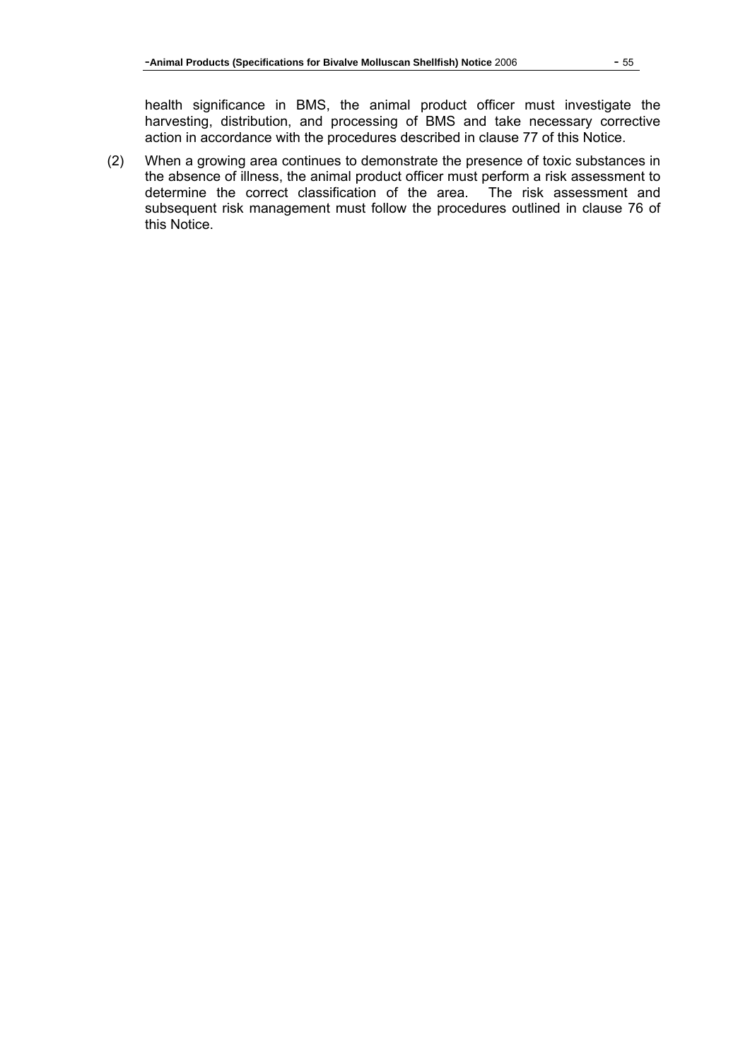health significance in BMS, the animal product officer must investigate the harvesting, distribution, and processing of BMS and take necessary corrective action in accordance with the procedures described in clause 77 of this Notice.

(2) When a growing area continues to demonstrate the presence of toxic substances in the absence of illness, the animal product officer must perform a risk assessment to determine the correct classification of the area. The risk assessment and subsequent risk management must follow the procedures outlined in clause 76 of this Notice.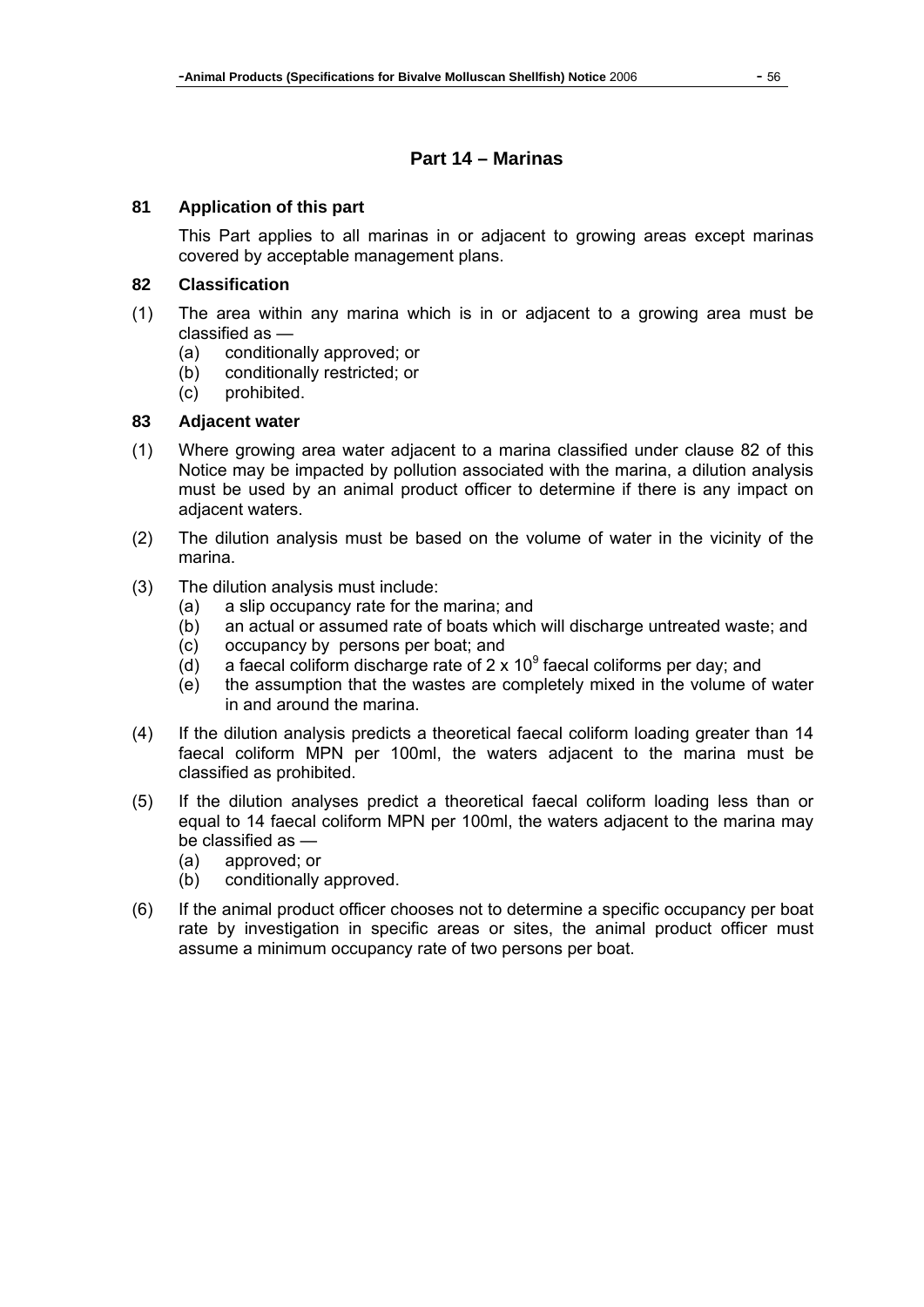## Part 14 – Marinas

### 81 Application of this part

This Part applies to all marinas in or adjacent to growing areas except marinas covered by acceptable management plans.

### 82 Classification

(1) The area within any marina which is in or adjacent to a growing area must be classified as —
  - (a) conditionally approved; or
  - (b) conditionally restricted; or
  - (c) prohibited.

### 83 Adjacent water

(1) Where growing area water adjacent to a marina classified under clause 82 of this Notice may be impacted by pollution associated with the marina, a dilution analysis must be used by an animal product officer to determine if there is any impact on adjacent waters.

(2) The dilution analysis must be based on the volume of water in the vicinity of the marina.

(3) The dilution analysis must include:
  - (a) a slip occupancy rate for the marina; and
  - (b) an actual or assumed rate of boats which will discharge untreated waste; and
  - (c) occupancy by persons per boat; and
  - (d) a faecal coliform discharge rate of $2 \times 10^9$ faecal coliforms per day; and
  - (e) the assumption that the wastes are completely mixed in the volume of water in and around the marina.

(4) If the dilution analysis predicts a theoretical faecal coliform loading greater than 14 faecal coliform MPN per 100ml, the waters adjacent to the marina must be classified as prohibited.

(5) If the dilution analyses predict a theoretical faecal coliform loading less than or equal to 14 faecal coliform MPN per 100ml, the waters adjacent to the marina may be classified as —
  - (a) approved; or
  - (b) conditionally approved.

(6) If the animal product officer chooses not to determine a specific occupancy per boat rate by investigation in specific areas or sites, the animal product officer must assume a minimum occupancy rate of two persons per boat.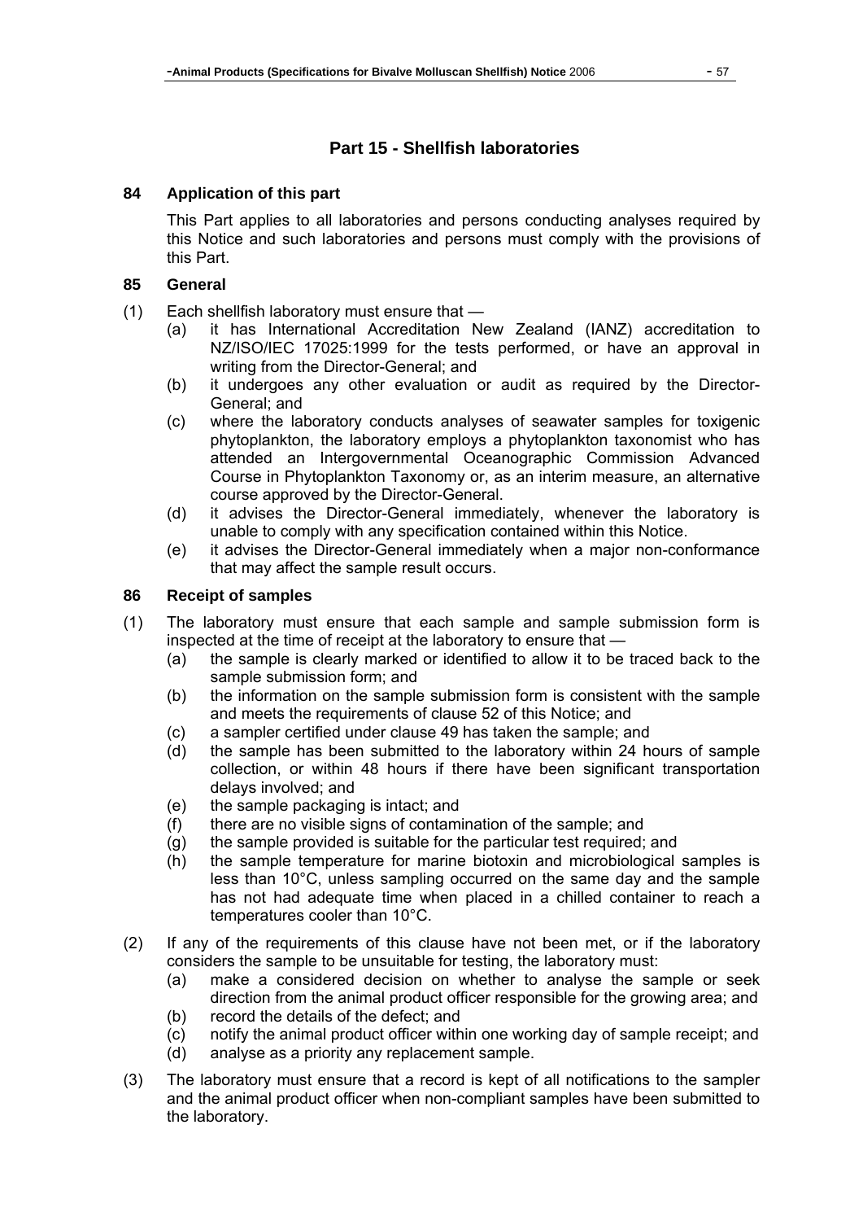## Part 15 - Shellfish laboratories

### 84 Application of this part

This Part applies to all laboratories and persons conducting analyses required by this Notice and such laboratories and persons must comply with the provisions of this Part.

### 85 General

(1) Each shellfish laboratory must ensure that —

- (a) it has International Accreditation New Zealand (IANZ) accreditation to NZ/ISO/IEC 17025:1999 for the tests performed, or have an approval in writing from the Director-General; and
- (b) it undergoes any other evaluation or audit as required by the Director-General; and
- (c) where the laboratory conducts analyses of seawater samples for toxigenic phytoplankton, the laboratory employs a phytoplankton taxonomist who has attended an Intergovernmental Oceanographic Commission Advanced Course in Phytoplankton Taxonomy or, as an interim measure, an alternative course approved by the Director-General.
- (d) it advises the Director-General immediately, whenever the laboratory is unable to comply with any specification contained within this Notice.
- (e) it advises the Director-General immediately when a major non-conformance that may affect the sample result occurs.

### 86 Receipt of samples

(1) The laboratory must ensure that each sample and sample submission form is inspected at the time of receipt at the laboratory to ensure that —

- (a) the sample is clearly marked or identified to allow it to be traced back to the sample submission form; and
- (b) the information on the sample submission form is consistent with the sample and meets the requirements of clause 52 of this Notice; and
- (c) a sampler certified under clause 49 has taken the sample; and
- (d) the sample has been submitted to the laboratory within 24 hours of sample collection, or within 48 hours if there have been significant transportation delays involved; and
- (e) the sample packaging is intact; and
- (f) there are no visible signs of contamination of the sample; and
- (g) the sample provided is suitable for the particular test required; and
- (h) the sample temperature for marine biotoxin and microbiological samples is less than 10°C, unless sampling occurred on the same day and the sample has not had adequate time when placed in a chilled container to reach a temperatures cooler than 10°C.

(2) If any of the requirements of this clause have not been met, or if the laboratory considers the sample to be unsuitable for testing, the laboratory must:

- (a) make a considered decision on whether to analyse the sample or seek direction from the animal product officer responsible for the growing area; and
- (b) record the details of the defect; and
- (c) notify the animal product officer within one working day of sample receipt; and
- (d) analyse as a priority any replacement sample.

(3) The laboratory must ensure that a record is kept of all notifications to the sampler and the animal product officer when non-compliant samples have been submitted to the laboratory.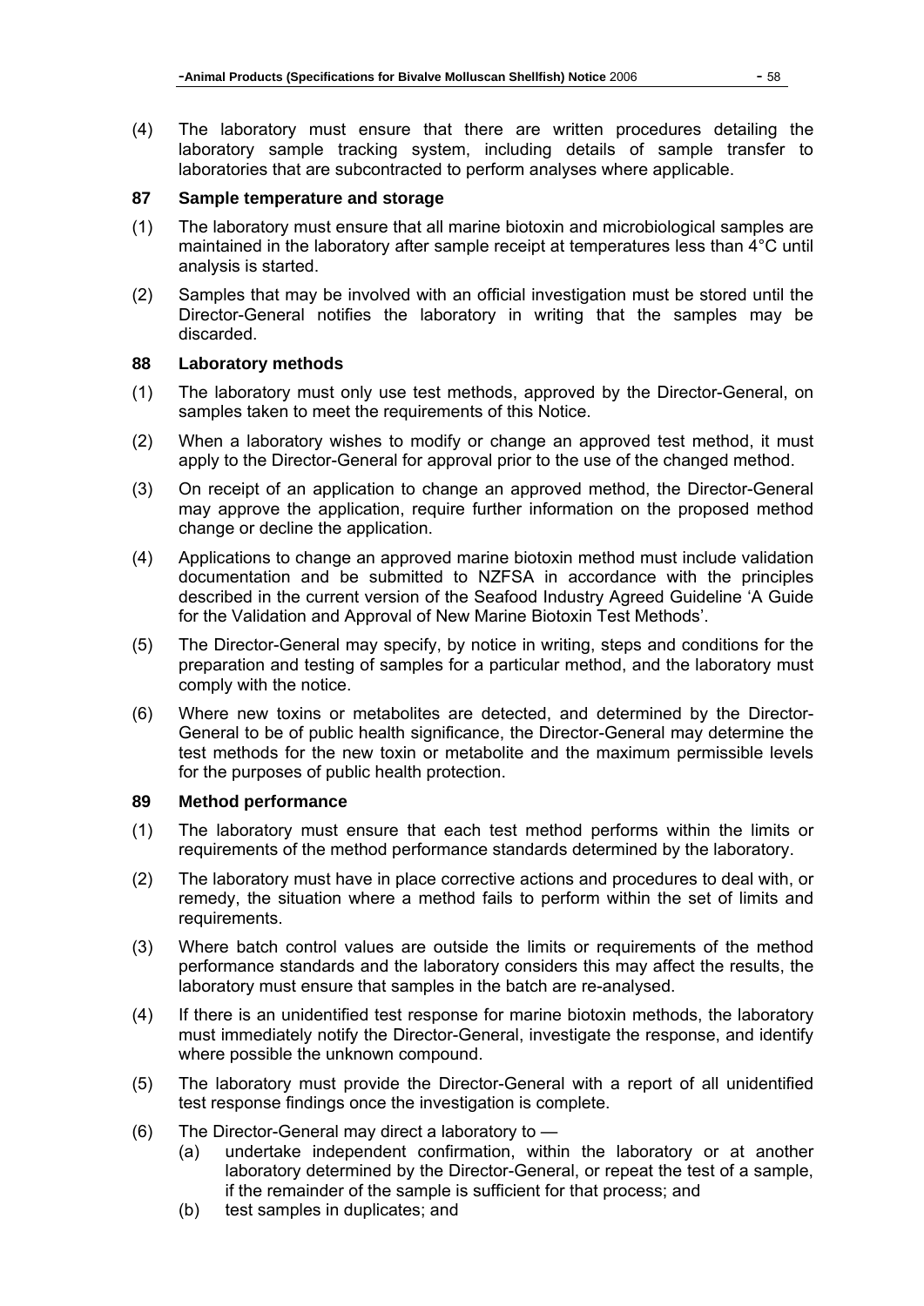(4) The laboratory must ensure that there are written procedures detailing the laboratory sample tracking system, including details of sample transfer to laboratories that are subcontracted to perform analyses where applicable.

### 87 Sample temperature and storage

(1) The laboratory must ensure that all marine biotoxin and microbiological samples are maintained in the laboratory after sample receipt at temperatures less than 4°C until analysis is started.

(2) Samples that may be involved with an official investigation must be stored until the Director-General notifies the laboratory in writing that the samples may be discarded.

### 88 Laboratory methods

(1) The laboratory must only use test methods, approved by the Director-General, on samples taken to meet the requirements of this Notice.

(2) When a laboratory wishes to modify or change an approved test method, it must apply to the Director-General for approval prior to the use of the changed method.

(3) On receipt of an application to change an approved method, the Director-General may approve the application, require further information on the proposed method change or decline the application.

(4) Applications to change an approved marine biotoxin method must include validation documentation and be submitted to NZFSA in accordance with the principles described in the current version of the Seafood Industry Agreed Guideline 'A Guide for the Validation and Approval of New Marine Biotoxin Test Methods'.

(5) The Director-General may specify, by notice in writing, steps and conditions for the preparation and testing of samples for a particular method, and the laboratory must comply with the notice.

(6) Where new toxins or metabolites are detected, and determined by the Director-General to be of public health significance, the Director-General may determine the test methods for the new toxin or metabolite and the maximum permissible levels for the purposes of public health protection.

### 89 Method performance

(1) The laboratory must ensure that each test method performs within the limits or requirements of the method performance standards determined by the laboratory.

(2) The laboratory must have in place corrective actions and procedures to deal with, or remedy, the situation where a method fails to perform within the set of limits and requirements.

(3) Where batch control values are outside the limits or requirements of the method performance standards and the laboratory considers this may affect the results, the laboratory must ensure that samples in the batch are re-analysed.

(4) If there is an unidentified test response for marine biotoxin methods, the laboratory must immediately notify the Director-General, investigate the response, and identify where possible the unknown compound.

(5) The laboratory must provide the Director-General with a report of all unidentified test response findings once the investigation is complete.

(6) The Director-General may direct a laboratory to —
   - (a) undertake independent confirmation, within the laboratory or at another laboratory determined by the Director-General, or repeat the test of a sample, if the remainder of the sample is sufficient for that process; and
   - (b) test samples in duplicates; and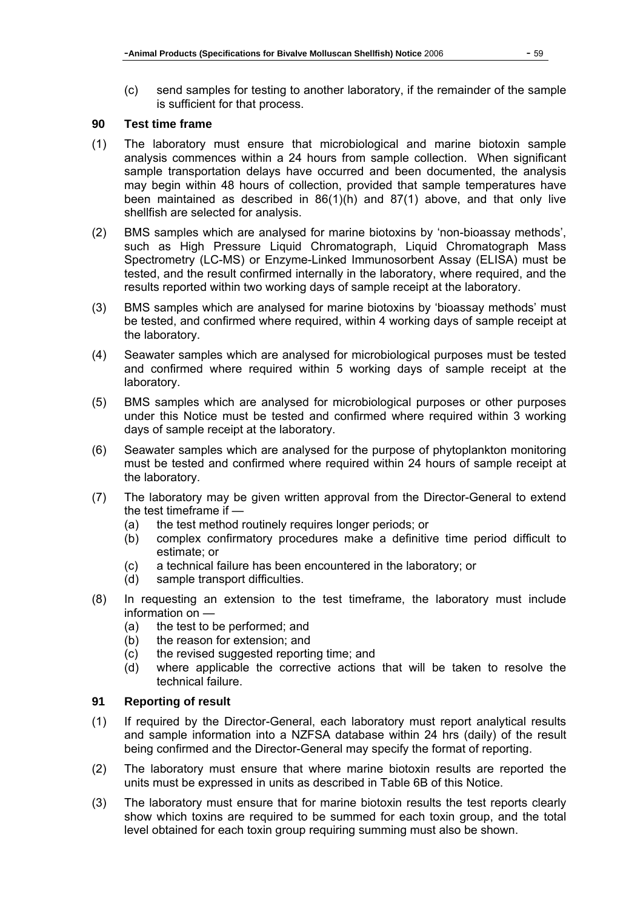(c) send samples for testing to another laboratory, if the remainder of the sample is sufficient for that process.

### 90 Test time frame

(1) The laboratory must ensure that microbiological and marine biotoxin sample analysis commences within a 24 hours from sample collection. When significant sample transportation delays have occurred and been documented, the analysis may begin within 48 hours of collection, provided that sample temperatures have been maintained as described in 86(1)(h) and 87(1) above, and that only live shellfish are selected for analysis.

(2) BMS samples which are analysed for marine biotoxins by 'non-bioassay methods', such as High Pressure Liquid Chromatograph, Liquid Chromatograph Mass Spectrometry (LC-MS) or Enzyme-Linked Immunosorbent Assay (ELISA) must be tested, and the result confirmed internally in the laboratory, where required, and the results reported within two working days of sample receipt at the laboratory.

(3) BMS samples which are analysed for marine biotoxins by 'bioassay methods' must be tested, and confirmed where required, within 4 working days of sample receipt at the laboratory.

(4) Seawater samples which are analysed for microbiological purposes must be tested and confirmed where required within 5 working days of sample receipt at the laboratory.

(5) BMS samples which are analysed for microbiological purposes or other purposes under this Notice must be tested and confirmed where required within 3 working days of sample receipt at the laboratory.

(6) Seawater samples which are analysed for the purpose of phytoplankton monitoring must be tested and confirmed where required within 24 hours of sample receipt at the laboratory.

(7) The laboratory may be given written approval from the Director-General to extend the test timeframe if —
   - (a) the test method routinely requires longer periods; or
   - (b) complex confirmatory procedures make a definitive time period difficult to estimate; or
   - (c) a technical failure has been encountered in the laboratory; or
   - (d) sample transport difficulties.

(8) In requesting an extension to the test timeframe, the laboratory must include information on —
   - (a) the test to be performed; and
   - (b) the reason for extension; and
   - (c) the revised suggested reporting time; and
   - (d) where applicable the corrective actions that will be taken to resolve the technical failure.

### 91 Reporting of result

(1) If required by the Director-General, each laboratory must report analytical results and sample information into a NZFSA database within 24 hrs (daily) of the result being confirmed and the Director-General may specify the format of reporting.

(2) The laboratory must ensure that where marine biotoxin results are reported the units must be expressed in units as described in Table 6B of this Notice.

(3) The laboratory must ensure that for marine biotoxin results the test reports clearly show which toxins are required to be summed for each toxin group, and the total level obtained for each toxin group requiring summing must also be shown.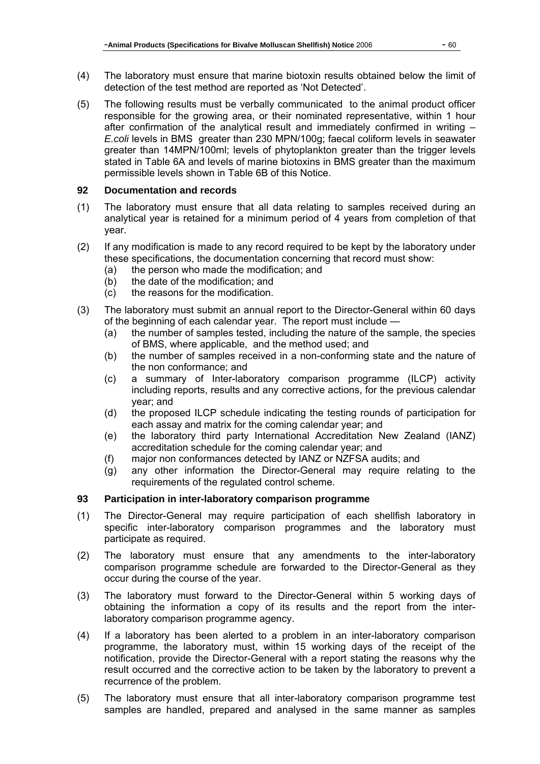(4) The laboratory must ensure that marine biotoxin results obtained below the limit of detection of the test method are reported as 'Not Detected'.

(5) The following results must be verbally communicated to the animal product officer responsible for the growing area, or their nominated representative, within 1 hour after confirmation of the analytical result and immediately confirmed in writing – *E.coli* levels in BMS greater than 230 MPN/100g; faecal coliform levels in seawater greater than 14MPN/100ml; levels of phytoplankton greater than the trigger levels stated in Table 6A and levels of marine biotoxins in BMS greater than the maximum permissible levels shown in Table 6B of this Notice.

### 92 Documentation and records

(1) The laboratory must ensure that all data relating to samples received during an analytical year is retained for a minimum period of 4 years from completion of that year.

(2) If any modification is made to any record required to be kept by the laboratory under these specifications, the documentation concerning that record must show:
   (a) the person who made the modification; and
   (b) the date of the modification; and
   (c) the reasons for the modification.

(3) The laboratory must submit an annual report to the Director-General within 60 days of the beginning of each calendar year. The report must include —
   (a) the number of samples tested, including the nature of the sample, the species of BMS, where applicable, and the method used; and
   (b) the number of samples received in a non-conforming state and the nature of the non conformance; and
   (c) a summary of Inter-laboratory comparison programme (ILCP) activity including reports, results and any corrective actions, for the previous calendar year; and
   (d) the proposed ILCP schedule indicating the testing rounds of participation for each assay and matrix for the coming calendar year; and
   (e) the laboratory third party International Accreditation New Zealand (IANZ) accreditation schedule for the coming calendar year; and
   (f) major non conformances detected by IANZ or NZFSA audits; and
   (g) any other information the Director-General may require relating to the requirements of the regulated control scheme.

### 93 Participation in inter-laboratory comparison programme

(1) The Director-General may require participation of each shellfish laboratory in specific inter-laboratory comparison programmes and the laboratory must participate as required.

(2) The laboratory must ensure that any amendments to the inter-laboratory comparison programme schedule are forwarded to the Director-General as they occur during the course of the year.

(3) The laboratory must forward to the Director-General within 5 working days of obtaining the information a copy of its results and the report from the inter-laboratory comparison programme agency.

(4) If a laboratory has been alerted to a problem in an inter-laboratory comparison programme, the laboratory must, within 15 working days of the receipt of the notification, provide the Director-General with a report stating the reasons why the result occurred and the corrective action to be taken by the laboratory to prevent a recurrence of the problem.

(5) The laboratory must ensure that all inter-laboratory comparison programme test samples are handled, prepared and analysed in the same manner as samples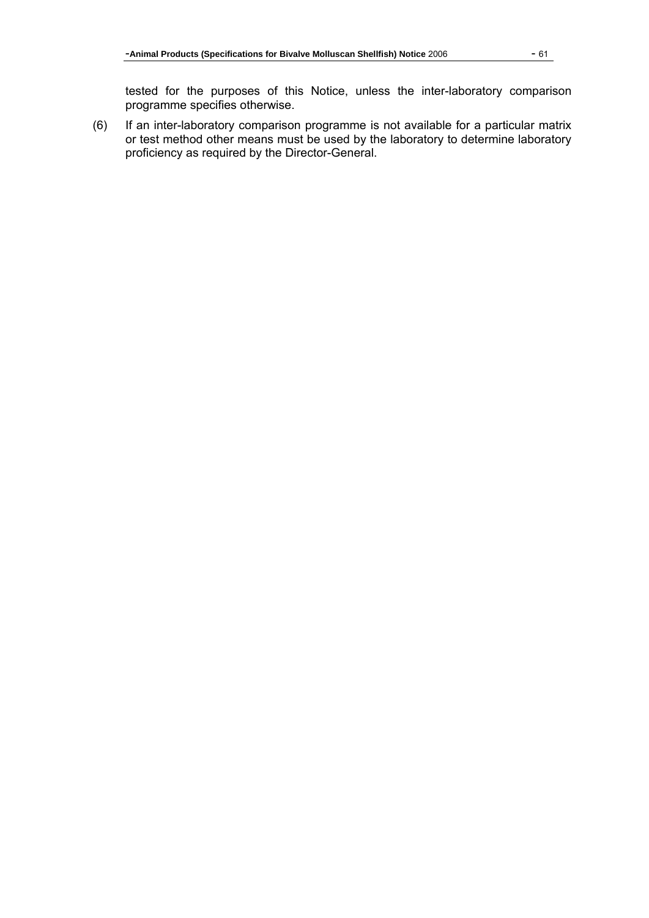tested for the purposes of this Notice, unless the inter-laboratory comparison programme specifies otherwise.

(6) If an inter-laboratory comparison programme is not available for a particular matrix or test method other means must be used by the laboratory to determine laboratory proficiency as required by the Director-General.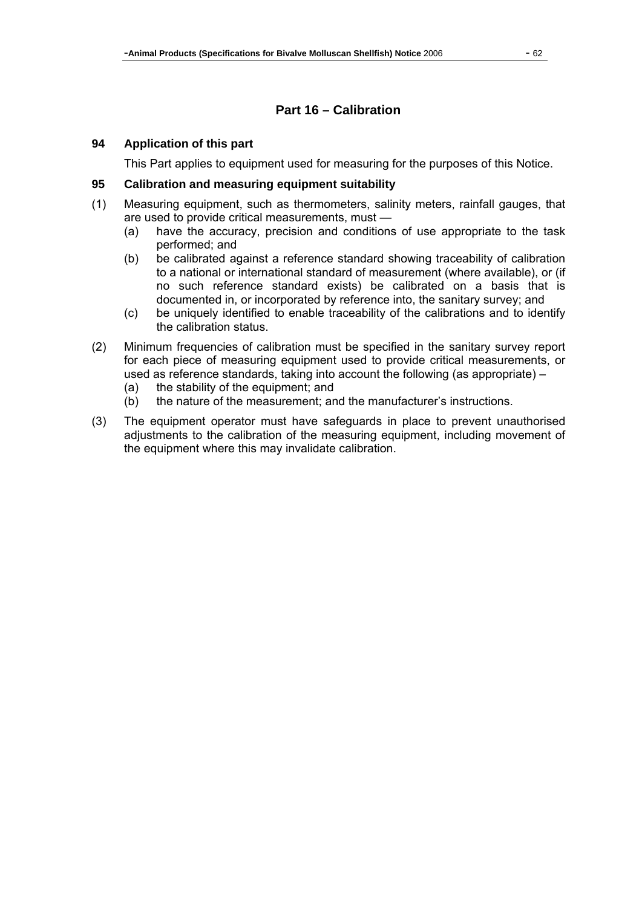## Part 16 – Calibration

### 94 Application of this part

This Part applies to equipment used for measuring for the purposes of this Notice.

### 95 Calibration and measuring equipment suitability

(1) Measuring equipment, such as thermometers, salinity meters, rainfall gauges, that are used to provide critical measurements, must —

   (a) have the accuracy, precision and conditions of use appropriate to the task performed; and

   (b) be calibrated against a reference standard showing traceability of calibration to a national or international standard of measurement (where available), or (if no such reference standard exists) be calibrated on a basis that is documented in, or incorporated by reference into, the sanitary survey; and

   (c) be uniquely identified to enable traceability of the calibrations and to identify the calibration status.

(2) Minimum frequencies of calibration must be specified in the sanitary survey report for each piece of measuring equipment used to provide critical measurements, or used as reference standards, taking into account the following (as appropriate) –

   (a) the stability of the equipment; and

   (b) the nature of the measurement; and the manufacturer's instructions.

(3) The equipment operator must have safeguards in place to prevent unauthorised adjustments to the calibration of the measuring equipment, including movement of the equipment where this may invalidate calibration.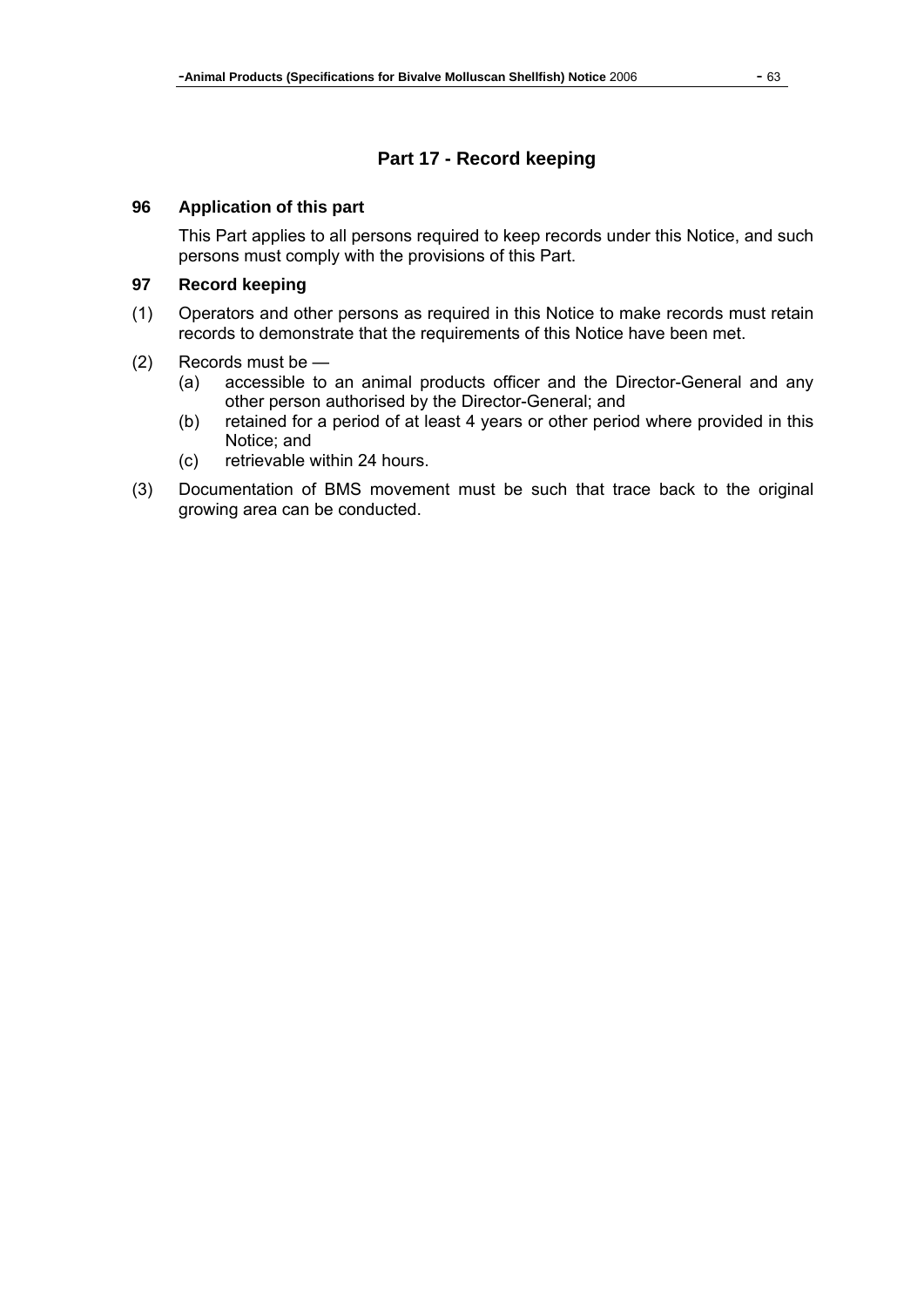## Part 17 - Record keeping

### 96 Application of this part

This Part applies to all persons required to keep records under this Notice, and such persons must comply with the provisions of this Part.

### 97 Record keeping

(1) Operators and other persons as required in this Notice to make records must retain records to demonstrate that the requirements of this Notice have been met.

(2) Records must be —
  (a) accessible to an animal products officer and the Director-General and any other person authorised by the Director-General; and
  (b) retained for a period of at least 4 years or other period where provided in this Notice; and
  (c) retrievable within 24 hours.

(3) Documentation of BMS movement must be such that trace back to the original growing area can be conducted.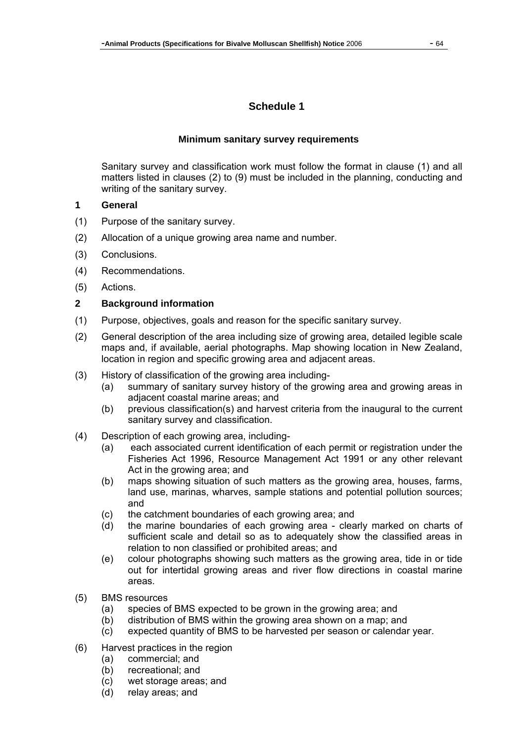## Schedule 1

### Minimum sanitary survey requirements

Sanitary survey and classification work must follow the format in clause (1) and all matters listed in clauses (2) to (9) must be included in the planning, conducting and writing of the sanitary survey.

**1 General**

(1) Purpose of the sanitary survey.

(2) Allocation of a unique growing area name and number.

(3) Conclusions.

(4) Recommendations.

(5) Actions.

**2 Background information**

(1) Purpose, objectives, goals and reason for the specific sanitary survey.

(2) General description of the area including size of growing area, detailed legible scale maps and, if available, aerial photographs. Map showing location in New Zealand, location in region and specific growing area and adjacent areas.

(3) History of classification of the growing area including-
- (a) summary of sanitary survey history of the growing area and growing areas in adjacent coastal marine areas; and
- (b) previous classification(s) and harvest criteria from the inaugural to the current sanitary survey and classification.

(4) Description of each growing area, including-
- (a) each associated current identification of each permit or registration under the Fisheries Act 1996, Resource Management Act 1991 or any other relevant Act in the growing area; and
- (b) maps showing situation of such matters as the growing area, houses, farms, land use, marinas, wharves, sample stations and potential pollution sources; and
- (c) the catchment boundaries of each growing area; and
- (d) the marine boundaries of each growing area - clearly marked on charts of sufficient scale and detail so as to adequately show the classified areas in relation to non classified or prohibited areas; and
- (e) colour photographs showing such matters as the growing area, tide in or tide out for intertidal growing areas and river flow directions in coastal marine areas.

(5) BMS resources
- (a) species of BMS expected to be grown in the growing area; and
- (b) distribution of BMS within the growing area shown on a map; and
- (c) expected quantity of BMS to be harvested per season or calendar year.

(6) Harvest practices in the region
- (a) commercial; and
- (b) recreational; and
- (c) wet storage areas; and
- (d) relay areas; and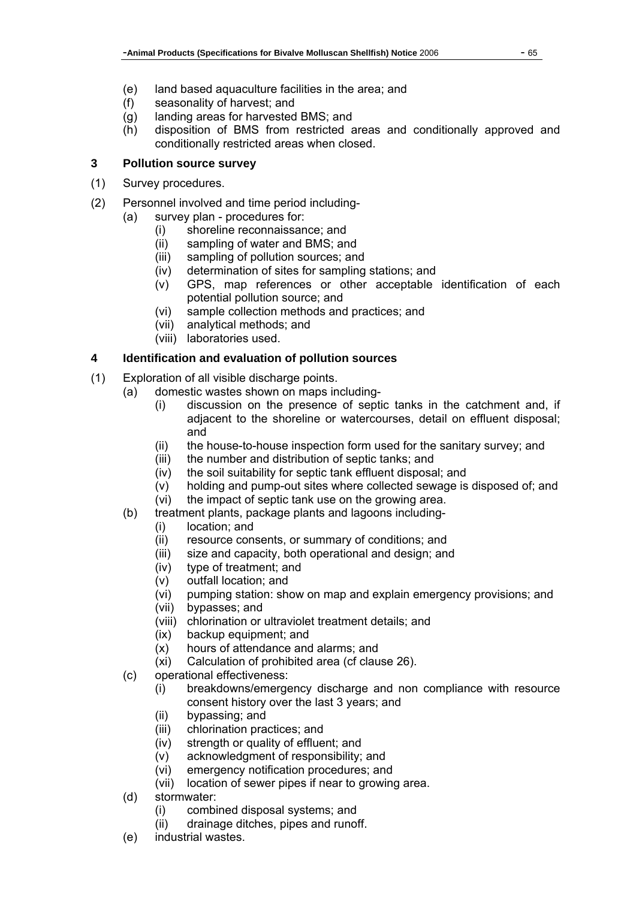(e) land based aquaculture facilities in the area; and
(f) seasonality of harvest; and
(g) landing areas for harvested BMS; and
(h) disposition of BMS from restricted areas and conditionally approved and conditionally restricted areas when closed.

### 3 Pollution source survey

(1) Survey procedures.

(2) Personnel involved and time period including-
- (a) survey plan - procedures for:
  - (i) shoreline reconnaissance; and
  - (ii) sampling of water and BMS; and
  - (iii) sampling of pollution sources; and
  - (iv) determination of sites for sampling stations; and
  - (v) GPS, map references or other acceptable identification of each potential pollution source; and
  - (vi) sample collection methods and practices; and
  - (vii) analytical methods; and
  - (viii) laboratories used.

### 4 Identification and evaluation of pollution sources

(1) Exploration of all visible discharge points.
- (a) domestic wastes shown on maps including-
  - (i) discussion on the presence of septic tanks in the catchment and, if adjacent to the shoreline or watercourses, detail on effluent disposal; and
  - (ii) the house-to-house inspection form used for the sanitary survey; and
  - (iii) the number and distribution of septic tanks; and
  - (iv) the soil suitability for septic tank effluent disposal; and
  - (v) holding and pump-out sites where collected sewage is disposed of; and
  - (vi) the impact of septic tank use on the growing area.
- (b) treatment plants, package plants and lagoons including-
  - (i) location; and
  - (ii) resource consents, or summary of conditions; and
  - (iii) size and capacity, both operational and design; and
  - (iv) type of treatment; and
  - (v) outfall location; and
  - (vi) pumping station: show on map and explain emergency provisions; and
  - (vii) bypasses; and
  - (viii) chlorination or ultraviolet treatment details; and
  - (ix) backup equipment; and
  - (x) hours of attendance and alarms; and
  - (xi) Calculation of prohibited area (cf clause 26).
- (c) operational effectiveness:
  - (i) breakdowns/emergency discharge and non compliance with resource consent history over the last 3 years; and
  - (ii) bypassing; and
  - (iii) chlorination practices; and
  - (iv) strength or quality of effluent; and
  - (v) acknowledgment of responsibility; and
  - (vi) emergency notification procedures; and
  - (vii) location of sewer pipes if near to growing area.
- (d) stormwater:
  - (i) combined disposal systems; and
  - (ii) drainage ditches, pipes and runoff.
- (e) industrial wastes.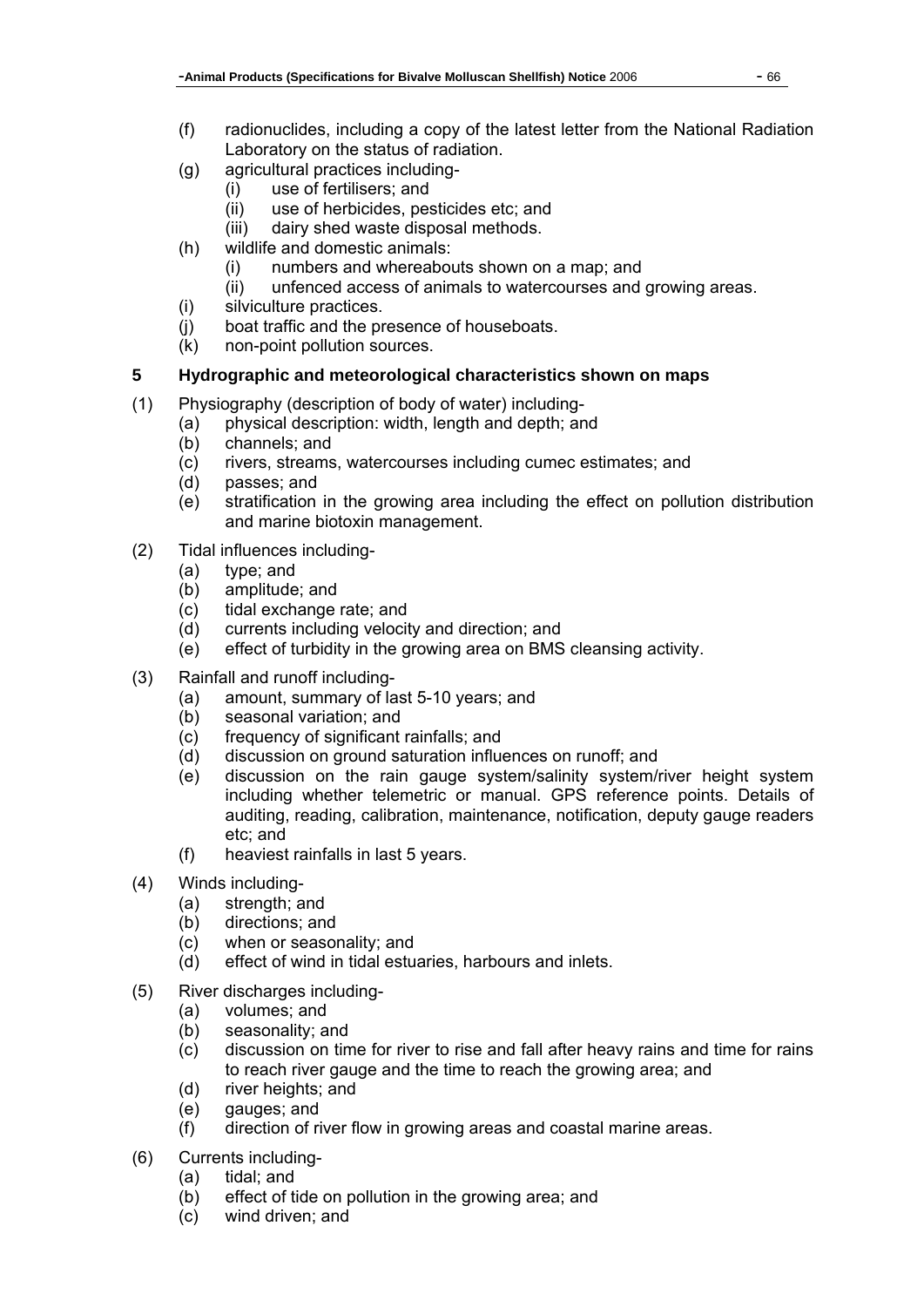(f) radionuclides, including a copy of the latest letter from the National Radiation Laboratory on the status of radiation.

(g) agricultural practices including-
   - (i) use of fertilisers; and
   - (ii) use of herbicides, pesticides etc; and
   - (iii) dairy shed waste disposal methods.

(h) wildlife and domestic animals:
   - (i) numbers and whereabouts shown on a map; and
   - (ii) unfenced access of animals to watercourses and growing areas.

(i) silviculture practices.

(j) boat traffic and the presence of houseboats.

(k) non-point pollution sources.

### 5 Hydrographic and meteorological characteristics shown on maps

(1) Physiography (description of body of water) including-
   - (a) physical description: width, length and depth; and
   - (b) channels; and
   - (c) rivers, streams, watercourses including cumec estimates; and
   - (d) passes; and
   - (e) stratification in the growing area including the effect on pollution distribution and marine biotoxin management.

(2) Tidal influences including-
   - (a) type; and
   - (b) amplitude; and
   - (c) tidal exchange rate; and
   - (d) currents including velocity and direction; and
   - (e) effect of turbidity in the growing area on BMS cleansing activity.

(3) Rainfall and runoff including-
   - (a) amount, summary of last 5-10 years; and
   - (b) seasonal variation; and
   - (c) frequency of significant rainfalls; and
   - (d) discussion on ground saturation influences on runoff; and
   - (e) discussion on the rain gauge system/salinity system/river height system including whether telemetric or manual. GPS reference points. Details of auditing, reading, calibration, maintenance, notification, deputy gauge readers etc; and
   - (f) heaviest rainfalls in last 5 years.

(4) Winds including-
   - (a) strength; and
   - (b) directions; and
   - (c) when or seasonality; and
   - (d) effect of wind in tidal estuaries, harbours and inlets.

(5) River discharges including-
   - (a) volumes; and
   - (b) seasonality; and
   - (c) discussion on time for river to rise and fall after heavy rains and time for rains to reach river gauge and the time to reach the growing area; and
   - (d) river heights; and
   - (e) gauges; and
   - (f) direction of river flow in growing areas and coastal marine areas.

(6) Currents including-
   - (a) tidal; and
   - (b) effect of tide on pollution in the growing area; and
   - (c) wind driven; and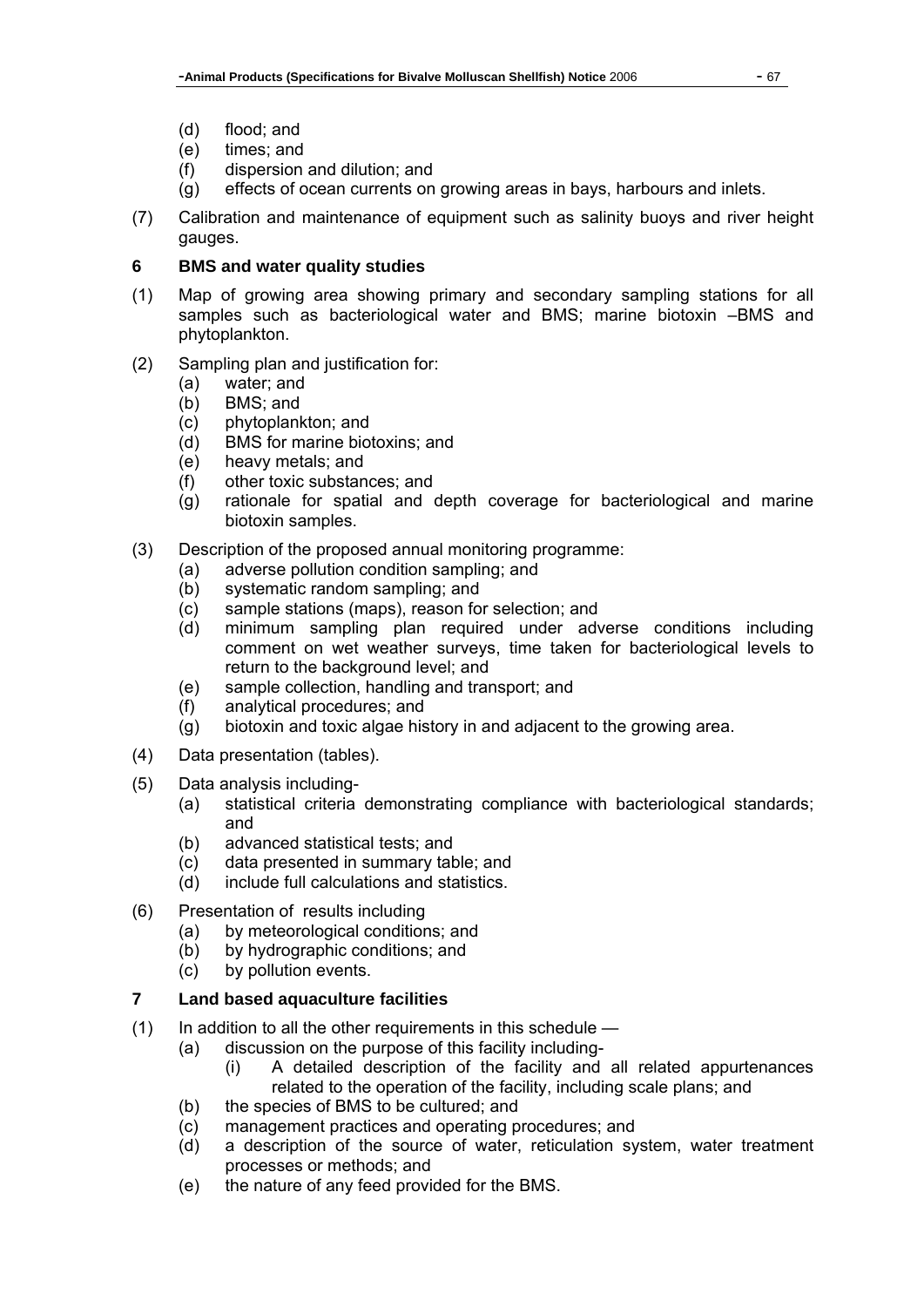(d) flood; and
(e) times; and
(f) dispersion and dilution; and
(g) effects of ocean currents on growing areas in bays, harbours and inlets.

(7) Calibration and maintenance of equipment such as salinity buoys and river height gauges.

### 6 BMS and water quality studies

(1) Map of growing area showing primary and secondary sampling stations for all samples such as bacteriological water and BMS; marine biotoxin –BMS and phytoplankton.

(2) Sampling plan and justification for:
  (a) water; and
  (b) BMS; and
  (c) phytoplankton; and
  (d) BMS for marine biotoxins; and
  (e) heavy metals; and
  (f) other toxic substances; and
  (g) rationale for spatial and depth coverage for bacteriological and marine biotoxin samples.

(3) Description of the proposed annual monitoring programme:
  (a) adverse pollution condition sampling; and
  (b) systematic random sampling; and
  (c) sample stations (maps), reason for selection; and
  (d) minimum sampling plan required under adverse conditions including comment on wet weather surveys, time taken for bacteriological levels to return to the background level; and
  (e) sample collection, handling and transport; and
  (f) analytical procedures; and
  (g) biotoxin and toxic algae history in and adjacent to the growing area.

(4) Data presentation (tables).

(5) Data analysis including-
  (a) statistical criteria demonstrating compliance with bacteriological standards; and
  (b) advanced statistical tests; and
  (c) data presented in summary table; and
  (d) include full calculations and statistics.

(6) Presentation of results including
  (a) by meteorological conditions; and
  (b) by hydrographic conditions; and
  (c) by pollution events.

### 7 Land based aquaculture facilities

(1) In addition to all the other requirements in this schedule —
  (a) discussion on the purpose of this facility including-
    (i) A detailed description of the facility and all related appurtenances related to the operation of the facility, including scale plans; and
  (b) the species of BMS to be cultured; and
  (c) management practices and operating procedures; and
  (d) a description of the source of water, reticulation system, water treatment processes or methods; and
  (e) the nature of any feed provided for the BMS.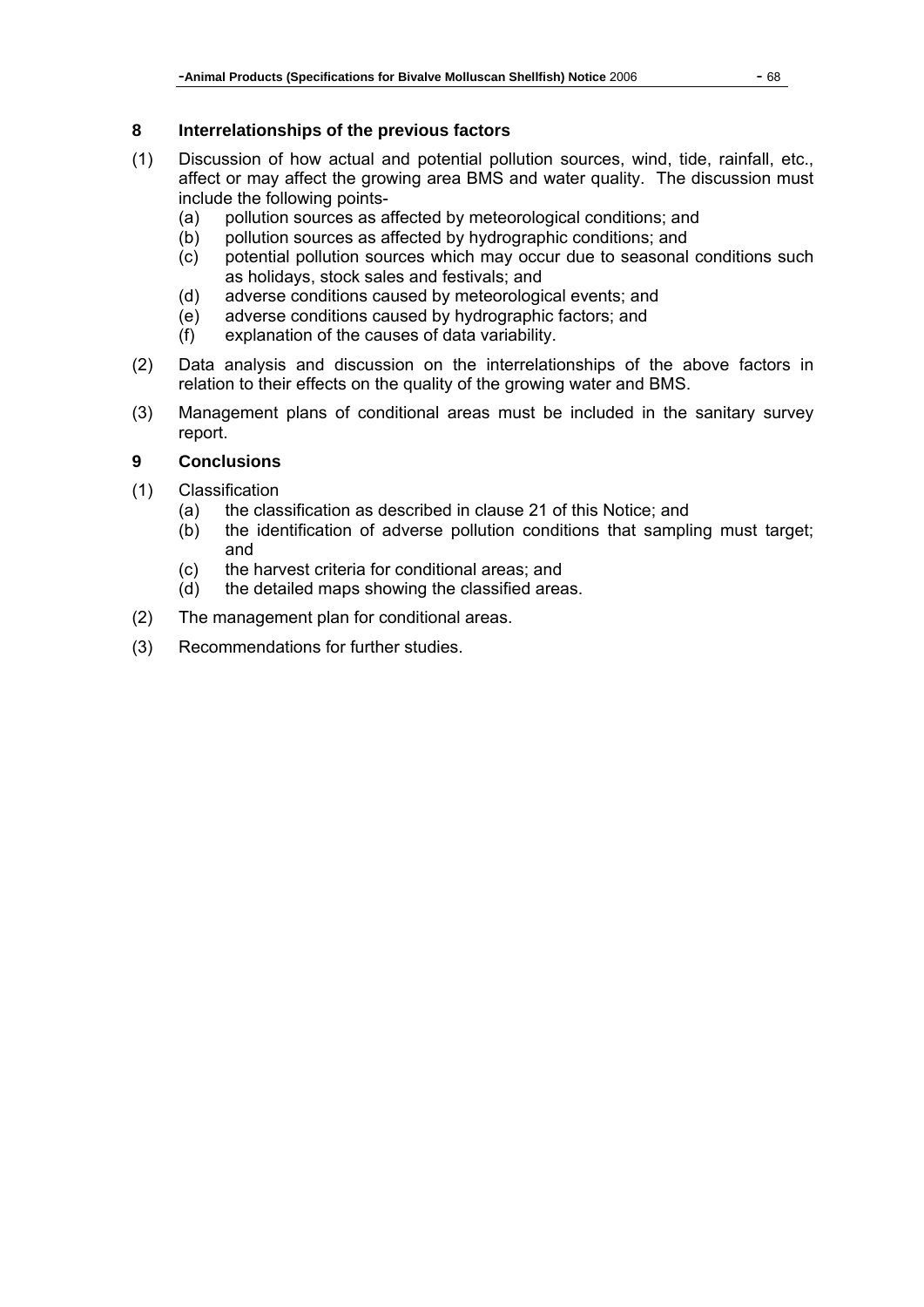### 8 Interrelationships of the previous factors

(1) Discussion of how actual and potential pollution sources, wind, tide, rainfall, etc., affect or may affect the growing area BMS and water quality. The discussion must include the following points-

- (a) pollution sources as affected by meteorological conditions; and
- (b) pollution sources as affected by hydrographic conditions; and
- (c) potential pollution sources which may occur due to seasonal conditions such as holidays, stock sales and festivals; and
- (d) adverse conditions caused by meteorological events; and
- (e) adverse conditions caused by hydrographic factors; and
- (f) explanation of the causes of data variability.

(2) Data analysis and discussion on the interrelationships of the above factors in relation to their effects on the quality of the growing water and BMS.

(3) Management plans of conditional areas must be included in the sanitary survey report.

### 9 Conclusions

(1) Classification

- (a) the classification as described in clause 21 of this Notice; and
- (b) the identification of adverse pollution conditions that sampling must target; and
- (c) the harvest criteria for conditional areas; and
- (d) the detailed maps showing the classified areas.

(2) The management plan for conditional areas.

(3) Recommendations for further studies.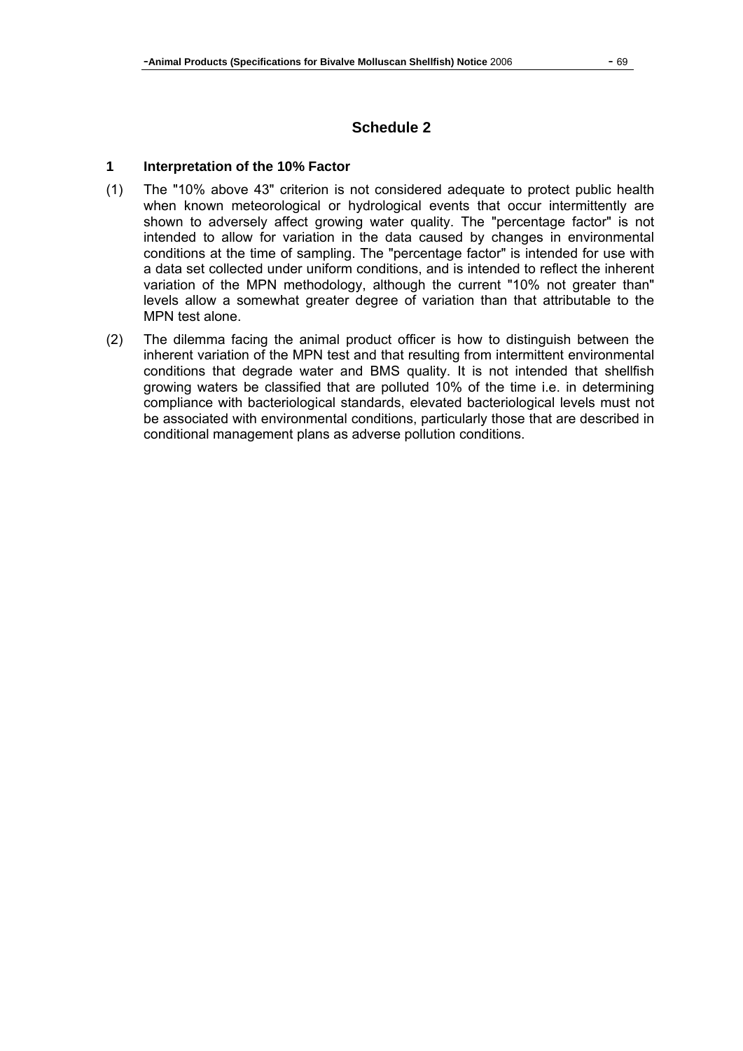## Schedule 2

### 1 Interpretation of the 10% Factor

(1) The "10% above 43" criterion is not considered adequate to protect public health when known meteorological or hydrological events that occur intermittently are shown to adversely affect growing water quality. The "percentage factor" is not intended to allow for variation in the data caused by changes in environmental conditions at the time of sampling. The "percentage factor" is intended for use with a data set collected under uniform conditions, and is intended to reflect the inherent variation of the MPN methodology, although the current "10% not greater than" levels allow a somewhat greater degree of variation than that attributable to the MPN test alone.

(2) The dilemma facing the animal product officer is how to distinguish between the inherent variation of the MPN test and that resulting from intermittent environmental conditions that degrade water and BMS quality. It is not intended that shellfish growing waters be classified that are polluted 10% of the time i.e. in determining compliance with bacteriological standards, elevated bacteriological levels must not be associated with environmental conditions, particularly those that are described in conditional management plans as adverse pollution conditions.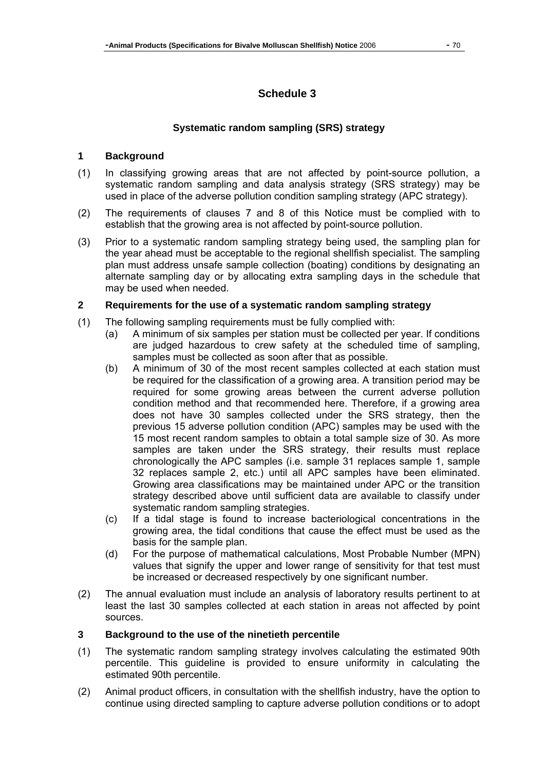# Schedule 3

## Systematic random sampling (SRS) strategy

### 1 Background

(1) In classifying growing areas that are not affected by point-source pollution, a systematic random sampling and data analysis strategy (SRS strategy) may be used in place of the adverse pollution condition sampling strategy (APC strategy).

(2) The requirements of clauses 7 and 8 of this Notice must be complied with to establish that the growing area is not affected by point-source pollution.

(3) Prior to a systematic random sampling strategy being used, the sampling plan for the year ahead must be acceptable to the regional shellfish specialist. The sampling plan must address unsafe sample collection (boating) conditions by designating an alternate sampling day or by allocating extra sampling days in the schedule that may be used when needed.

### 2 Requirements for the use of a systematic random sampling strategy

(1) The following sampling requirements must be fully complied with:

- (a) A minimum of six samples per station must be collected per year. If conditions are judged hazardous to crew safety at the scheduled time of sampling, samples must be collected as soon after that as possible.
- (b) A minimum of 30 of the most recent samples collected at each station must be required for the classification of a growing area. A transition period may be required for some growing areas between the current adverse pollution condition method and that recommended here. Therefore, if a growing area does not have 30 samples collected under the SRS strategy, then the previous 15 adverse pollution condition (APC) samples may be used with the 15 most recent random samples to obtain a total sample size of 30. As more samples are taken under the SRS strategy, their results must replace chronologically the APC samples (i.e. sample 31 replaces sample 1, sample 32 replaces sample 2, etc.) until all APC samples have been eliminated. Growing area classifications may be maintained under APC or the transition strategy described above until sufficient data are available to classify under systematic random sampling strategies.
- (c) If a tidal stage is found to increase bacteriological concentrations in the growing area, the tidal conditions that cause the effect must be used as the basis for the sample plan.
- (d) For the purpose of mathematical calculations, Most Probable Number (MPN) values that signify the upper and lower range of sensitivity for that test must be increased or decreased respectively by one significant number.

(2) The annual evaluation must include an analysis of laboratory results pertinent to at least the last 30 samples collected at each station in areas not affected by point sources.

### 3 Background to the use of the ninetieth percentile

(1) The systematic random sampling strategy involves calculating the estimated 90th percentile. This guideline is provided to ensure uniformity in calculating the estimated 90th percentile.

(2) Animal product officers, in consultation with the shellfish industry, have the option to continue using directed sampling to capture adverse pollution conditions or to adopt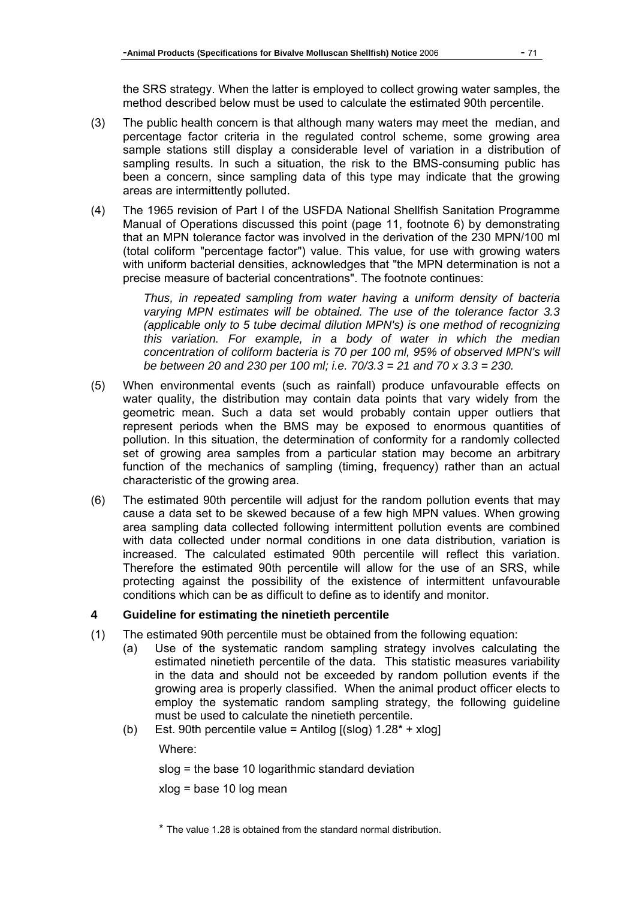the SRS strategy. When the latter is employed to collect growing water samples, the method described below must be used to calculate the estimated 90th percentile.

(3) The public health concern is that although many waters may meet the median, and percentage factor criteria in the regulated control scheme, some growing area sample stations still display a considerable level of variation in a distribution of sampling results. In such a situation, the risk to the BMS-consuming public has been a concern, since sampling data of this type may indicate that the growing areas are intermittently polluted.

(4) The 1965 revision of Part I of the USFDA National Shellfish Sanitation Programme Manual of Operations discussed this point (page 11, footnote 6) by demonstrating that an MPN tolerance factor was involved in the derivation of the 230 MPN/100 ml (total coliform "percentage factor") value. This value, for use with growing waters with uniform bacterial densities, acknowledges that "the MPN determination is not a precise measure of bacterial concentrations". The footnote continues:

> *Thus, in repeated sampling from water having a uniform density of bacteria varying MPN estimates will be obtained. The use of the tolerance factor 3.3 (applicable only to 5 tube decimal dilution MPN's) is one method of recognizing this variation. For example, in a body of water in which the median concentration of coliform bacteria is 70 per 100 ml, 95% of observed MPN's will be between 20 and 230 per 100 ml; i.e. 70/3.3 = 21 and 70 x 3.3 = 230.*

(5) When environmental events (such as rainfall) produce unfavourable effects on water quality, the distribution may contain data points that vary widely from the geometric mean. Such a data set would probably contain upper outliers that represent periods when the BMS may be exposed to enormous quantities of pollution. In this situation, the determination of conformity for a randomly collected set of growing area samples from a particular station may become an arbitrary function of the mechanics of sampling (timing, frequency) rather than an actual characteristic of the growing area.

(6) The estimated 90th percentile will adjust for the random pollution events that may cause a data set to be skewed because of a few high MPN values. When growing area sampling data collected following intermittent pollution events are combined with data collected under normal conditions in one data distribution, variation is increased. The calculated estimated 90th percentile will reflect this variation. Therefore the estimated 90th percentile will allow for the use of an SRS, while protecting against the possibility of the existence of intermittent unfavourable conditions which can be as difficult to define as to identify and monitor.

### 4 Guideline for estimating the ninetieth percentile

(1) The estimated 90th percentile must be obtained from the following equation:

   (a) Use of the systematic random sampling strategy involves calculating the estimated ninetieth percentile of the data. This statistic measures variability in the data and should not be exceeded by random pollution events if the growing area is properly classified. When the animal product officer elects to employ the systematic random sampling strategy, the following guideline must be used to calculate the ninetieth percentile.

   (b) Est. 90th percentile value = Antilog [(slog) 1.28* + xlog]

   Where:

   slog = the base 10 logarithmic standard deviation

   xlog = base 10 log mean

\* The value 1.28 is obtained from the standard normal distribution.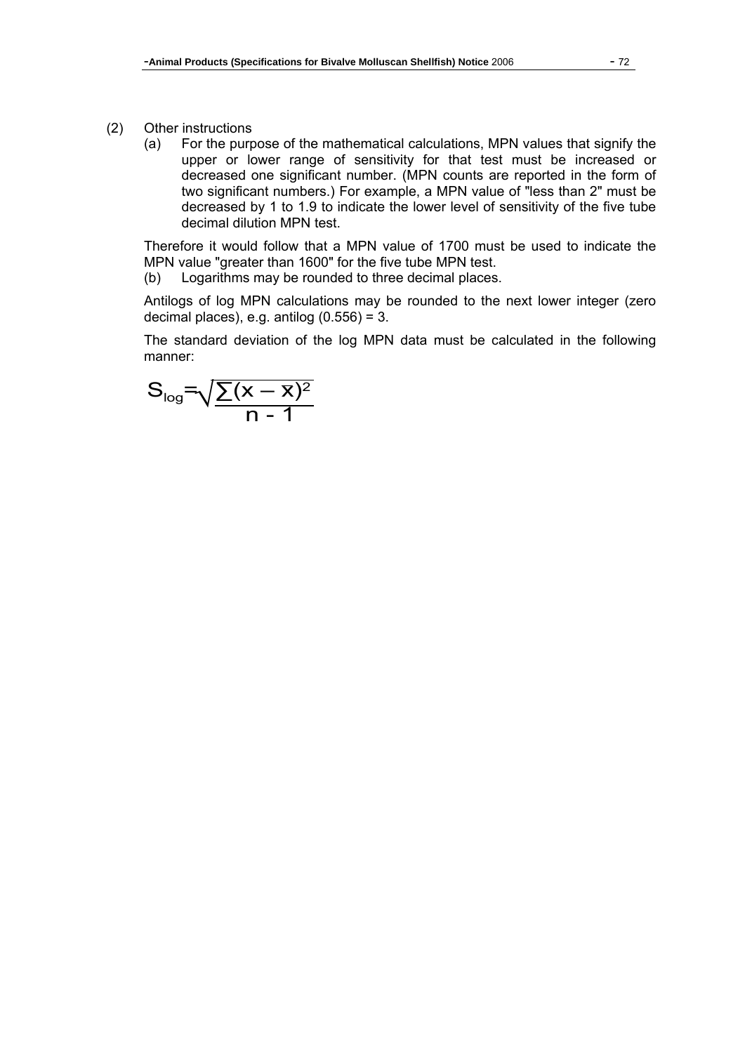(2) Other instructions

(a) For the purpose of the mathematical calculations, MPN values that signify the upper or lower range of sensitivity for that test must be increased or decreased one significant number. (MPN counts are reported in the form of two significant numbers.) For example, a MPN value of "less than 2" must be decreased by 1 to 1.9 to indicate the lower level of sensitivity of the five tube decimal dilution MPN test.

Therefore it would follow that a MPN value of 1700 must be used to indicate the MPN value "greater than 1600" for the five tube MPN test.

(b) Logarithms may be rounded to three decimal places.

Antilogs of log MPN calculations may be rounded to the next lower integer (zero decimal places), e.g. antilog (0.556) = 3.

The standard deviation of the log MPN data must be calculated in the following manner:

$$S_{log} = \sqrt{\frac{\sum(x - \bar{x})^2}{n - 1}}$$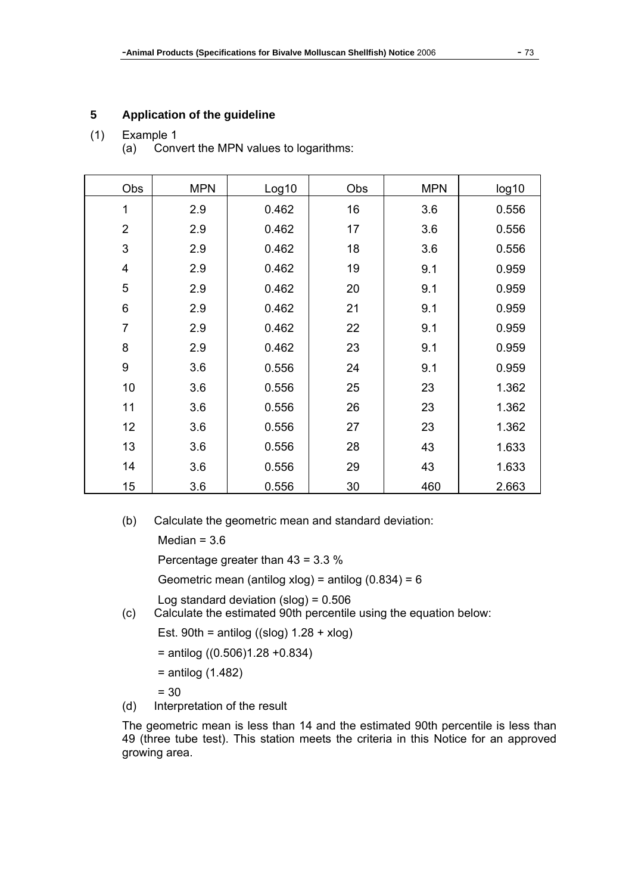## 5 Application of the guideline

(1) Example 1

(a) Convert the MPN values to logarithms:

| Obs | MPN | Log10 | Obs | MPN | log10 |
|---|---|---|---|---|---|
| 1 | 2.9 | 0.462 | 16 | 3.6 | 0.556 |
| 2 | 2.9 | 0.462 | 17 | 3.6 | 0.556 |
| 3 | 2.9 | 0.462 | 18 | 3.6 | 0.556 |
| 4 | 2.9 | 0.462 | 19 | 9.1 | 0.959 |
| 5 | 2.9 | 0.462 | 20 | 9.1 | 0.959 |
| 6 | 2.9 | 0.462 | 21 | 9.1 | 0.959 |
| 7 | 2.9 | 0.462 | 22 | 9.1 | 0.959 |
| 8 | 2.9 | 0.462 | 23 | 9.1 | 0.959 |
| 9 | 3.6 | 0.556 | 24 | 9.1 | 0.959 |
| 10 | 3.6 | 0.556 | 25 | 23 | 1.362 |
| 11 | 3.6 | 0.556 | 26 | 23 | 1.362 |
| 12 | 3.6 | 0.556 | 27 | 23 | 1.362 |
| 13 | 3.6 | 0.556 | 28 | 43 | 1.633 |
| 14 | 3.6 | 0.556 | 29 | 43 | 1.633 |
| 15 | 3.6 | 0.556 | 30 | 460 | 2.663 |

(b) Calculate the geometric mean and standard deviation:

Median = 3.6

Percentage greater than 43 = 3.3 %

Geometric mean (antilog xlog) = antilog (0.834) = 6

Log standard deviation (slog) = 0.506

(c) Calculate the estimated 90th percentile using the equation below:

Est. 90th = antilog ((slog) 1.28 + xlog)

= antilog ((0.506)1.28 +0.834)

= antilog (1.482)

= 30

(d) Interpretation of the result

The geometric mean is less than 14 and the estimated 90th percentile is less than 49 (three tube test). This station meets the criteria in this Notice for an approved growing area.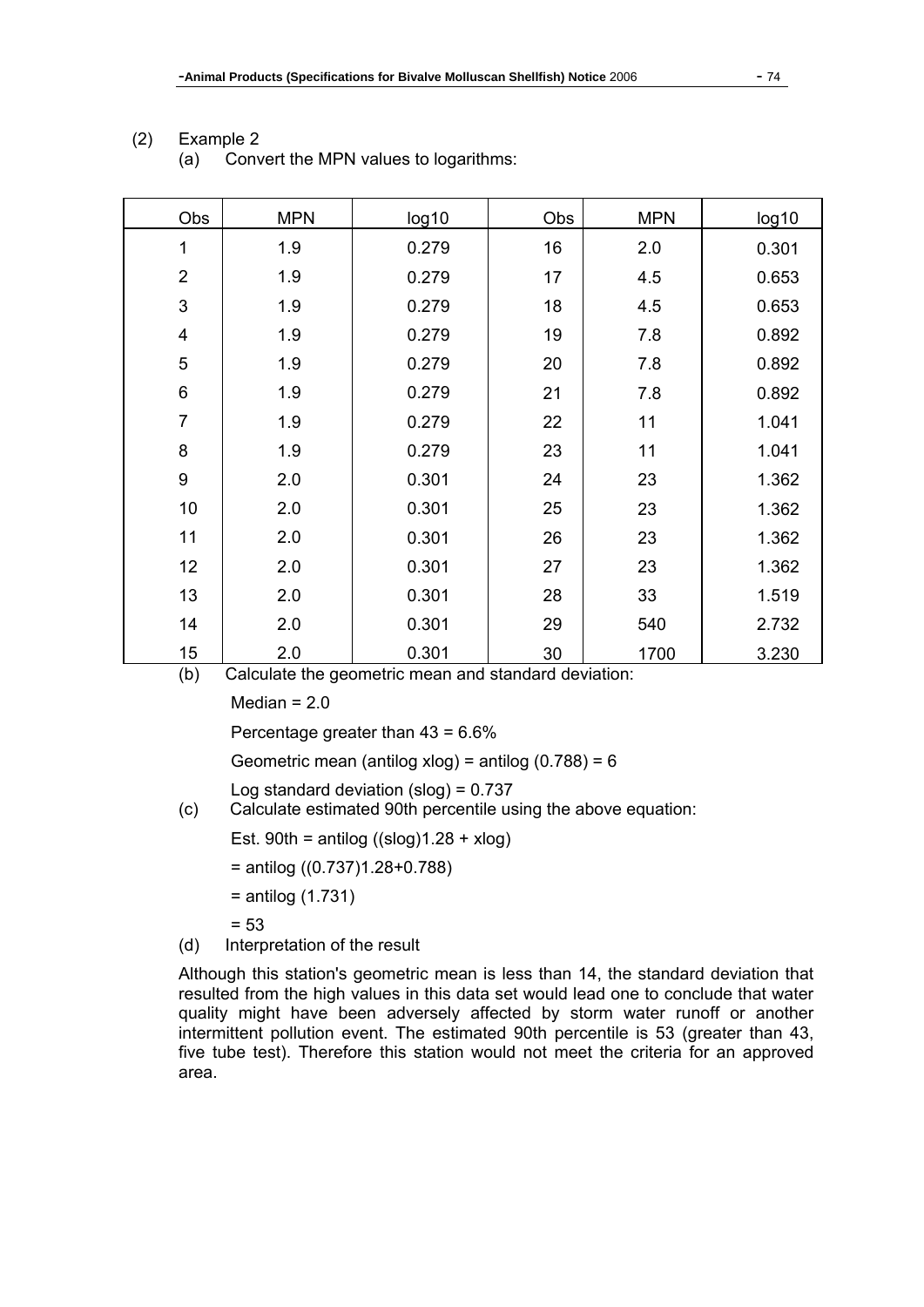(2) Example 2

(a) Convert the MPN values to logarithms:

| Obs | MPN | log10 | Obs | MPN | log10 |
|---|---|---|---|---|---|
| 1 | 1.9 | 0.279 | 16 | 2.0 | 0.301 |
| 2 | 1.9 | 0.279 | 17 | 4.5 | 0.653 |
| 3 | 1.9 | 0.279 | 18 | 4.5 | 0.653 |
| 4 | 1.9 | 0.279 | 19 | 7.8 | 0.892 |
| 5 | 1.9 | 0.279 | 20 | 7.8 | 0.892 |
| 6 | 1.9 | 0.279 | 21 | 7.8 | 0.892 |
| 7 | 1.9 | 0.279 | 22 | 11 | 1.041 |
| 8 | 1.9 | 0.279 | 23 | 11 | 1.041 |
| 9 | 2.0 | 0.301 | 24 | 23 | 1.362 |
| 10 | 2.0 | 0.301 | 25 | 23 | 1.362 |
| 11 | 2.0 | 0.301 | 26 | 23 | 1.362 |
| 12 | 2.0 | 0.301 | 27 | 23 | 1.362 |
| 13 | 2.0 | 0.301 | 28 | 33 | 1.519 |
| 14 | 2.0 | 0.301 | 29 | 540 | 2.732 |
| 15 | 2.0 | 0.301 | 30 | 1700 | 3.230 |

(b) Calculate the geometric mean and standard deviation:

Median = 2.0

Percentage greater than 43 = 6.6%

Geometric mean (antilog xlog) = antilog (0.788) = 6

Log standard deviation (slog) = 0.737

(c) Calculate estimated 90th percentile using the above equation:

Est. 90th = antilog ((slog)1.28 + xlog)

= antilog ((0.737)1.28+0.788)

= antilog (1.731)

= 53

(d) Interpretation of the result

Although this station's geometric mean is less than 14, the standard deviation that resulted from the high values in this data set would lead one to conclude that water quality might have been adversely affected by storm water runoff or another intermittent pollution event. The estimated 90th percentile is 53 (greater than 43, five tube test). Therefore this station would not meet the criteria for an approved area.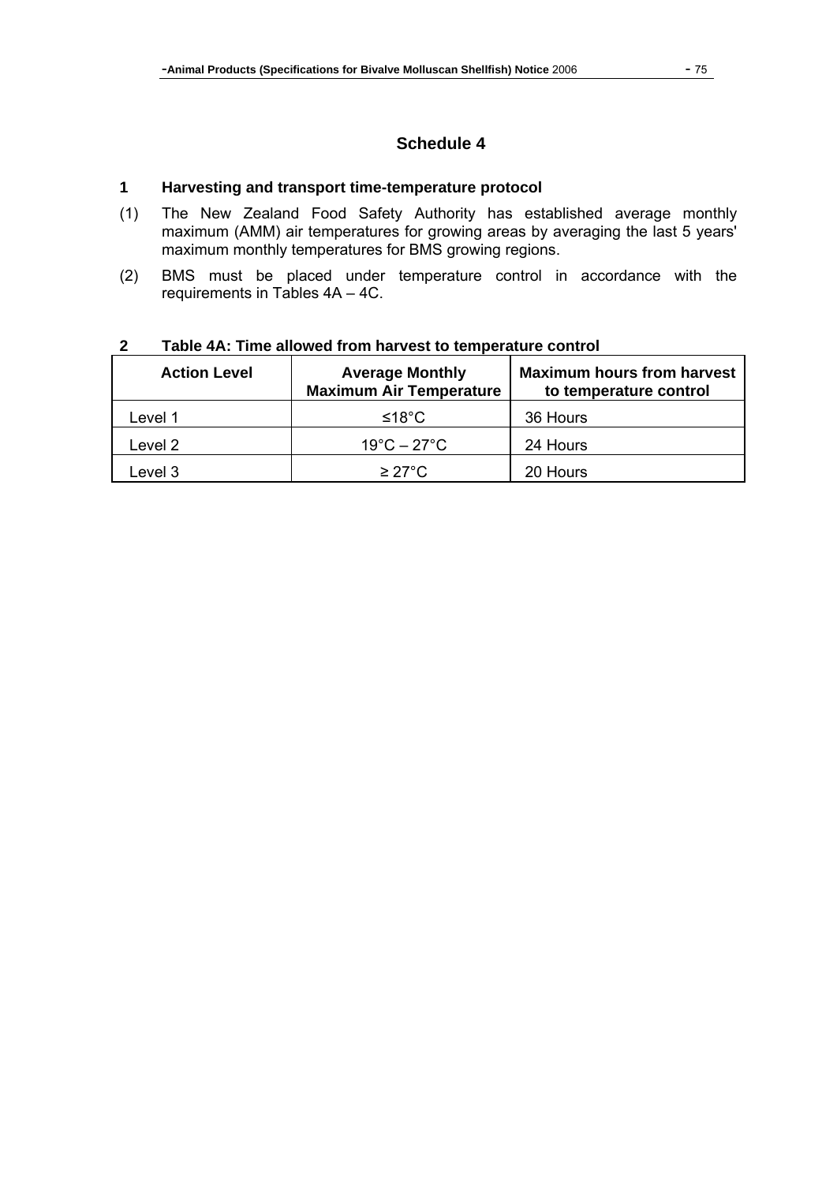## Schedule 4

### 1 Harvesting and transport time-temperature protocol

(1) The New Zealand Food Safety Authority has established average monthly maximum (AMM) air temperatures for growing areas by averaging the last 5 years' maximum monthly temperatures for BMS growing regions.

(2) BMS must be placed under temperature control in accordance with the requirements in Tables 4A – 4C.

### 2 Table 4A: Time allowed from harvest to temperature control

| Action Level | Average Monthly Maximum Air Temperature | Maximum hours from harvest to temperature control |
| --- | --- | --- |
| Level 1 | ≤18°C | 36 Hours |
| Level 2 | 19°C – 27°C | 24 Hours |
| Level 3 | ≥ 27°C | 20 Hours |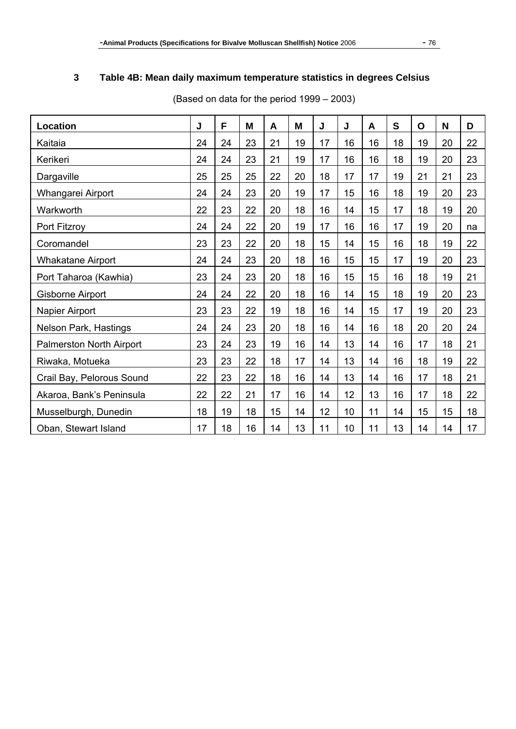## 3 Table 4B: Mean daily maximum temperature statistics in degrees Celsius

(Based on data for the period 1999 – 2003)

| Location | J | F | M | A | M | J | J | A | S | O | N | D |
|---|---|---|---|---|---|---|---|---|---|---|---|---|
| Kaitaia | 24 | 24 | 23 | 21 | 19 | 17 | 16 | 16 | 18 | 19 | 20 | 22 |
| Kerikeri | 24 | 24 | 23 | 21 | 19 | 17 | 16 | 16 | 18 | 19 | 20 | 23 |
| Dargaville | 25 | 25 | 25 | 22 | 20 | 18 | 17 | 17 | 19 | 21 | 21 | 23 |
| Whangarei Airport | 24 | 24 | 23 | 20 | 19 | 17 | 15 | 16 | 18 | 19 | 20 | 23 |
| Warkworth | 22 | 23 | 22 | 20 | 18 | 16 | 14 | 15 | 17 | 18 | 19 | 20 |
| Port Fitzroy | 24 | 24 | 22 | 20 | 19 | 17 | 16 | 16 | 17 | 19 | 20 | na |
| Coromandel | 23 | 23 | 22 | 20 | 18 | 15 | 14 | 15 | 16 | 18 | 19 | 22 |
| Whakatane Airport | 24 | 24 | 23 | 20 | 18 | 16 | 15 | 15 | 17 | 19 | 20 | 23 |
| Port Taharoa (Kawhia) | 23 | 24 | 23 | 20 | 18 | 16 | 15 | 15 | 16 | 18 | 19 | 21 |
| Gisborne Airport | 24 | 24 | 22 | 20 | 18 | 16 | 14 | 15 | 18 | 19 | 20 | 23 |
| Napier Airport | 23 | 23 | 22 | 19 | 18 | 16 | 14 | 15 | 17 | 19 | 20 | 23 |
| Nelson Park, Hastings | 24 | 24 | 23 | 20 | 18 | 16 | 14 | 16 | 18 | 20 | 20 | 24 |
| Palmerston North Airport | 23 | 24 | 23 | 19 | 16 | 14 | 13 | 14 | 16 | 17 | 18 | 21 |
| Riwaka, Motueka | 23 | 23 | 22 | 18 | 17 | 14 | 13 | 14 | 16 | 18 | 19 | 22 |
| Crail Bay, Pelorous Sound | 22 | 23 | 22 | 18 | 16 | 14 | 13 | 14 | 16 | 17 | 18 | 21 |
| Akaroa, Bank's Peninsula | 22 | 22 | 21 | 17 | 16 | 14 | 12 | 13 | 16 | 17 | 18 | 22 |
| Musselburgh, Dunedin | 18 | 19 | 18 | 15 | 14 | 12 | 10 | 11 | 14 | 15 | 15 | 18 |
| Oban, Stewart Island | 17 | 18 | 16 | 14 | 13 | 11 | 10 | 11 | 13 | 14 | 14 | 17 |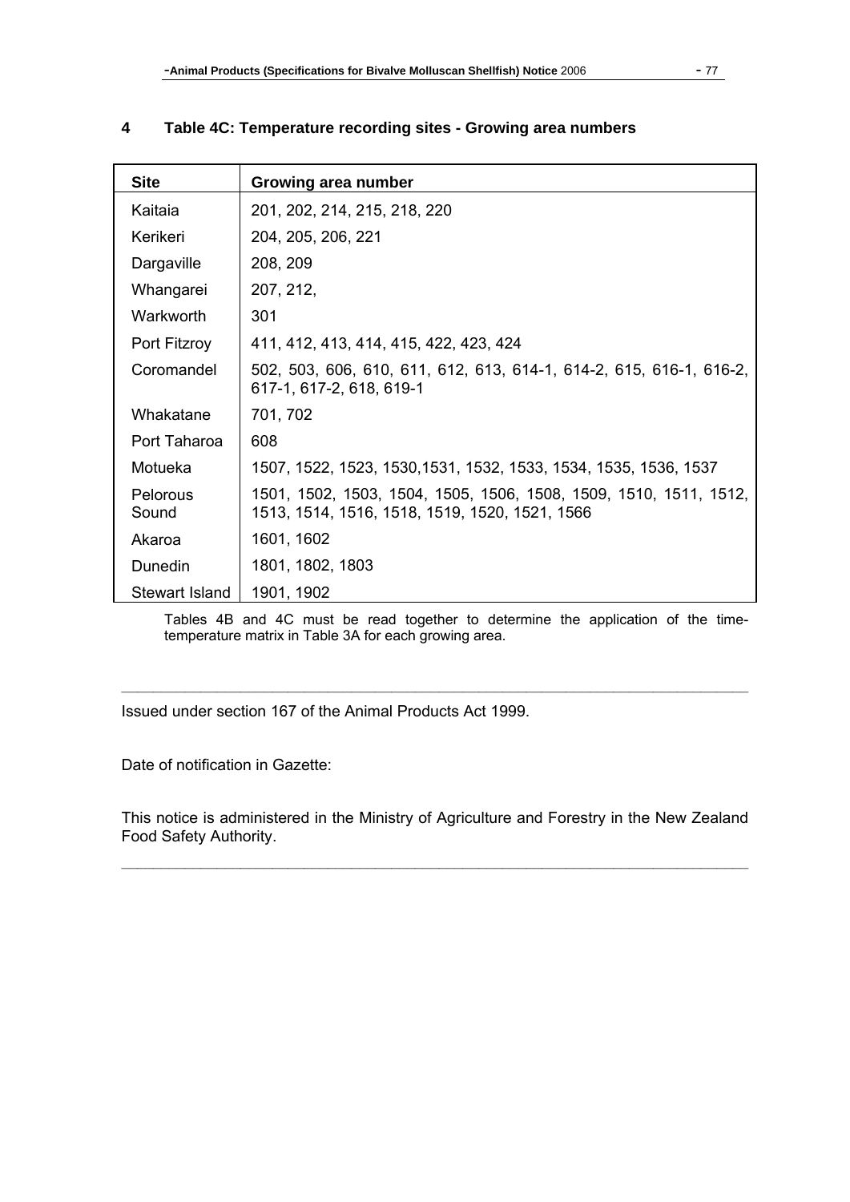## 4 Table 4C: Temperature recording sites - Growing area numbers

| Site | Growing area number |
|---|---|
| Kaitaia | 201, 202, 214, 215, 218, 220 |
| Kerikeri | 204, 205, 206, 221 |
| Dargaville | 208, 209 |
| Whangarei | 207, 212, |
| Warkworth | 301 |
| Port Fitzroy | 411, 412, 413, 414, 415, 422, 423, 424 |
| Coromandel | 502, 503, 606, 610, 611, 612, 613, 614-1, 614-2, 615, 616-1, 616-2, 617-1, 617-2, 618, 619-1 |
| Whakatane | 701, 702 |
| Port Taharoa | 608 |
| Motueka | 1507, 1522, 1523, 1530,1531, 1532, 1533, 1534, 1535, 1536, 1537 |
| Pelorous Sound | 1501, 1502, 1503, 1504, 1505, 1506, 1508, 1509, 1510, 1511, 1512, 1513, 1514, 1516, 1518, 1519, 1520, 1521, 1566 |
| Akaroa | 1601, 1602 |
| Dunedin | 1801, 1802, 1803 |
| Stewart Island | 1901, 1902 |

Tables 4B and 4C must be read together to determine the application of the time-temperature matrix in Table 3A for each growing area.

---

Issued under section 167 of the Animal Products Act 1999.

Date of notification in Gazette:

This notice is administered in the Ministry of Agriculture and Forestry in the New Zealand Food Safety Authority.

---